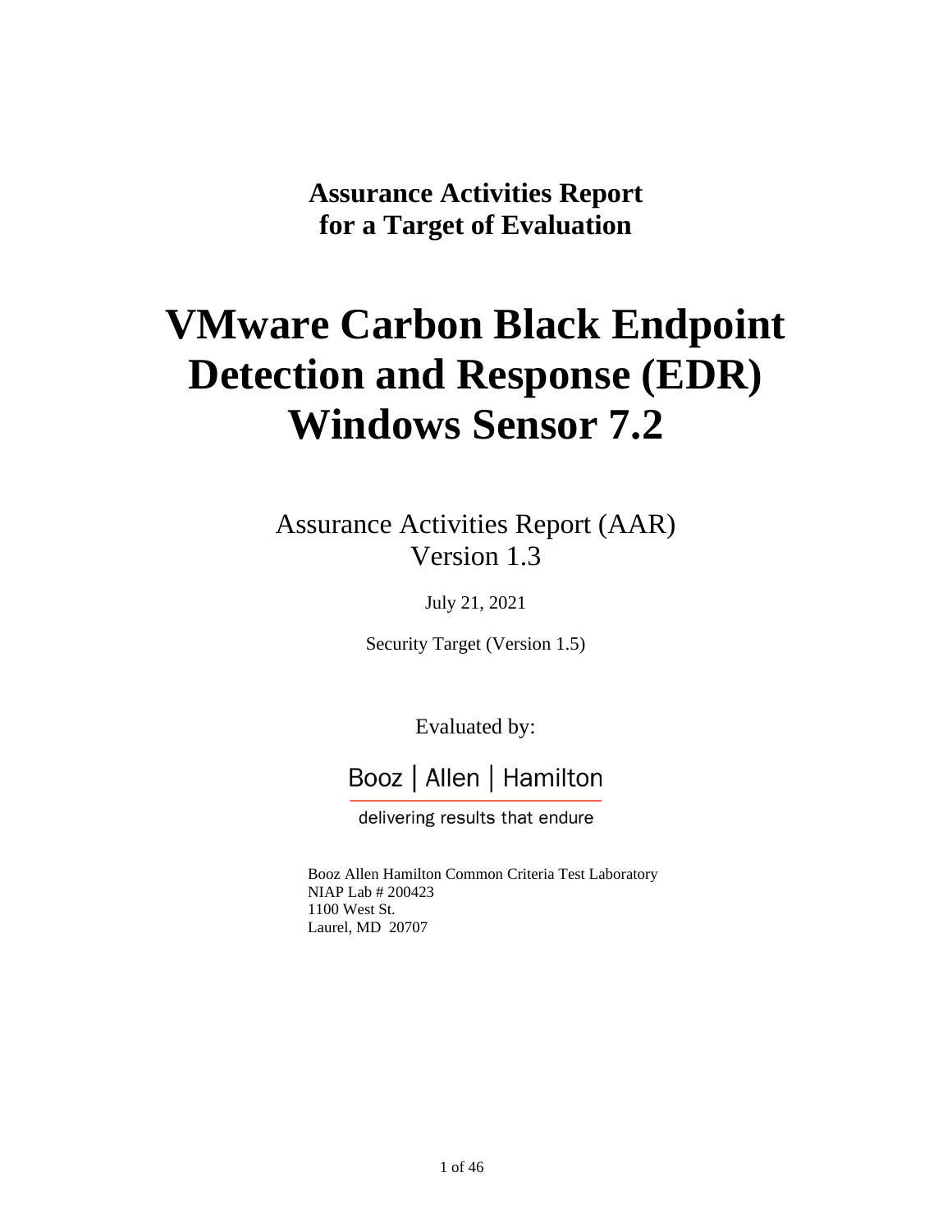**Assurance Activities Report**
**for a Target of Evaluation**

# VMware Carbon Black Endpoint Detection and Response (EDR) Windows Sensor 7.2

Assurance Activities Report (AAR)
Version 1.3

July 21, 2021

Security Target (Version 1.5)

Evaluated by:

Booz | Allen | Hamilton

delivering results that endure

Booz Allen Hamilton Common Criteria Test Laboratory
NIAP Lab # 200423
1100 West St.
Laurel, MD 20707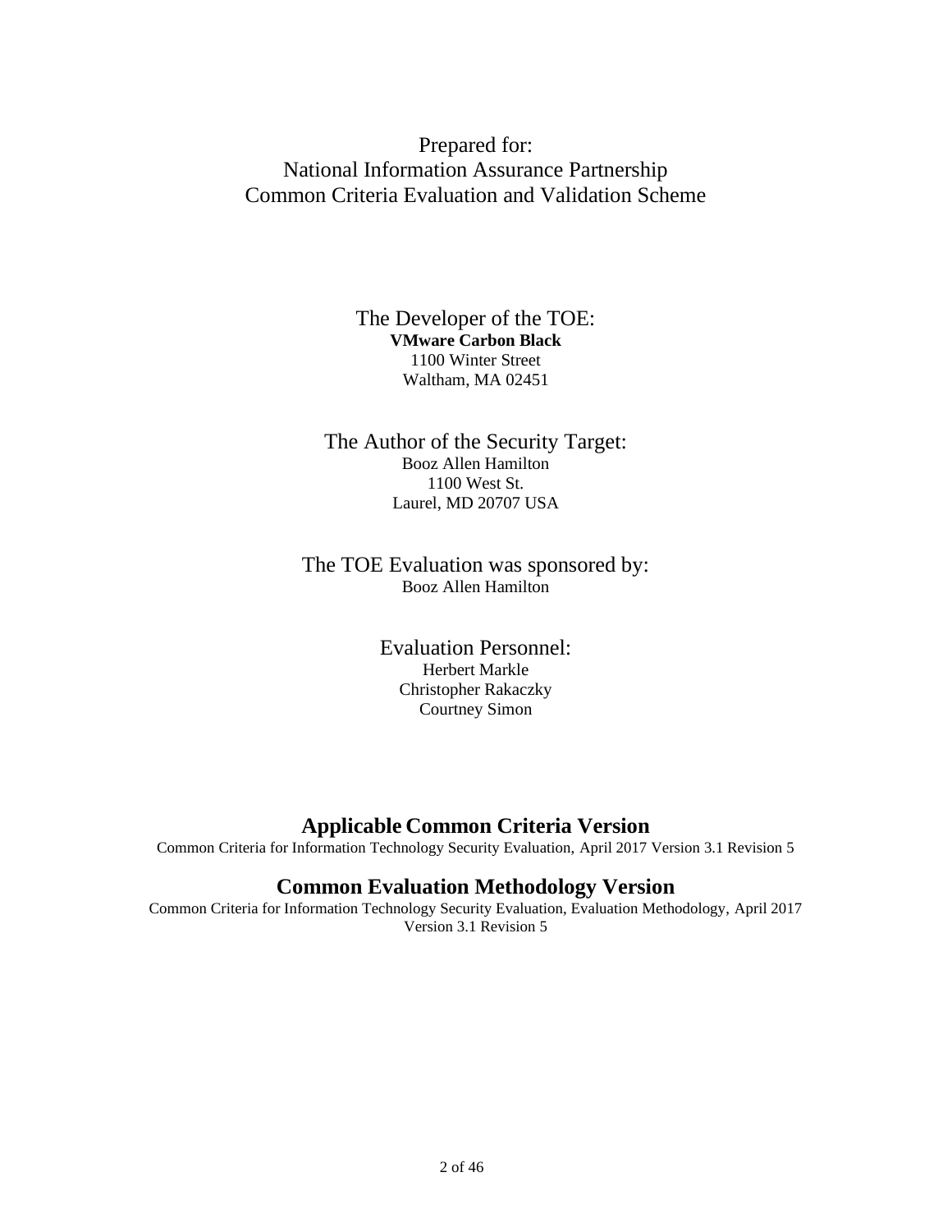Prepared for:
National Information Assurance Partnership
Common Criteria Evaluation and Validation Scheme

The Developer of the TOE:
**VMware Carbon Black**
1100 Winter Street
Waltham, MA 02451

The Author of the Security Target:
Booz Allen Hamilton
1100 West St.
Laurel, MD 20707 USA

The TOE Evaluation was sponsored by:
Booz Allen Hamilton

Evaluation Personnel:
Herbert Markle
Christopher Rakaczky
Courtney Simon

## Applicable Common Criteria Version

Common Criteria for Information Technology Security Evaluation, April 2017 Version 3.1 Revision 5

## Common Evaluation Methodology Version

Common Criteria for Information Technology Security Evaluation, Evaluation Methodology, April 2017 Version 3.1 Revision 5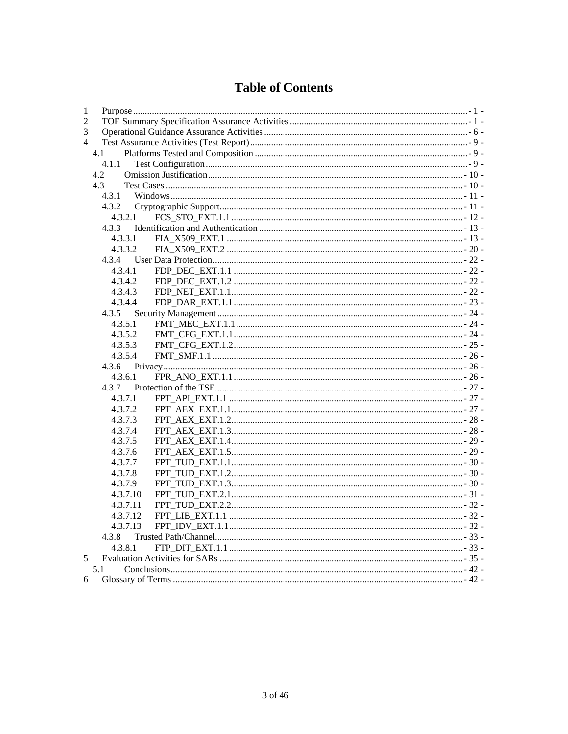# Table of Contents

1 Purpose ........................................................ - 1 -
2 TOE Summary Specification Assurance Activities ........................................................ - 1 -
3 Operational Guidance Assurance Activities ........................................................ - 6 -
4 Test Assurance Activities (Test Report) ........................................................ - 9 -
  4.1 Platforms Tested and Composition ........................................................ - 9 -
    4.1.1 Test Configuration ........................................................ - 9 -
  4.2 Omission Justification ........................................................ - 10 -
  4.3 Test Cases ........................................................ - 10 -
    4.3.1 Windows ........................................................ - 11 -
    4.3.2 Cryptographic Support ........................................................ - 11 -
      4.3.2.1 FCS_STO_EXT.1.1 ........................................................ - 12 -
    4.3.3 Identification and Authentication ........................................................ - 13 -
      4.3.3.1 FIA_X509_EXT.1 ........................................................ - 13 -
      4.3.3.2 FIA_X509_EXT.2 ........................................................ - 20 -
    4.3.4 User Data Protection ........................................................ - 22 -
      4.3.4.1 FDP_DEC_EXT.1.1 ........................................................ - 22 -
      4.3.4.2 FDP_DEC_EXT.1.2 ........................................................ - 22 -
      4.3.4.3 FDP_NET_EXT.1.1 ........................................................ - 22 -
      4.3.4.4 FDP_DAR_EXT.1.1 ........................................................ - 23 -
    4.3.5 Security Management ........................................................ - 24 -
      4.3.5.1 FMT_MEC_EXT.1.1 ........................................................ - 24 -
      4.3.5.2 FMT_CFG_EXT.1.1 ........................................................ - 24 -
      4.3.5.3 FMT_CFG_EXT.1.2 ........................................................ - 25 -
      4.3.5.4 FMT_SMF.1.1 ........................................................ - 26 -
    4.3.6 Privacy ........................................................ - 26 -
      4.3.6.1 FPR_ANO_EXT.1.1 ........................................................ - 26 -
    4.3.7 Protection of the TSF ........................................................ - 27 -
      4.3.7.1 FPT_API_EXT.1.1 ........................................................ - 27 -
      4.3.7.2 FPT_AEX_EXT.1.1 ........................................................ - 27 -
      4.3.7.3 FPT_AEX_EXT.1.2 ........................................................ - 28 -
      4.3.7.4 FPT_AEX_EXT.1.3 ........................................................ - 28 -
      4.3.7.5 FPT_AEX_EXT.1.4 ........................................................ - 29 -
      4.3.7.6 FPT_AEX_EXT.1.5 ........................................................ - 29 -
      4.3.7.7 FPT_TUD_EXT.1.1 ........................................................ - 30 -
      4.3.7.8 FPT_TUD_EXT.1.2 ........................................................ - 30 -
      4.3.7.9 FPT_TUD_EXT.1.3 ........................................................ - 30 -
      4.3.7.10 FPT_TUD_EXT.2.1 ........................................................ - 31 -
      4.3.7.11 FPT_TUD_EXT.2.2 ........................................................ - 32 -
      4.3.7.12 FPT_LIB_EXT.1.1 ........................................................ - 32 -
      4.3.7.13 FPT_IDV_EXT.1.1 ........................................................ - 32 -
    4.3.8 Trusted Path/Channel ........................................................ - 33 -
      4.3.8.1 FTP_DIT_EXT.1.1 ........................................................ - 33 -
5 Evaluation Activities for SARs ........................................................ - 35 -
  5.1 Conclusions ........................................................ - 42 -
6 Glossary of Terms ........................................................ - 42 -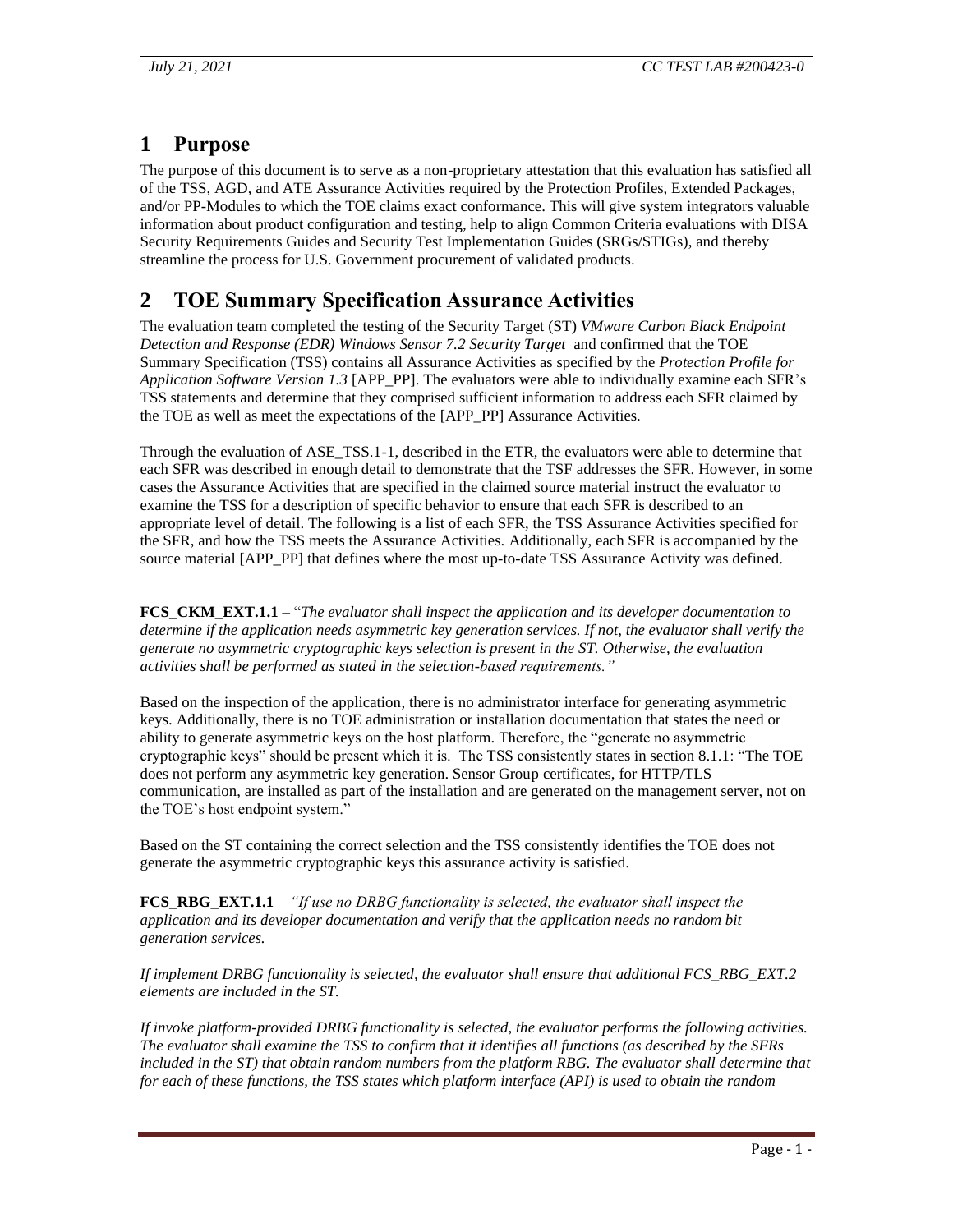# 1 Purpose

The purpose of this document is to serve as a non-proprietary attestation that this evaluation has satisfied all of the TSS, AGD, and ATE Assurance Activities required by the Protection Profiles, Extended Packages, and/or PP-Modules to which the TOE claims exact conformance. This will give system integrators valuable information about product configuration and testing, help to align Common Criteria evaluations with DISA Security Requirements Guides and Security Test Implementation Guides (SRGs/STIGs), and thereby streamline the process for U.S. Government procurement of validated products.

# 2 TOE Summary Specification Assurance Activities

The evaluation team completed the testing of the Security Target (ST) *VMware Carbon Black Endpoint Detection and Response (EDR) Windows Sensor 7.2 Security Target* and confirmed that the TOE Summary Specification (TSS) contains all Assurance Activities as specified by the *Protection Profile for Application Software Version 1.3* [APP_PP]. The evaluators were able to individually examine each SFR's TSS statements and determine that they comprised sufficient information to address each SFR claimed by the TOE as well as meet the expectations of the [APP_PP] Assurance Activities.

Through the evaluation of ASE_TSS.1-1, described in the ETR, the evaluators were able to determine that each SFR was described in enough detail to demonstrate that the TSF addresses the SFR. However, in some cases the Assurance Activities that are specified in the claimed source material instruct the evaluator to examine the TSS for a description of specific behavior to ensure that each SFR is described to an appropriate level of detail. The following is a list of each SFR, the TSS Assurance Activities specified for the SFR, and how the TSS meets the Assurance Activities. Additionally, each SFR is accompanied by the source material [APP_PP] that defines where the most up-to-date TSS Assurance Activity was defined.

**FCS_CKM_EXT.1.1** – "*The evaluator shall inspect the application and its developer documentation to determine if the application needs asymmetric key generation services. If not, the evaluator shall verify the generate no asymmetric cryptographic keys selection is present in the ST. Otherwise, the evaluation activities shall be performed as stated in the selection-based requirements."*

Based on the inspection of the application, there is no administrator interface for generating asymmetric keys. Additionally, there is no TOE administration or installation documentation that states the need or ability to generate asymmetric keys on the host platform. Therefore, the "generate no asymmetric cryptographic keys" should be present which it is. The TSS consistently states in section 8.1.1: "The TOE does not perform any asymmetric key generation. Sensor Group certificates, for HTTP/TLS communication, are installed as part of the installation and are generated on the management server, not on the TOE's host endpoint system."

Based on the ST containing the correct selection and the TSS consistently identifies the TOE does not generate the asymmetric cryptographic keys this assurance activity is satisfied.

**FCS_RBG_EXT.1.1** – *"If use no DRBG functionality is selected, the evaluator shall inspect the application and its developer documentation and verify that the application needs no random bit generation services.*

*If implement DRBG functionality is selected, the evaluator shall ensure that additional FCS_RBG_EXT.2 elements are included in the ST.*

*If invoke platform-provided DRBG functionality is selected, the evaluator performs the following activities. The evaluator shall examine the TSS to confirm that it identifies all functions (as described by the SFRs included in the ST) that obtain random numbers from the platform RBG. The evaluator shall determine that for each of these functions, the TSS states which platform interface (API) is used to obtain the random*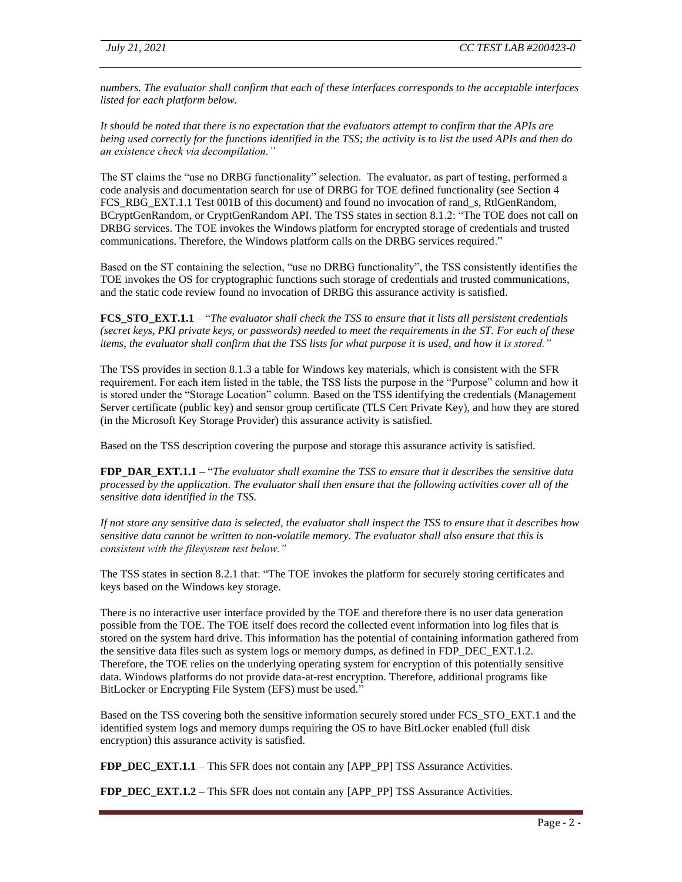*numbers. The evaluator shall confirm that each of these interfaces corresponds to the acceptable interfaces listed for each platform below.*

*It should be noted that there is no expectation that the evaluators attempt to confirm that the APIs are being used correctly for the functions identified in the TSS; the activity is to list the used APIs and then do an existence check via decompilation."*

The ST claims the "use no DRBG functionality" selection. The evaluator, as part of testing, performed a code analysis and documentation search for use of DRBG for TOE defined functionality (see Section 4 FCS_RBG_EXT.1.1 Test 001B of this document) and found no invocation of rand_s, RtlGenRandom, BCryptGenRandom, or CryptGenRandom API. The TSS states in section 8.1.2: "The TOE does not call on DRBG services. The TOE invokes the Windows platform for encrypted storage of credentials and trusted communications. Therefore, the Windows platform calls on the DRBG services required."

Based on the ST containing the selection, "use no DRBG functionality", the TSS consistently identifies the TOE invokes the OS for cryptographic functions such storage of credentials and trusted communications, and the static code review found no invocation of DRBG this assurance activity is satisfied.

**FCS_STO_EXT.1.1** – "*The evaluator shall check the TSS to ensure that it lists all persistent credentials (secret keys, PKI private keys, or passwords) needed to meet the requirements in the ST. For each of these items, the evaluator shall confirm that the TSS lists for what purpose it is used, and how it is stored."*

The TSS provides in section 8.1.3 a table for Windows key materials, which is consistent with the SFR requirement. For each item listed in the table, the TSS lists the purpose in the "Purpose" column and how it is stored under the "Storage Location" column. Based on the TSS identifying the credentials (Management Server certificate (public key) and sensor group certificate (TLS Cert Private Key), and how they are stored (in the Microsoft Key Storage Provider) this assurance activity is satisfied.

Based on the TSS description covering the purpose and storage this assurance activity is satisfied.

**FDP_DAR_EXT.1.1** – "*The evaluator shall examine the TSS to ensure that it describes the sensitive data processed by the application. The evaluator shall then ensure that the following activities cover all of the sensitive data identified in the TSS.*

*If not store any sensitive data is selected, the evaluator shall inspect the TSS to ensure that it describes how sensitive data cannot be written to non-volatile memory. The evaluator shall also ensure that this is consistent with the filesystem test below."*

The TSS states in section 8.2.1 that: "The TOE invokes the platform for securely storing certificates and keys based on the Windows key storage.

There is no interactive user interface provided by the TOE and therefore there is no user data generation possible from the TOE. The TOE itself does record the collected event information into log files that is stored on the system hard drive. This information has the potential of containing information gathered from the sensitive data files such as system logs or memory dumps, as defined in FDP_DEC_EXT.1.2. Therefore, the TOE relies on the underlying operating system for encryption of this potentially sensitive data. Windows platforms do not provide data-at-rest encryption. Therefore, additional programs like BitLocker or Encrypting File System (EFS) must be used."

Based on the TSS covering both the sensitive information securely stored under FCS_STO_EXT.1 and the identified system logs and memory dumps requiring the OS to have BitLocker enabled (full disk encryption) this assurance activity is satisfied.

**FDP_DEC_EXT.1.1** – This SFR does not contain any [APP_PP] TSS Assurance Activities.

**FDP_DEC_EXT.1.2** – This SFR does not contain any [APP_PP] TSS Assurance Activities.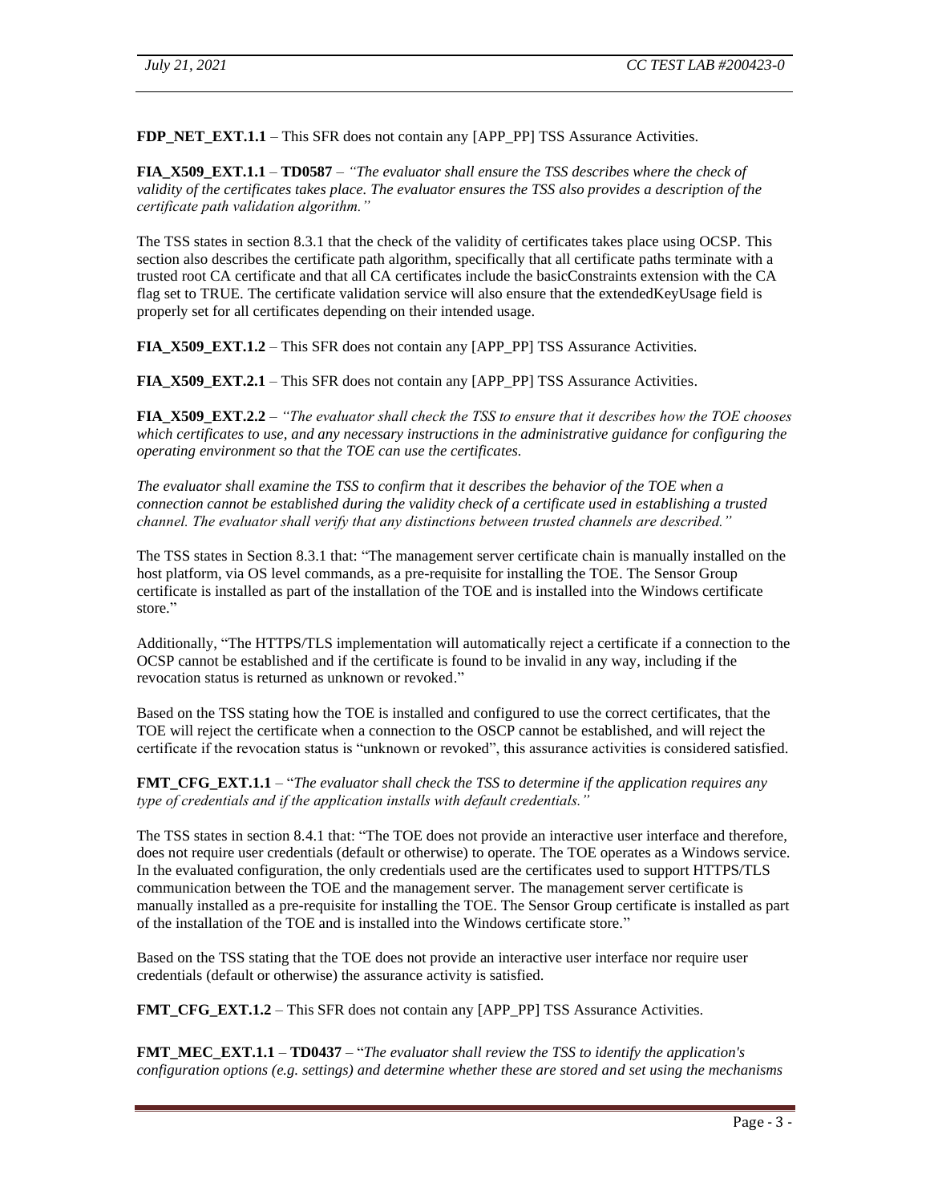**FDP_NET_EXT.1.1** – This SFR does not contain any [APP_PP] TSS Assurance Activities.

**FIA_X509_EXT.1.1** – **TD0587** – *"The evaluator shall ensure the TSS describes where the check of validity of the certificates takes place. The evaluator ensures the TSS also provides a description of the certificate path validation algorithm."*

The TSS states in section 8.3.1 that the check of the validity of certificates takes place using OCSP. This section also describes the certificate path algorithm, specifically that all certificate paths terminate with a trusted root CA certificate and that all CA certificates include the basicConstraints extension with the CA flag set to TRUE. The certificate validation service will also ensure that the extendedKeyUsage field is properly set for all certificates depending on their intended usage.

**FIA_X509_EXT.1.2** – This SFR does not contain any [APP_PP] TSS Assurance Activities.

**FIA_X509_EXT.2.1** – This SFR does not contain any [APP_PP] TSS Assurance Activities.

**FIA_X509_EXT.2.2** – *"The evaluator shall check the TSS to ensure that it describes how the TOE chooses which certificates to use, and any necessary instructions in the administrative guidance for configuring the operating environment so that the TOE can use the certificates.*

*The evaluator shall examine the TSS to confirm that it describes the behavior of the TOE when a connection cannot be established during the validity check of a certificate used in establishing a trusted channel. The evaluator shall verify that any distinctions between trusted channels are described."*

The TSS states in Section 8.3.1 that: "The management server certificate chain is manually installed on the host platform, via OS level commands, as a pre-requisite for installing the TOE. The Sensor Group certificate is installed as part of the installation of the TOE and is installed into the Windows certificate store."

Additionally, "The HTTPS/TLS implementation will automatically reject a certificate if a connection to the OCSP cannot be established and if the certificate is found to be invalid in any way, including if the revocation status is returned as unknown or revoked."

Based on the TSS stating how the TOE is installed and configured to use the correct certificates, that the TOE will reject the certificate when a connection to the OSCP cannot be established, and will reject the certificate if the revocation status is "unknown or revoked", this assurance activities is considered satisfied.

**FMT_CFG_EXT.1.1** – "*The evaluator shall check the TSS to determine if the application requires any type of credentials and if the application installs with default credentials."*

The TSS states in section 8.4.1 that: "The TOE does not provide an interactive user interface and therefore, does not require user credentials (default or otherwise) to operate. The TOE operates as a Windows service. In the evaluated configuration, the only credentials used are the certificates used to support HTTPS/TLS communication between the TOE and the management server. The management server certificate is manually installed as a pre-requisite for installing the TOE. The Sensor Group certificate is installed as part of the installation of the TOE and is installed into the Windows certificate store."

Based on the TSS stating that the TOE does not provide an interactive user interface nor require user credentials (default or otherwise) the assurance activity is satisfied.

**FMT_CFG_EXT.1.2** – This SFR does not contain any [APP_PP] TSS Assurance Activities.

**FMT_MEC_EXT.1.1** – **TD0437** – "*The evaluator shall review the TSS to identify the application's configuration options (e.g. settings) and determine whether these are stored and set using the mechanisms*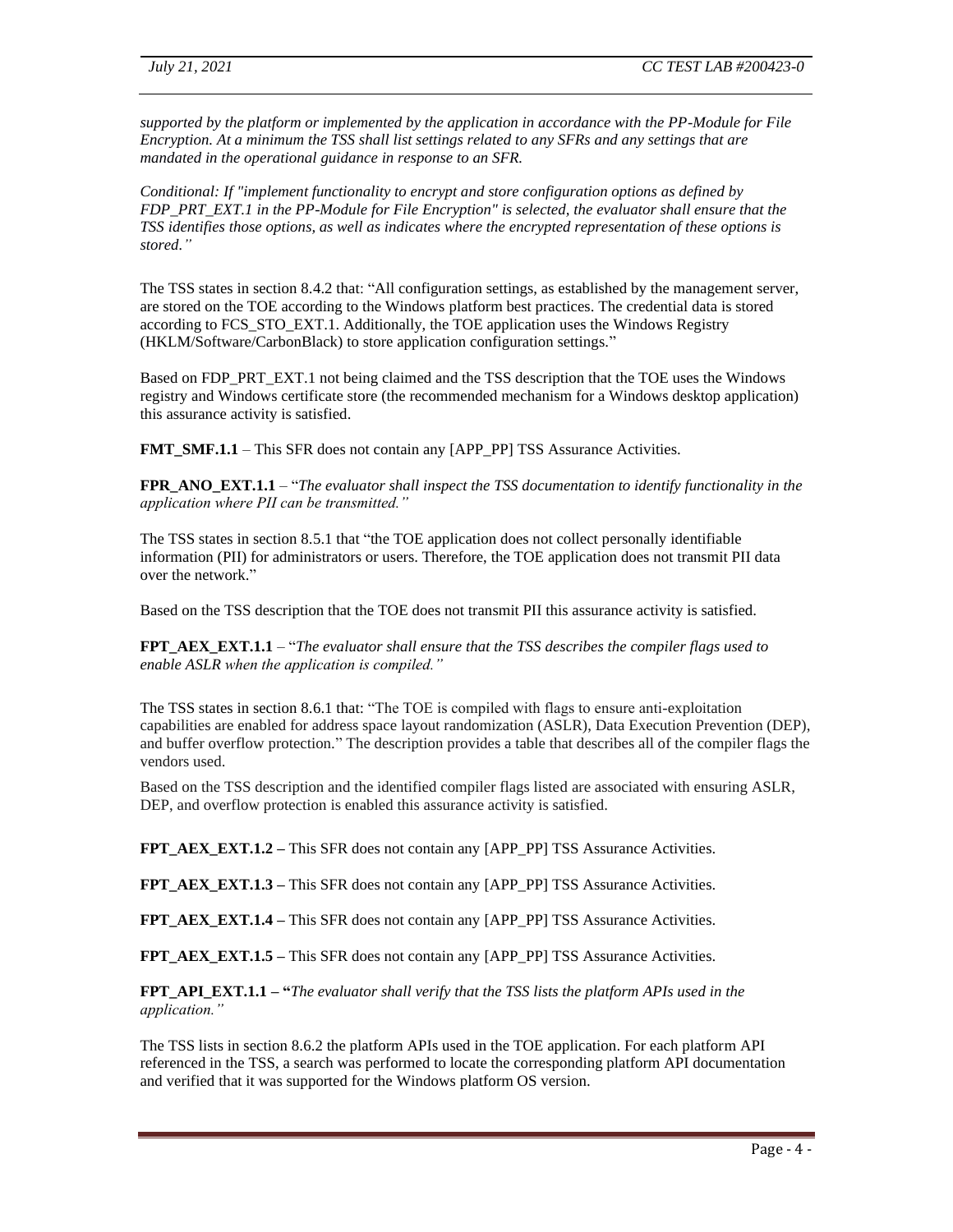*supported by the platform or implemented by the application in accordance with the PP-Module for File Encryption. At a minimum the TSS shall list settings related to any SFRs and any settings that are mandated in the operational guidance in response to an SFR.*

*Conditional: If "implement functionality to encrypt and store configuration options as defined by FDP_PRT_EXT.1 in the PP-Module for File Encryption" is selected, the evaluator shall ensure that the TSS identifies those options, as well as indicates where the encrypted representation of these options is stored."*

The TSS states in section 8.4.2 that: "All configuration settings, as established by the management server, are stored on the TOE according to the Windows platform best practices. The credential data is stored according to FCS_STO_EXT.1. Additionally, the TOE application uses the Windows Registry (HKLM/Software/CarbonBlack) to store application configuration settings."

Based on FDP_PRT_EXT.1 not being claimed and the TSS description that the TOE uses the Windows registry and Windows certificate store (the recommended mechanism for a Windows desktop application) this assurance activity is satisfied.

**FMT_SMF.1.1** – This SFR does not contain any [APP_PP] TSS Assurance Activities.

**FPR_ANO_EXT.1.1** – "*The evaluator shall inspect the TSS documentation to identify functionality in the application where PII can be transmitted."*

The TSS states in section 8.5.1 that "the TOE application does not collect personally identifiable information (PII) for administrators or users. Therefore, the TOE application does not transmit PII data over the network."

Based on the TSS description that the TOE does not transmit PII this assurance activity is satisfied.

**FPT_AEX_EXT.1.1** – "*The evaluator shall ensure that the TSS describes the compiler flags used to enable ASLR when the application is compiled."*

The TSS states in section 8.6.1 that: "The TOE is compiled with flags to ensure anti-exploitation capabilities are enabled for address space layout randomization (ASLR), Data Execution Prevention (DEP), and buffer overflow protection." The description provides a table that describes all of the compiler flags the vendors used.

Based on the TSS description and the identified compiler flags listed are associated with ensuring ASLR, DEP, and overflow protection is enabled this assurance activity is satisfied.

**FPT_AEX_EXT.1.2 –** This SFR does not contain any [APP_PP] TSS Assurance Activities.

**FPT_AEX_EXT.1.3 –** This SFR does not contain any [APP_PP] TSS Assurance Activities.

**FPT_AEX_EXT.1.4 –** This SFR does not contain any [APP_PP] TSS Assurance Activities.

**FPT_AEX_EXT.1.5 –** This SFR does not contain any [APP_PP] TSS Assurance Activities.

**FPT_API_EXT.1.1 – "***The evaluator shall verify that the TSS lists the platform APIs used in the application."*

The TSS lists in section 8.6.2 the platform APIs used in the TOE application. For each platform API referenced in the TSS, a search was performed to locate the corresponding platform API documentation and verified that it was supported for the Windows platform OS version.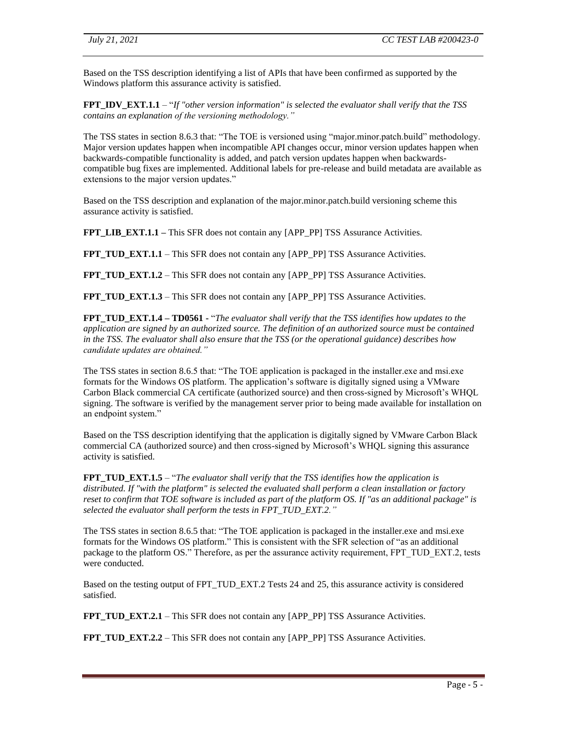Based on the TSS description identifying a list of APIs that have been confirmed as supported by the Windows platform this assurance activity is satisfied.

**FPT_IDV_EXT.1.1** – "*If "other version information" is selected the evaluator shall verify that the TSS contains an explanation of the versioning methodology.*"

The TSS states in section 8.6.3 that: "The TOE is versioned using "major.minor.patch.build" methodology. Major version updates happen when incompatible API changes occur, minor version updates happen when backwards-compatible functionality is added, and patch version updates happen when backwards-compatible bug fixes are implemented. Additional labels for pre-release and build metadata are available as extensions to the major version updates."

Based on the TSS description and explanation of the major.minor.patch.build versioning scheme this assurance activity is satisfied.

**FPT_LIB_EXT.1.1 –** This SFR does not contain any [APP_PP] TSS Assurance Activities.

**FPT_TUD_EXT.1.1** – This SFR does not contain any [APP_PP] TSS Assurance Activities.

**FPT_TUD_EXT.1.2** – This SFR does not contain any [APP_PP] TSS Assurance Activities.

**FPT_TUD_EXT.1.3** – This SFR does not contain any [APP_PP] TSS Assurance Activities.

**FPT_TUD_EXT.1.4 – TD0561 -** "*The evaluator shall verify that the TSS identifies how updates to the application are signed by an authorized source. The definition of an authorized source must be contained in the TSS. The evaluator shall also ensure that the TSS (or the operational guidance) describes how candidate updates are obtained.*"

The TSS states in section 8.6.5 that: "The TOE application is packaged in the installer.exe and msi.exe formats for the Windows OS platform. The application's software is digitally signed using a VMware Carbon Black commercial CA certificate (authorized source) and then cross-signed by Microsoft's WHQL signing. The software is verified by the management server prior to being made available for installation on an endpoint system."

Based on the TSS description identifying that the application is digitally signed by VMware Carbon Black commercial CA (authorized source) and then cross-signed by Microsoft's WHQL signing this assurance activity is satisfied.

**FPT_TUD_EXT.1.5** – "*The evaluator shall verify that the TSS identifies how the application is distributed. If "with the platform" is selected the evaluated shall perform a clean installation or factory reset to confirm that TOE software is included as part of the platform OS. If "as an additional package" is selected the evaluator shall perform the tests in FPT_TUD_EXT.2.*"

The TSS states in section 8.6.5 that: "The TOE application is packaged in the installer.exe and msi.exe formats for the Windows OS platform." This is consistent with the SFR selection of "as an additional package to the platform OS." Therefore, as per the assurance activity requirement, FPT_TUD_EXT.2, tests were conducted.

Based on the testing output of FPT_TUD_EXT.2 Tests 24 and 25, this assurance activity is considered satisfied.

**FPT_TUD_EXT.2.1** – This SFR does not contain any [APP_PP] TSS Assurance Activities.

**FPT_TUD_EXT.2.2** – This SFR does not contain any [APP_PP] TSS Assurance Activities.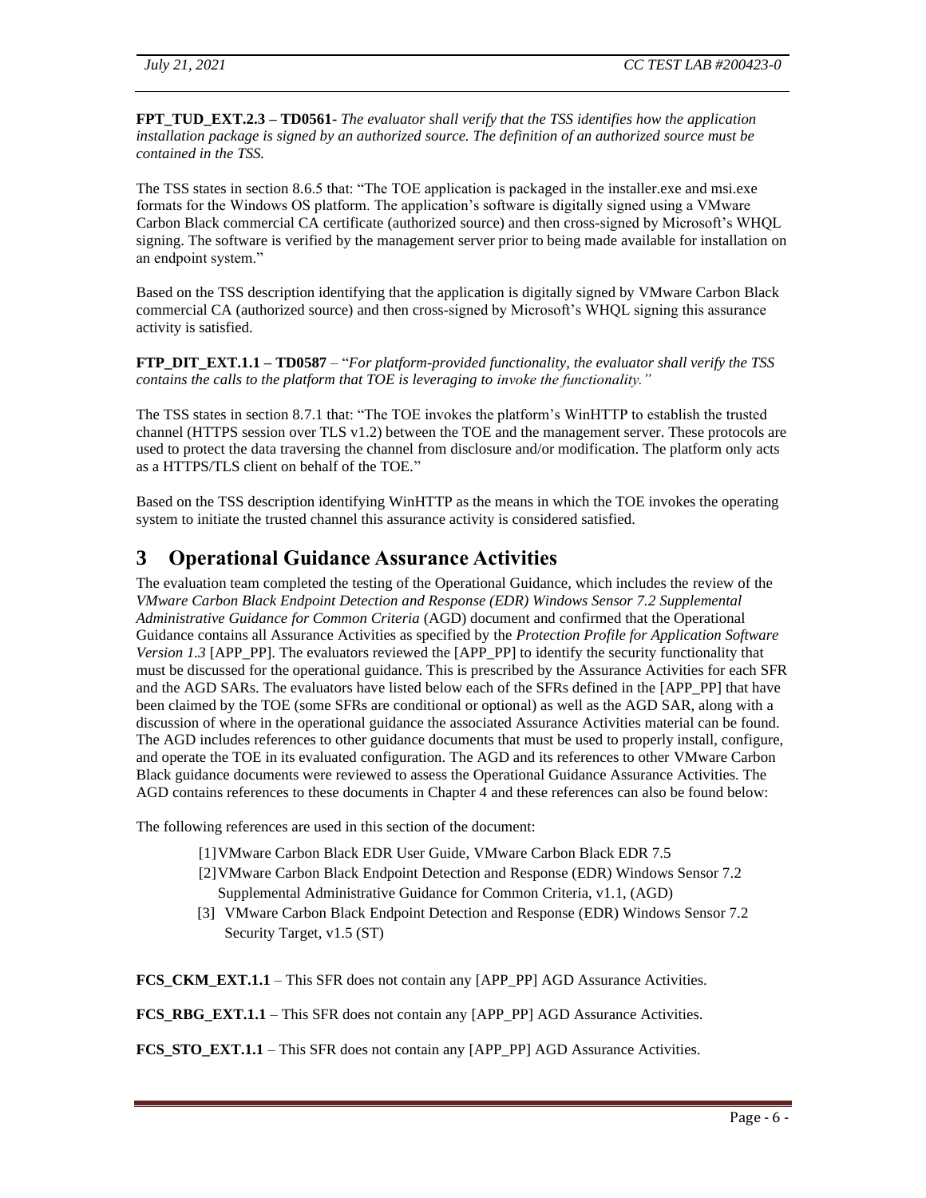**FPT_TUD_EXT.2.3 – TD0561**- *The evaluator shall verify that the TSS identifies how the application installation package is signed by an authorized source. The definition of an authorized source must be contained in the TSS.*

The TSS states in section 8.6.5 that: "The TOE application is packaged in the installer.exe and msi.exe formats for the Windows OS platform. The application's software is digitally signed using a VMware Carbon Black commercial CA certificate (authorized source) and then cross-signed by Microsoft's WHQL signing. The software is verified by the management server prior to being made available for installation on an endpoint system."

Based on the TSS description identifying that the application is digitally signed by VMware Carbon Black commercial CA (authorized source) and then cross-signed by Microsoft's WHQL signing this assurance activity is satisfied.

**FTP_DIT_EXT.1.1 – TD0587** – "*For platform-provided functionality, the evaluator shall verify the TSS contains the calls to the platform that TOE is leveraging to invoke the functionality.*"

The TSS states in section 8.7.1 that: "The TOE invokes the platform's WinHTTP to establish the trusted channel (HTTPS session over TLS v1.2) between the TOE and the management server. These protocols are used to protect the data traversing the channel from disclosure and/or modification. The platform only acts as a HTTPS/TLS client on behalf of the TOE."

Based on the TSS description identifying WinHTTP as the means in which the TOE invokes the operating system to initiate the trusted channel this assurance activity is considered satisfied.

# 3 Operational Guidance Assurance Activities

The evaluation team completed the testing of the Operational Guidance, which includes the review of the *VMware Carbon Black Endpoint Detection and Response (EDR) Windows Sensor 7.2 Supplemental Administrative Guidance for Common Criteria* (AGD) document and confirmed that the Operational Guidance contains all Assurance Activities as specified by the *Protection Profile for Application Software Version 1.3* [APP_PP]. The evaluators reviewed the [APP_PP] to identify the security functionality that must be discussed for the operational guidance. This is prescribed by the Assurance Activities for each SFR and the AGD SARs. The evaluators have listed below each of the SFRs defined in the [APP_PP] that have been claimed by the TOE (some SFRs are conditional or optional) as well as the AGD SAR, along with a discussion of where in the operational guidance the associated Assurance Activities material can be found. The AGD includes references to other guidance documents that must be used to properly install, configure, and operate the TOE in its evaluated configuration. The AGD and its references to other VMware Carbon Black guidance documents were reviewed to assess the Operational Guidance Assurance Activities. The AGD contains references to these documents in Chapter 4 and these references can also be found below:

The following references are used in this section of the document:

[1] VMware Carbon Black EDR User Guide, VMware Carbon Black EDR 7.5

[2] VMware Carbon Black Endpoint Detection and Response (EDR) Windows Sensor 7.2 Supplemental Administrative Guidance for Common Criteria, v1.1, (AGD)

[3] VMware Carbon Black Endpoint Detection and Response (EDR) Windows Sensor 7.2 Security Target, v1.5 (ST)

**FCS_CKM_EXT.1.1** – This SFR does not contain any [APP_PP] AGD Assurance Activities.

**FCS_RBG_EXT.1.1** – This SFR does not contain any [APP_PP] AGD Assurance Activities.

**FCS_STO_EXT.1.1** – This SFR does not contain any [APP_PP] AGD Assurance Activities.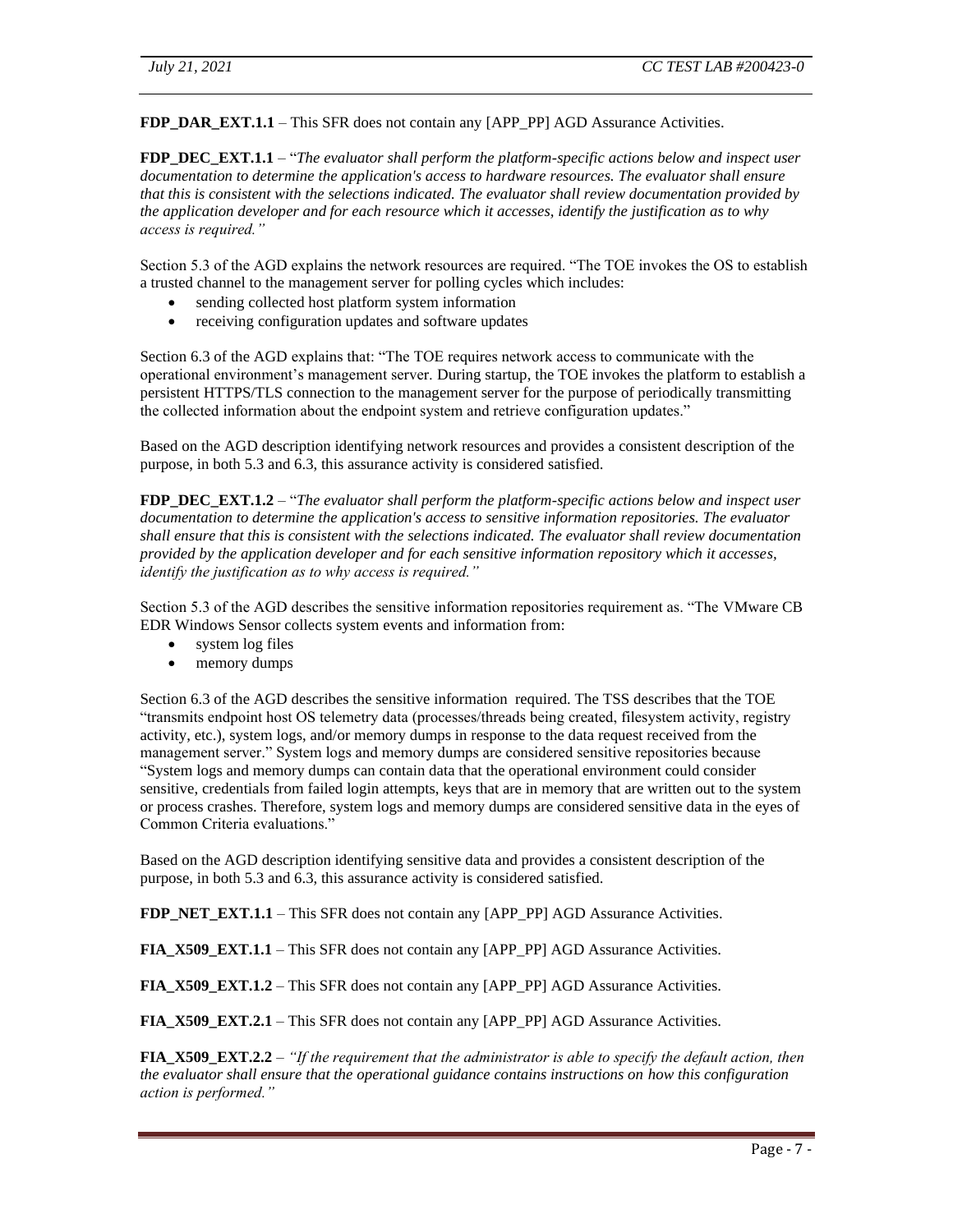**FDP_DAR_EXT.1.1** – This SFR does not contain any [APP_PP] AGD Assurance Activities.

**FDP_DEC_EXT.1.1** – "*The evaluator shall perform the platform-specific actions below and inspect user documentation to determine the application's access to hardware resources. The evaluator shall ensure that this is consistent with the selections indicated. The evaluator shall review documentation provided by the application developer and for each resource which it accesses, identify the justification as to why access is required.*"

Section 5.3 of the AGD explains the network resources are required. "The TOE invokes the OS to establish a trusted channel to the management server for polling cycles which includes:

- sending collected host platform system information
- receiving configuration updates and software updates

Section 6.3 of the AGD explains that: "The TOE requires network access to communicate with the operational environment's management server. During startup, the TOE invokes the platform to establish a persistent HTTPS/TLS connection to the management server for the purpose of periodically transmitting the collected information about the endpoint system and retrieve configuration updates."

Based on the AGD description identifying network resources and provides a consistent description of the purpose, in both 5.3 and 6.3, this assurance activity is considered satisfied.

**FDP_DEC_EXT.1.2** – "*The evaluator shall perform the platform-specific actions below and inspect user documentation to determine the application's access to sensitive information repositories. The evaluator shall ensure that this is consistent with the selections indicated. The evaluator shall review documentation provided by the application developer and for each sensitive information repository which it accesses, identify the justification as to why access is required.*"

Section 5.3 of the AGD describes the sensitive information repositories requirement as. "The VMware CB EDR Windows Sensor collects system events and information from:

- system log files
- memory dumps

Section 6.3 of the AGD describes the sensitive information required. The TSS describes that the TOE "transmits endpoint host OS telemetry data (processes/threads being created, filesystem activity, registry activity, etc.), system logs, and/or memory dumps in response to the data request received from the management server." System logs and memory dumps are considered sensitive repositories because "System logs and memory dumps can contain data that the operational environment could consider sensitive, credentials from failed login attempts, keys that are in memory that are written out to the system or process crashes. Therefore, system logs and memory dumps are considered sensitive data in the eyes of Common Criteria evaluations."

Based on the AGD description identifying sensitive data and provides a consistent description of the purpose, in both 5.3 and 6.3, this assurance activity is considered satisfied.

**FDP_NET_EXT.1.1** – This SFR does not contain any [APP_PP] AGD Assurance Activities.

**FIA_X509_EXT.1.1** – This SFR does not contain any [APP_PP] AGD Assurance Activities.

**FIA_X509_EXT.1.2** – This SFR does not contain any [APP_PP] AGD Assurance Activities.

**FIA_X509_EXT.2.1** – This SFR does not contain any [APP_PP] AGD Assurance Activities.

**FIA_X509_EXT.2.2** – *"If the requirement that the administrator is able to specify the default action, then the evaluator shall ensure that the operational guidance contains instructions on how this configuration action is performed."*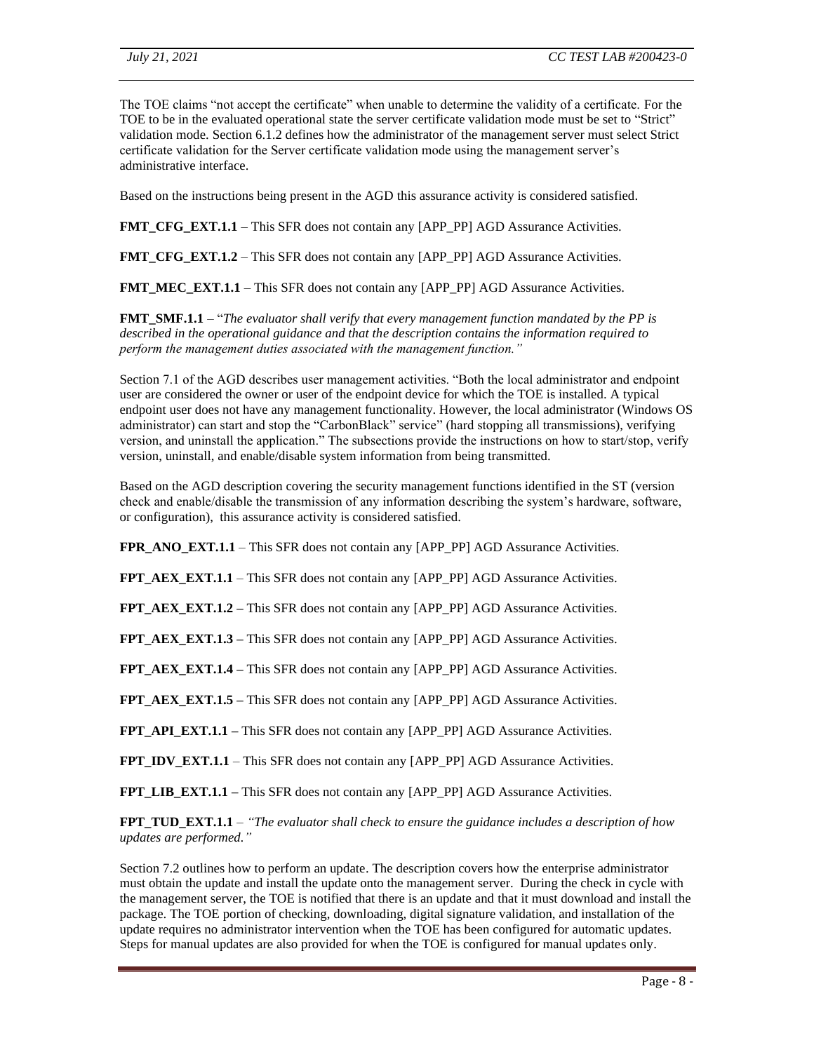The TOE claims "not accept the certificate" when unable to determine the validity of a certificate. For the TOE to be in the evaluated operational state the server certificate validation mode must be set to "Strict" validation mode. Section 6.1.2 defines how the administrator of the management server must select Strict certificate validation for the Server certificate validation mode using the management server's administrative interface.

Based on the instructions being present in the AGD this assurance activity is considered satisfied.

**FMT_CFG_EXT.1.1** – This SFR does not contain any [APP_PP] AGD Assurance Activities.

**FMT_CFG_EXT.1.2** – This SFR does not contain any [APP_PP] AGD Assurance Activities.

**FMT_MEC_EXT.1.1** – This SFR does not contain any [APP_PP] AGD Assurance Activities.

**FMT_SMF.1.1** – "*The evaluator shall verify that every management function mandated by the PP is described in the operational guidance and that the description contains the information required to perform the management duties associated with the management function."*

Section 7.1 of the AGD describes user management activities. "Both the local administrator and endpoint user are considered the owner or user of the endpoint device for which the TOE is installed. A typical endpoint user does not have any management functionality. However, the local administrator (Windows OS administrator) can start and stop the "CarbonBlack" service" (hard stopping all transmissions), verifying version, and uninstall the application." The subsections provide the instructions on how to start/stop, verify version, uninstall, and enable/disable system information from being transmitted.

Based on the AGD description covering the security management functions identified in the ST (version check and enable/disable the transmission of any information describing the system's hardware, software, or configuration), this assurance activity is considered satisfied.

**FPR_ANO_EXT.1.1** – This SFR does not contain any [APP_PP] AGD Assurance Activities.

**FPT_AEX_EXT.1.1** – This SFR does not contain any [APP_PP] AGD Assurance Activities.

**FPT_AEX_EXT.1.2 –** This SFR does not contain any [APP_PP] AGD Assurance Activities.

**FPT_AEX_EXT.1.3 –** This SFR does not contain any [APP_PP] AGD Assurance Activities.

**FPT_AEX_EXT.1.4 –** This SFR does not contain any [APP_PP] AGD Assurance Activities.

**FPT_AEX_EXT.1.5 –** This SFR does not contain any [APP_PP] AGD Assurance Activities.

**FPT_API_EXT.1.1 –** This SFR does not contain any [APP_PP] AGD Assurance Activities.

**FPT_IDV_EXT.1.1** – This SFR does not contain any [APP_PP] AGD Assurance Activities.

**FPT_LIB_EXT.1.1 –** This SFR does not contain any [APP_PP] AGD Assurance Activities.

**FPT_TUD_EXT.1.1** – *"The evaluator shall check to ensure the guidance includes a description of how updates are performed."*

Section 7.2 outlines how to perform an update. The description covers how the enterprise administrator must obtain the update and install the update onto the management server. During the check in cycle with the management server, the TOE is notified that there is an update and that it must download and install the package. The TOE portion of checking, downloading, digital signature validation, and installation of the update requires no administrator intervention when the TOE has been configured for automatic updates. Steps for manual updates are also provided for when the TOE is configured for manual updates only.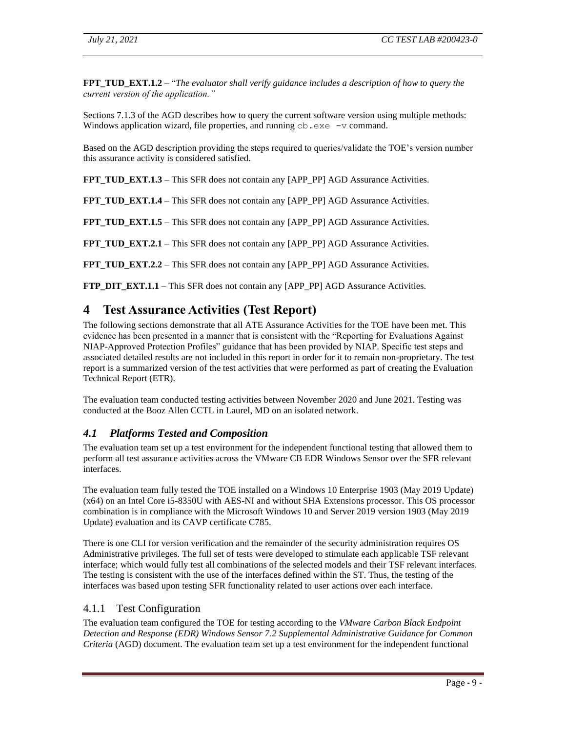**FPT_TUD_EXT.1.2** – "*The evaluator shall verify guidance includes a description of how to query the current version of the application.*"

Sections 7.1.3 of the AGD describes how to query the current software version using multiple methods: Windows application wizard, file properties, and running `cb.exe -v` command.

Based on the AGD description providing the steps required to queries/validate the TOE's version number this assurance activity is considered satisfied.

**FPT_TUD_EXT.1.3** – This SFR does not contain any [APP_PP] AGD Assurance Activities.

**FPT_TUD_EXT.1.4** – This SFR does not contain any [APP_PP] AGD Assurance Activities.

**FPT_TUD_EXT.1.5** – This SFR does not contain any [APP_PP] AGD Assurance Activities.

**FPT_TUD_EXT.2.1** – This SFR does not contain any [APP_PP] AGD Assurance Activities.

**FPT_TUD_EXT.2.2** – This SFR does not contain any [APP_PP] AGD Assurance Activities.

**FTP_DIT_EXT.1.1** – This SFR does not contain any [APP_PP] AGD Assurance Activities.

# 4 Test Assurance Activities (Test Report)

The following sections demonstrate that all ATE Assurance Activities for the TOE have been met. This evidence has been presented in a manner that is consistent with the "Reporting for Evaluations Against NIAP-Approved Protection Profiles" guidance that has been provided by NIAP. Specific test steps and associated detailed results are not included in this report in order for it to remain non-proprietary. The test report is a summarized version of the test activities that were performed as part of creating the Evaluation Technical Report (ETR).

The evaluation team conducted testing activities between November 2020 and June 2021. Testing was conducted at the Booz Allen CCTL in Laurel, MD on an isolated network.

## *4.1 Platforms Tested and Composition*

The evaluation team set up a test environment for the independent functional testing that allowed them to perform all test assurance activities across the VMware CB EDR Windows Sensor over the SFR relevant interfaces.

The evaluation team fully tested the TOE installed on a Windows 10 Enterprise 1903 (May 2019 Update) (x64) on an Intel Core i5-8350U with AES-NI and without SHA Extensions processor. This OS processor combination is in compliance with the Microsoft Windows 10 and Server 2019 version 1903 (May 2019 Update) evaluation and its CAVP certificate C785.

There is one CLI for version verification and the remainder of the security administration requires OS Administrative privileges. The full set of tests were developed to stimulate each applicable TSF relevant interface; which would fully test all combinations of the selected models and their TSF relevant interfaces. The testing is consistent with the use of the interfaces defined within the ST. Thus, the testing of the interfaces was based upon testing SFR functionality related to user actions over each interface.

### 4.1.1 Test Configuration

The evaluation team configured the TOE for testing according to the *VMware Carbon Black Endpoint Detection and Response (EDR) Windows Sensor 7.2 Supplemental Administrative Guidance for Common Criteria* (AGD) document. The evaluation team set up a test environment for the independent functional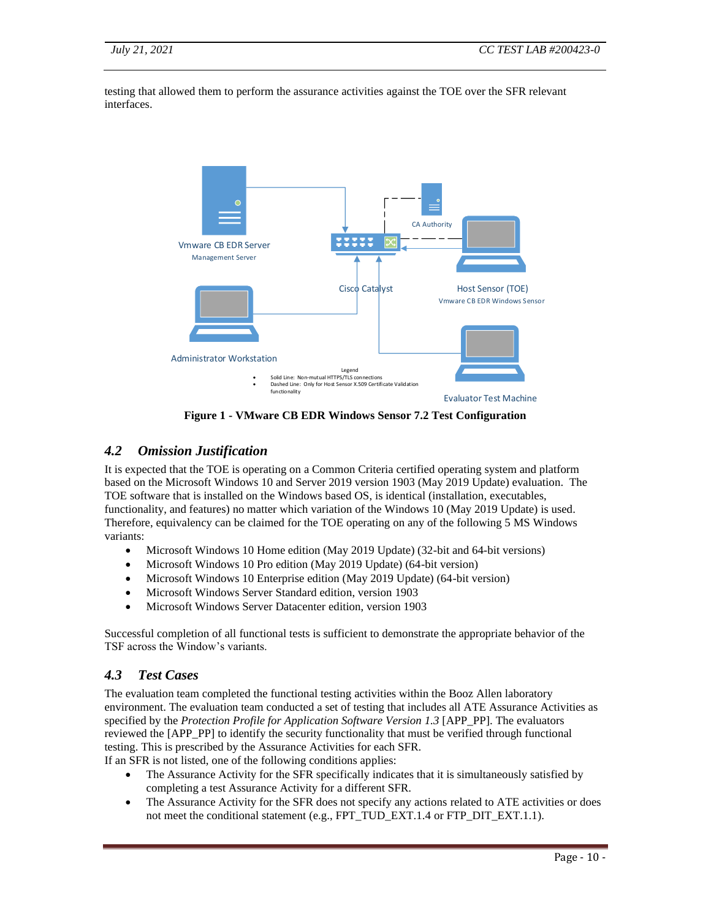testing that allowed them to perform the assurance activities against the TOE over the SFR relevant interfaces.

**Figure 1 - VMware CB EDR Windows Sensor 7.2 Test Configuration**

## *4.2 Omission Justification*

It is expected that the TOE is operating on a Common Criteria certified operating system and platform based on the Microsoft Windows 10 and Server 2019 version 1903 (May 2019 Update) evaluation. The TOE software that is installed on the Windows based OS, is identical (installation, executables, functionality, and features) no matter which variation of the Windows 10 (May 2019 Update) is used. Therefore, equivalency can be claimed for the TOE operating on any of the following 5 MS Windows variants:

- Microsoft Windows 10 Home edition (May 2019 Update) (32-bit and 64-bit versions)
- Microsoft Windows 10 Pro edition (May 2019 Update) (64-bit version)
- Microsoft Windows 10 Enterprise edition (May 2019 Update) (64-bit version)
- Microsoft Windows Server Standard edition, version 1903
- Microsoft Windows Server Datacenter edition, version 1903

Successful completion of all functional tests is sufficient to demonstrate the appropriate behavior of the TSF across the Window's variants.

## *4.3 Test Cases*

The evaluation team completed the functional testing activities within the Booz Allen laboratory environment. The evaluation team conducted a set of testing that includes all ATE Assurance Activities as specified by the *Protection Profile for Application Software Version 1.3* [APP_PP]. The evaluators reviewed the [APP_PP] to identify the security functionality that must be verified through functional testing. This is prescribed by the Assurance Activities for each SFR.
If an SFR is not listed, one of the following conditions applies:

- The Assurance Activity for the SFR specifically indicates that it is simultaneously satisfied by completing a test Assurance Activity for a different SFR.
- The Assurance Activity for the SFR does not specify any actions related to ATE activities or does not meet the conditional statement (e.g., FPT_TUD_EXT.1.4 or FTP_DIT_EXT.1.1).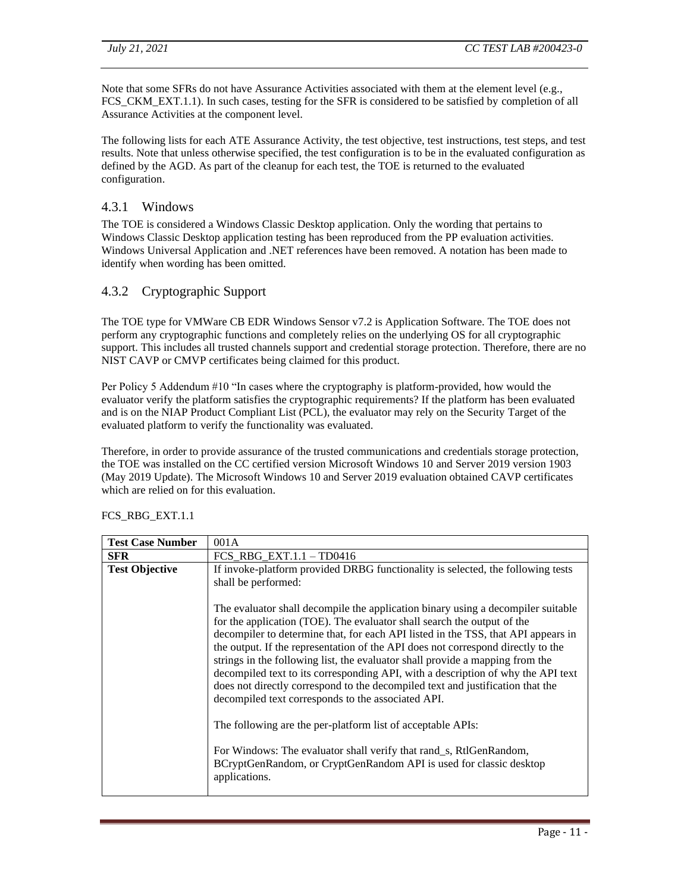Note that some SFRs do not have Assurance Activities associated with them at the element level (e.g., FCS_CKM_EXT.1.1). In such cases, testing for the SFR is considered to be satisfied by completion of all Assurance Activities at the component level.

The following lists for each ATE Assurance Activity, the test objective, test instructions, test steps, and test results. Note that unless otherwise specified, the test configuration is to be in the evaluated configuration as defined by the AGD. As part of the cleanup for each test, the TOE is returned to the evaluated configuration.

### 4.3.1 Windows

The TOE is considered a Windows Classic Desktop application. Only the wording that pertains to Windows Classic Desktop application testing has been reproduced from the PP evaluation activities. Windows Universal Application and .NET references have been removed. A notation has been made to identify when wording has been omitted.

### 4.3.2 Cryptographic Support

The TOE type for VMWare CB EDR Windows Sensor v7.2 is Application Software. The TOE does not perform any cryptographic functions and completely relies on the underlying OS for all cryptographic support. This includes all trusted channels support and credential storage protection. Therefore, there are no NIST CAVP or CMVP certificates being claimed for this product.

Per Policy 5 Addendum #10 "In cases where the cryptography is platform-provided, how would the evaluator verify the platform satisfies the cryptographic requirements? If the platform has been evaluated and is on the NIAP Product Compliant List (PCL), the evaluator may rely on the Security Target of the evaluated platform to verify the functionality was evaluated.

Therefore, in order to provide assurance of the trusted communications and credentials storage protection, the TOE was installed on the CC certified version Microsoft Windows 10 and Server 2019 version 1903 (May 2019 Update). The Microsoft Windows 10 and Server 2019 evaluation obtained CAVP certificates which are relied on for this evaluation.

FCS_RBG_EXT.1.1

| **Test Case Number** | 001A |
|---|---|
| **SFR** | FCS_RBG_EXT.1.1 – TD0416 |
| **Test Objective** | If invoke-platform provided DRBG functionality is selected, the following tests shall be performed:<br><br>The evaluator shall decompile the application binary using a decompiler suitable for the application (TOE). The evaluator shall search the output of the decompiler to determine that, for each API listed in the TSS, that API appears in the output. If the representation of the API does not correspond directly to the strings in the following list, the evaluator shall provide a mapping from the decompiled text to its corresponding API, with a description of why the API text does not directly correspond to the decompiled text and justification that the decompiled text corresponds to the associated API.<br><br>The following are the per-platform list of acceptable APIs:<br><br>For Windows: The evaluator shall verify that rand_s, RtlGenRandom, BCryptGenRandom, or CryptGenRandom API is used for classic desktop applications. |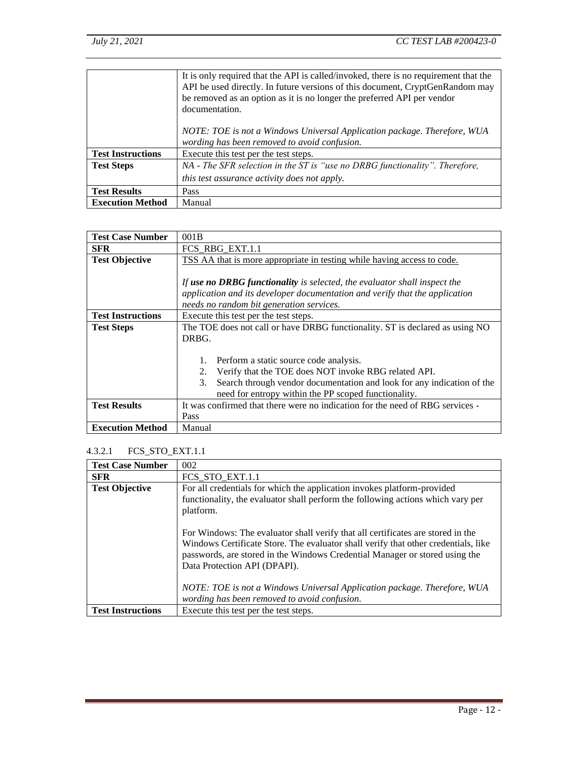| | |
|---|---|
| | It is only required that the API is called/invoked, there is no requirement that the API be used directly. In future versions of this document, CryptGenRandom may be removed as an option as it is no longer the preferred API per vendor documentation.<br><br>*NOTE: TOE is not a Windows Universal Application package. Therefore, WUA wording has been removed to avoid confusion.* |
| **Test Instructions** | Execute this test per the test steps. |
| **Test Steps** | *NA - The SFR selection in the ST is "use no DRBG functionality". Therefore, this test assurance activity does not apply.* |
| **Test Results** | Pass |
| **Execution Method** | Manual |

| | |
|---|---|
| **Test Case Number** | 001B |
| **SFR** | FCS_RBG_EXT.1.1 |
| **Test Objective** | <u>TSS AA that is more appropriate in testing while having access to code.</u><br><br>*If **use no DRBG functionality** is selected, the evaluator shall inspect the application and its developer documentation and verify that the application needs no random bit generation services.* |
| **Test Instructions** | Execute this test per the test steps. |
| **Test Steps** | The TOE does not call or have DRBG functionality. ST is declared as using NO DRBG.<br><br>1. Perform a static source code analysis.<br>2. Verify that the TOE does NOT invoke RBG related API.<br>3. Search through vendor documentation and look for any indication of the need for entropy within the PP scoped functionality. |
| **Test Results** | It was confirmed that there were no indication for the need of RBG services - Pass |
| **Execution Method** | Manual |

#### 4.3.2.1 FCS_STO_EXT.1.1

| | |
|---|---|
| **Test Case Number** | 002 |
| **SFR** | FCS_STO_EXT.1.1 |
| **Test Objective** | For all credentials for which the application invokes platform-provided functionality, the evaluator shall perform the following actions which vary per platform.<br><br>For Windows: The evaluator shall verify that all certificates are stored in the Windows Certificate Store. The evaluator shall verify that other credentials, like passwords, are stored in the Windows Credential Manager or stored using the Data Protection API (DPAPI).<br><br>*NOTE: TOE is not a Windows Universal Application package. Therefore, WUA wording has been removed to avoid confusion.* |
| **Test Instructions** | Execute this test per the test steps. |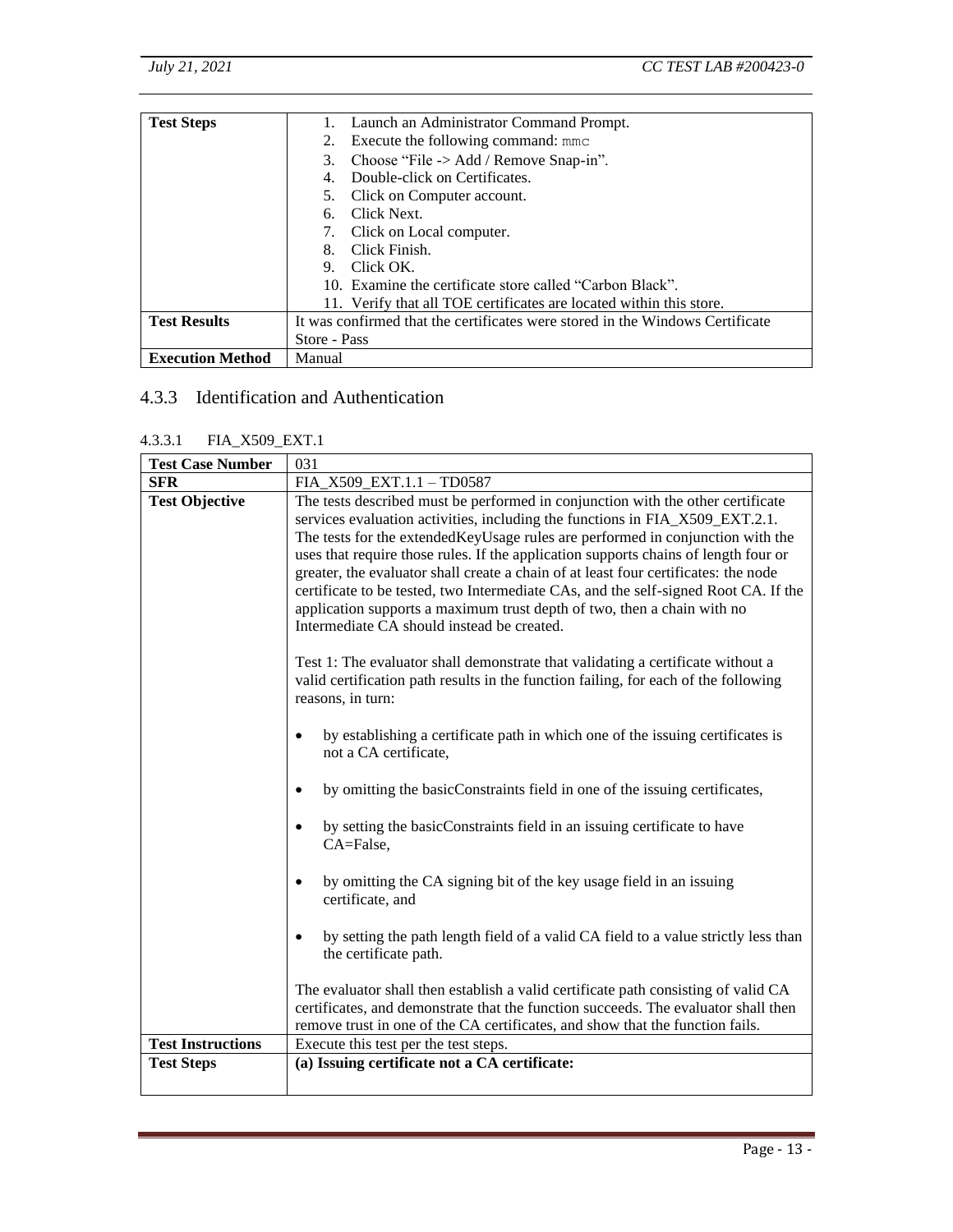| | |
|---|---|
| **Test Steps** | 1. Launch an Administrator Command Prompt.<br>2. Execute the following command: `mmc`<br>3. Choose "File -> Add / Remove Snap-in".<br>4. Double-click on Certificates.<br>5. Click on Computer account.<br>6. Click Next.<br>7. Click on Local computer.<br>8. Click Finish.<br>9. Click OK.<br>10. Examine the certificate store called "Carbon Black".<br>11. Verify that all TOE certificates are located within this store. |
| **Test Results** | It was confirmed that the certificates were stored in the Windows Certificate Store - Pass |
| **Execution Method** | Manual |

### 4.3.3 Identification and Authentication

#### 4.3.3.1 FIA_X509_EXT.1

| | |
|---|---|
| **Test Case Number** | 031 |
| **SFR** | FIA_X509_EXT.1.1 – TD0587 |
| **Test Objective** | The tests described must be performed in conjunction with the other certificate services evaluation activities, including the functions in FIA_X509_EXT.2.1. The tests for the extendedKeyUsage rules are performed in conjunction with the uses that require those rules. If the application supports chains of length four or greater, the evaluator shall create a chain of at least four certificates: the node certificate to be tested, two Intermediate CAs, and the self-signed Root CA. If the application supports a maximum trust depth of two, then a chain with no Intermediate CA should instead be created.<br><br>Test 1: The evaluator shall demonstrate that validating a certificate without a valid certification path results in the function failing, for each of the following reasons, in turn:<br><br>• by establishing a certificate path in which one of the issuing certificates is not a CA certificate,<br><br>• by omitting the basicConstraints field in one of the issuing certificates,<br><br>• by setting the basicConstraints field in an issuing certificate to have CA=False,<br><br>• by omitting the CA signing bit of the key usage field in an issuing certificate, and<br><br>• by setting the path length field of a valid CA field to a value strictly less than the certificate path.<br><br>The evaluator shall then establish a valid certificate path consisting of valid CA certificates, and demonstrate that the function succeeds. The evaluator shall then remove trust in one of the CA certificates, and show that the function fails. |
| **Test Instructions** | Execute this test per the test steps. |
| **Test Steps** | **(a) Issuing certificate not a CA certificate:** |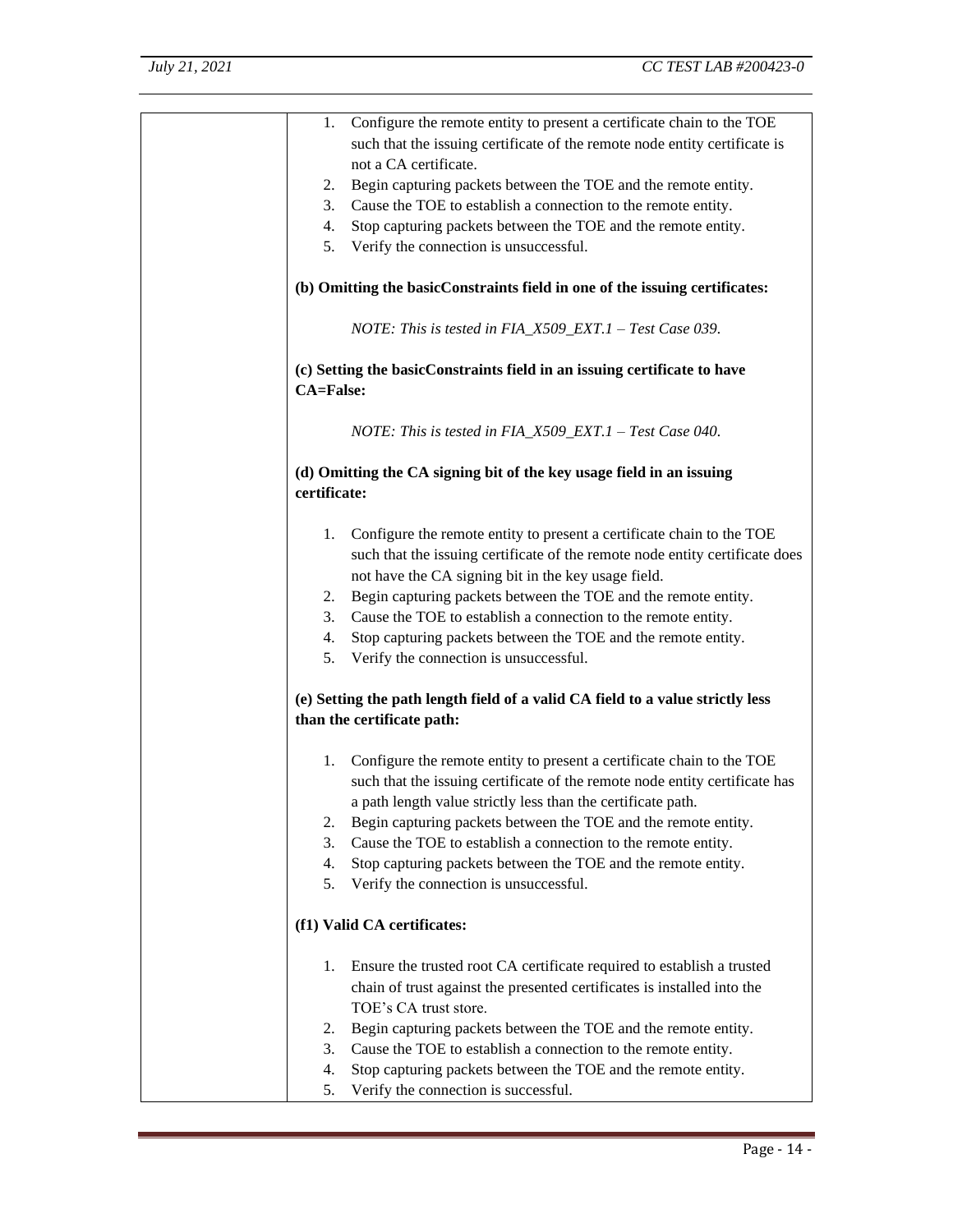| | 1. Configure the remote entity to present a certificate chain to the TOE such that the issuing certificate of the remote node entity certificate is not a CA certificate.<br>2. Begin capturing packets between the TOE and the remote entity.<br>3. Cause the TOE to establish a connection to the remote entity.<br>4. Stop capturing packets between the TOE and the remote entity.<br>5. Verify the connection is unsuccessful.<br><br>**(b) Omitting the basicConstraints field in one of the issuing certificates:**<br><br>*NOTE: This is tested in FIA_X509_EXT.1 – Test Case 039.*<br><br>**(c) Setting the basicConstraints field in an issuing certificate to have CA=False:**<br><br>*NOTE: This is tested in FIA_X509_EXT.1 – Test Case 040.*<br><br>**(d) Omitting the CA signing bit of the key usage field in an issuing certificate:**<br><br>1. Configure the remote entity to present a certificate chain to the TOE such that the issuing certificate of the remote node entity certificate does not have the CA signing bit in the key usage field.<br>2. Begin capturing packets between the TOE and the remote entity.<br>3. Cause the TOE to establish a connection to the remote entity.<br>4. Stop capturing packets between the TOE and the remote entity.<br>5. Verify the connection is unsuccessful.<br><br>**(e) Setting the path length field of a valid CA field to a value strictly less than the certificate path:**<br><br>1. Configure the remote entity to present a certificate chain to the TOE such that the issuing certificate of the remote node entity certificate has a path length value strictly less than the certificate path.<br>2. Begin capturing packets between the TOE and the remote entity.<br>3. Cause the TOE to establish a connection to the remote entity.<br>4. Stop capturing packets between the TOE and the remote entity.<br>5. Verify the connection is unsuccessful.<br><br>**(f1) Valid CA certificates:**<br><br>1. Ensure the trusted root CA certificate required to establish a trusted chain of trust against the presented certificates is installed into the TOE's CA trust store.<br>2. Begin capturing packets between the TOE and the remote entity.<br>3. Cause the TOE to establish a connection to the remote entity.<br>4. Stop capturing packets between the TOE and the remote entity.<br>5. Verify the connection is successful. |
|---|---|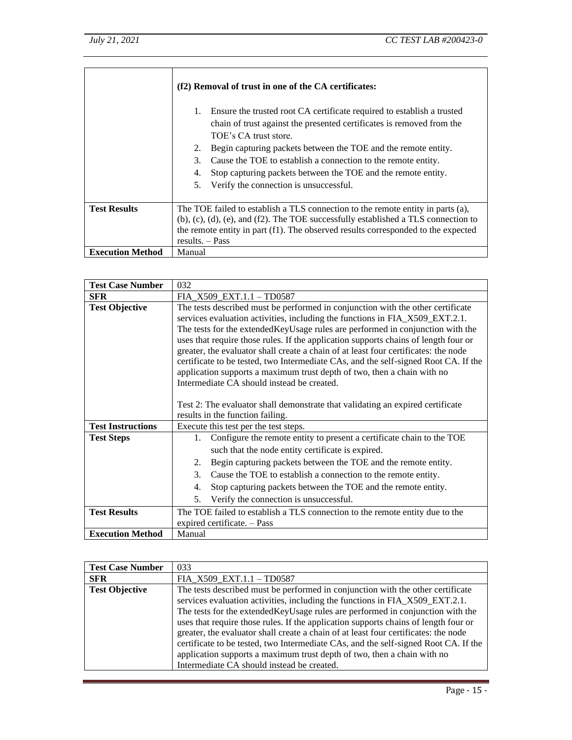| | |
|---|---|
| | **(f2) Removal of trust in one of the CA certificates:**<br><br>1. Ensure the trusted root CA certificate required to establish a trusted chain of trust against the presented certificates is removed from the TOE's CA trust store.<br>2. Begin capturing packets between the TOE and the remote entity.<br>3. Cause the TOE to establish a connection to the remote entity.<br>4. Stop capturing packets between the TOE and the remote entity.<br>5. Verify the connection is unsuccessful. |
| **Test Results** | The TOE failed to establish a TLS connection to the remote entity in parts (a), (b), (c), (d), (e), and (f2). The TOE successfully established a TLS connection to the remote entity in part (f1). The observed results corresponded to the expected results. – Pass |
| **Execution Method** | Manual |

| **Test Case Number** | 032 |
|---|---|
| **SFR** | FIA_X509_EXT.1.1 – TD0587 |
| **Test Objective** | The tests described must be performed in conjunction with the other certificate services evaluation activities, including the functions in FIA_X509_EXT.2.1. The tests for the extendedKeyUsage rules are performed in conjunction with the uses that require those rules. If the application supports chains of length four or greater, the evaluator shall create a chain of at least four certificates: the node certificate to be tested, two Intermediate CAs, and the self-signed Root CA. If the application supports a maximum trust depth of two, then a chain with no Intermediate CA should instead be created.<br><br>Test 2: The evaluator shall demonstrate that validating an expired certificate results in the function failing. |
| **Test Instructions** | Execute this test per the test steps. |
| **Test Steps** | 1. Configure the remote entity to present a certificate chain to the TOE such that the node entity certificate is expired.<br>2. Begin capturing packets between the TOE and the remote entity.<br>3. Cause the TOE to establish a connection to the remote entity.<br>4. Stop capturing packets between the TOE and the remote entity.<br>5. Verify the connection is unsuccessful. |
| **Test Results** | The TOE failed to establish a TLS connection to the remote entity due to the expired certificate. – Pass |
| **Execution Method** | Manual |

| **Test Case Number** | 033 |
|---|---|
| **SFR** | FIA_X509_EXT.1.1 – TD0587 |
| **Test Objective** | The tests described must be performed in conjunction with the other certificate services evaluation activities, including the functions in FIA_X509_EXT.2.1. The tests for the extendedKeyUsage rules are performed in conjunction with the uses that require those rules. If the application supports chains of length four or greater, the evaluator shall create a chain of at least four certificates: the node certificate to be tested, two Intermediate CAs, and the self-signed Root CA. If the application supports a maximum trust depth of two, then a chain with no Intermediate CA should instead be created. |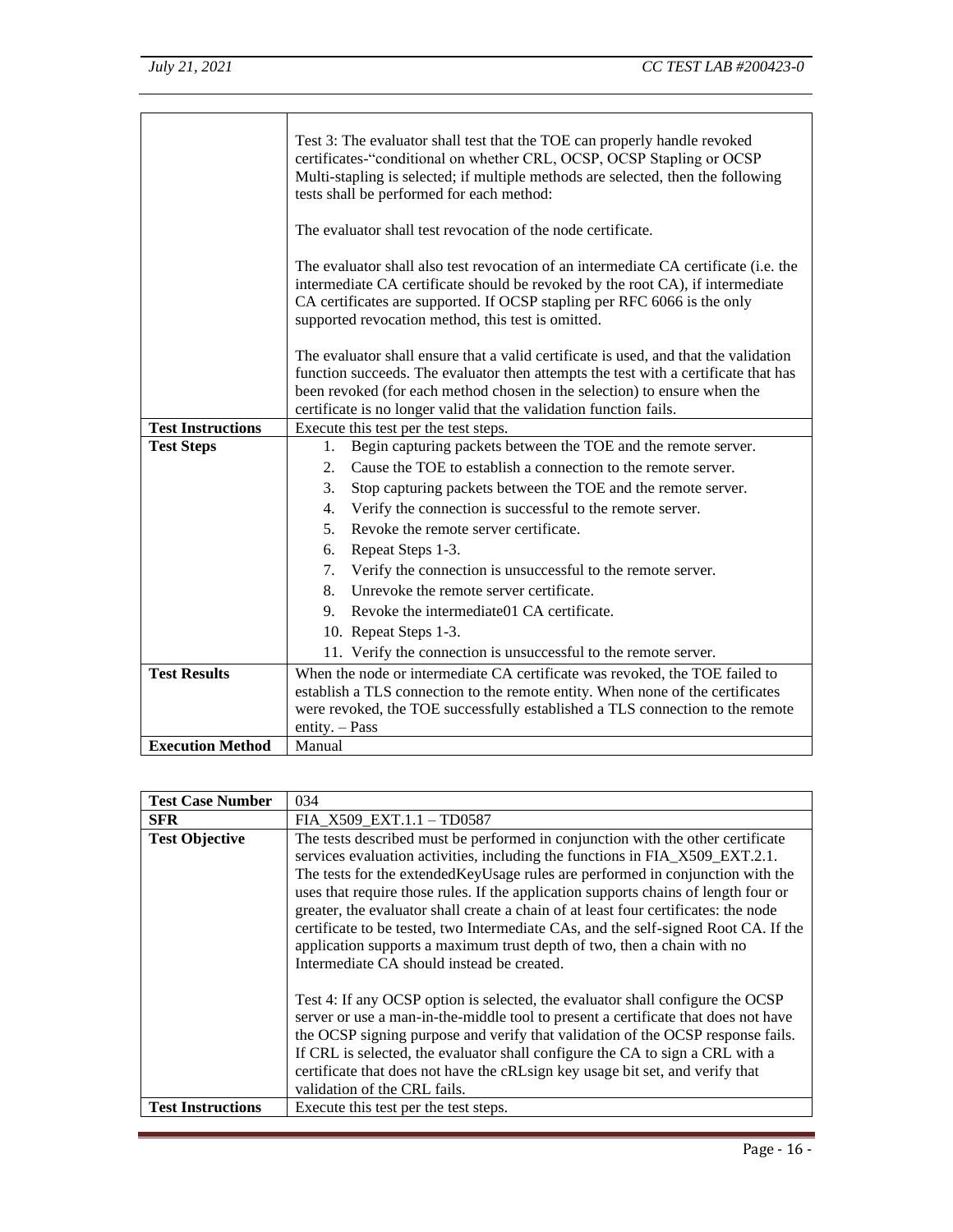| | |
|---|---|
| | Test 3: The evaluator shall test that the TOE can properly handle revoked certificates-"conditional on whether CRL, OCSP, OCSP Stapling or OCSP Multi-stapling is selected; if multiple methods are selected, then the following tests shall be performed for each method:<br><br>The evaluator shall test revocation of the node certificate.<br><br>The evaluator shall also test revocation of an intermediate CA certificate (i.e. the intermediate CA certificate should be revoked by the root CA), if intermediate CA certificates are supported. If OCSP stapling per RFC 6066 is the only supported revocation method, this test is omitted.<br><br>The evaluator shall ensure that a valid certificate is used, and that the validation function succeeds. The evaluator then attempts the test with a certificate that has been revoked (for each method chosen in the selection) to ensure when the certificate is no longer valid that the validation function fails. |
| **Test Instructions** | Execute this test per the test steps. |
| **Test Steps** | 1. Begin capturing packets between the TOE and the remote server.<br>2. Cause the TOE to establish a connection to the remote server.<br>3. Stop capturing packets between the TOE and the remote server.<br>4. Verify the connection is successful to the remote server.<br>5. Revoke the remote server certificate.<br>6. Repeat Steps 1-3.<br>7. Verify the connection is unsuccessful to the remote server.<br>8. Unrevoke the remote server certificate.<br>9. Revoke the intermediate01 CA certificate.<br>10. Repeat Steps 1-3.<br>11. Verify the connection is unsuccessful to the remote server. |
| **Test Results** | When the node or intermediate CA certificate was revoked, the TOE failed to establish a TLS connection to the remote entity. When none of the certificates were revoked, the TOE successfully established a TLS connection to the remote entity. – Pass |
| **Execution Method** | Manual |

| **Test Case Number** | 034 |
|---|---|
| **SFR** | FIA_X509_EXT.1.1 – TD0587 |
| **Test Objective** | The tests described must be performed in conjunction with the other certificate services evaluation activities, including the functions in FIA_X509_EXT.2.1. The tests for the extendedKeyUsage rules are performed in conjunction with the uses that require those rules. If the application supports chains of length four or greater, the evaluator shall create a chain of at least four certificates: the node certificate to be tested, two Intermediate CAs, and the self-signed Root CA. If the application supports a maximum trust depth of two, then a chain with no Intermediate CA should instead be created.<br><br>Test 4: If any OCSP option is selected, the evaluator shall configure the OCSP server or use a man-in-the-middle tool to present a certificate that does not have the OCSP signing purpose and verify that validation of the OCSP response fails. If CRL is selected, the evaluator shall configure the CA to sign a CRL with a certificate that does not have the cRLsign key usage bit set, and verify that validation of the CRL fails. |
| **Test Instructions** | Execute this test per the test steps. |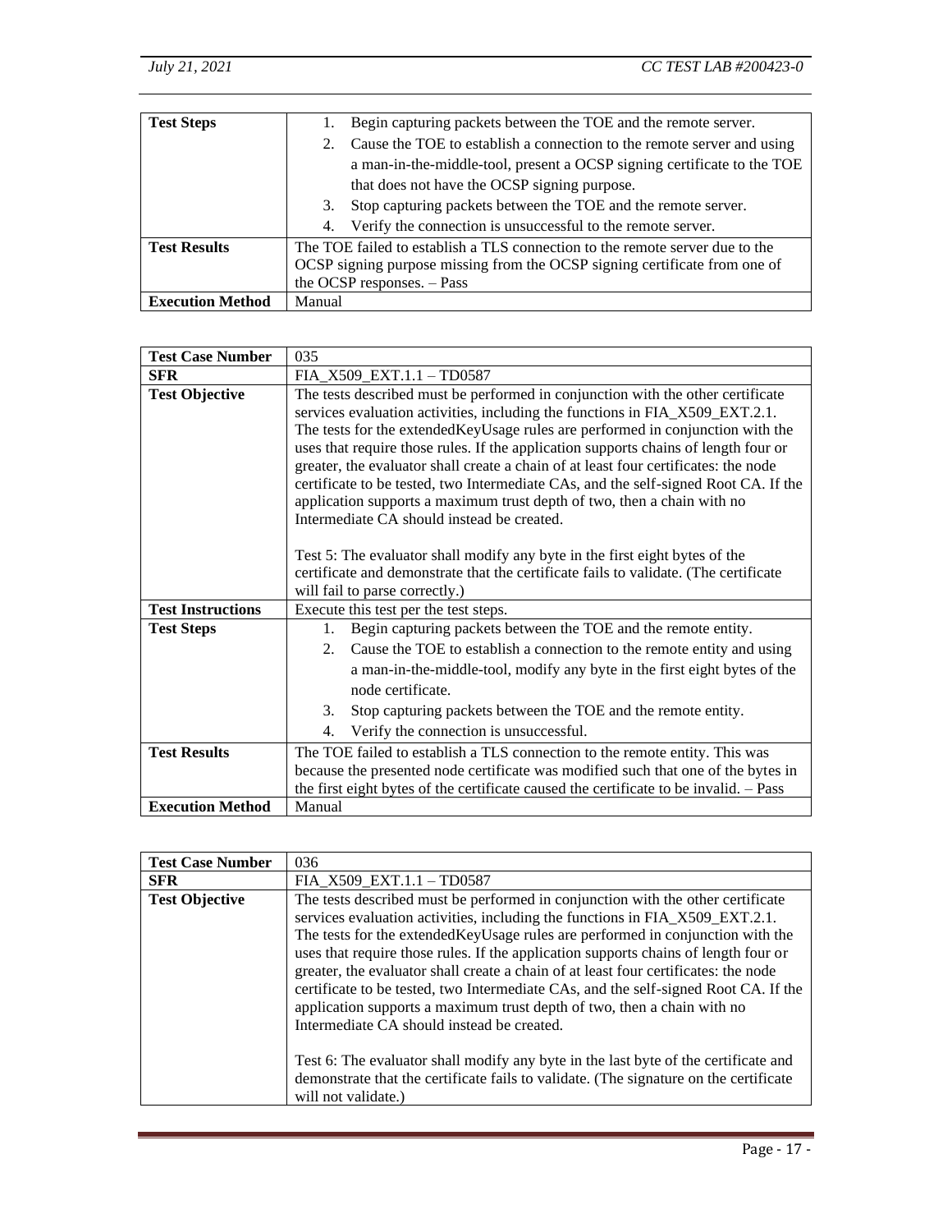| | |
|---|---|
| **Test Steps** | 1. Begin capturing packets between the TOE and the remote server.<br>2. Cause the TOE to establish a connection to the remote server and using a man-in-the-middle-tool, present a OCSP signing certificate to the TOE that does not have the OCSP signing purpose.<br>3. Stop capturing packets between the TOE and the remote server.<br>4. Verify the connection is unsuccessful to the remote server. |
| **Test Results** | The TOE failed to establish a TLS connection to the remote server due to the OCSP signing purpose missing from the OCSP signing certificate from one of the OCSP responses. – Pass |
| **Execution Method** | Manual |

| **Test Case Number** | 035 |
|---|---|
| **SFR** | FIA_X509_EXT.1.1 – TD0587 |
| **Test Objective** | The tests described must be performed in conjunction with the other certificate services evaluation activities, including the functions in FIA_X509_EXT.2.1. The tests for the extendedKeyUsage rules are performed in conjunction with the uses that require those rules. If the application supports chains of length four or greater, the evaluator shall create a chain of at least four certificates: the node certificate to be tested, two Intermediate CAs, and the self-signed Root CA. If the application supports a maximum trust depth of two, then a chain with no Intermediate CA should instead be created.<br><br>Test 5: The evaluator shall modify any byte in the first eight bytes of the certificate and demonstrate that the certificate fails to validate. (The certificate will fail to parse correctly.) |
| **Test Instructions** | Execute this test per the test steps. |
| **Test Steps** | 1. Begin capturing packets between the TOE and the remote entity.<br>2. Cause the TOE to establish a connection to the remote entity and using a man-in-the-middle-tool, modify any byte in the first eight bytes of the node certificate.<br>3. Stop capturing packets between the TOE and the remote entity.<br>4. Verify the connection is unsuccessful. |
| **Test Results** | The TOE failed to establish a TLS connection to the remote entity. This was because the presented node certificate was modified such that one of the bytes in the first eight bytes of the certificate caused the certificate to be invalid. – Pass |
| **Execution Method** | Manual |

| **Test Case Number** | 036 |
|---|---|
| **SFR** | FIA_X509_EXT.1.1 – TD0587 |
| **Test Objective** | The tests described must be performed in conjunction with the other certificate services evaluation activities, including the functions in FIA_X509_EXT.2.1. The tests for the extendedKeyUsage rules are performed in conjunction with the uses that require those rules. If the application supports chains of length four or greater, the evaluator shall create a chain of at least four certificates: the node certificate to be tested, two Intermediate CAs, and the self-signed Root CA. If the application supports a maximum trust depth of two, then a chain with no Intermediate CA should instead be created.<br><br>Test 6: The evaluator shall modify any byte in the last byte of the certificate and demonstrate that the certificate fails to validate. (The signature on the certificate will not validate.) |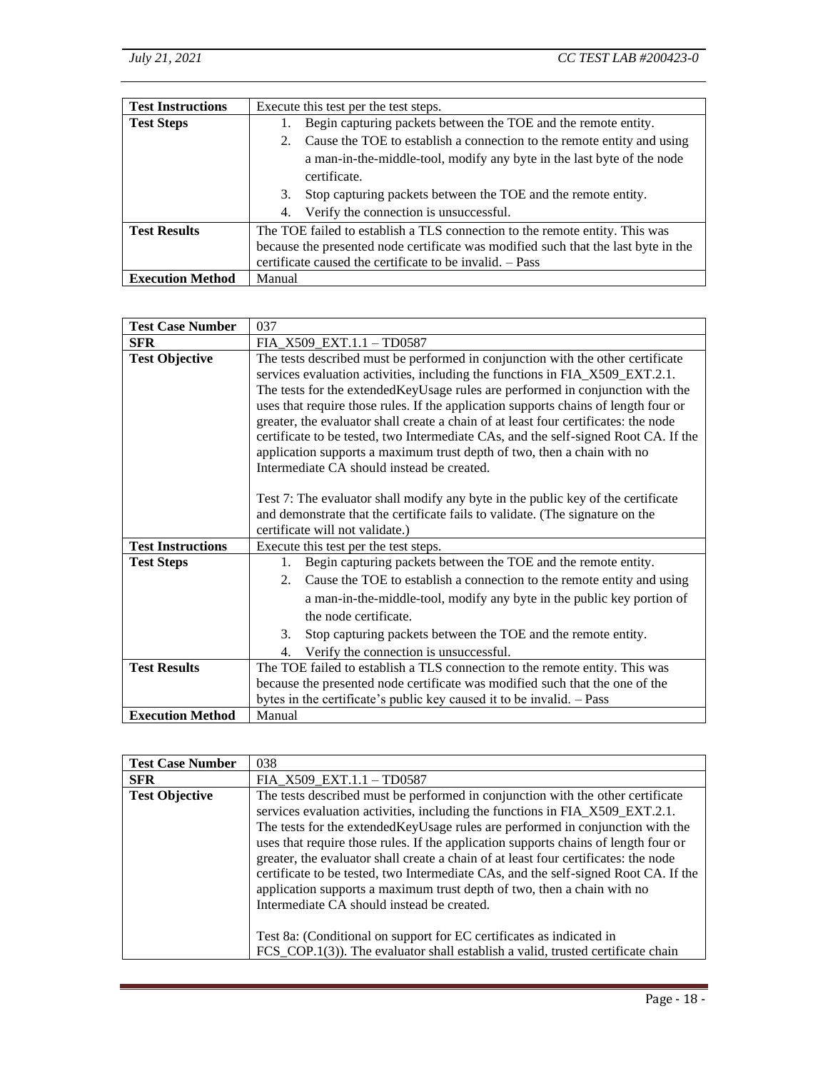| | |
|---|---|
| **Test Instructions** | Execute this test per the test steps. |
| **Test Steps** | 1. Begin capturing packets between the TOE and the remote entity.<br>2. Cause the TOE to establish a connection to the remote entity and using a man-in-the-middle-tool, modify any byte in the last byte of the node certificate.<br>3. Stop capturing packets between the TOE and the remote entity.<br>4. Verify the connection is unsuccessful. |
| **Test Results** | The TOE failed to establish a TLS connection to the remote entity. This was because the presented node certificate was modified such that the last byte in the certificate caused the certificate to be invalid. – Pass |
| **Execution Method** | Manual |

| | |
|---|---|
| **Test Case Number** | 037 |
| **SFR** | FIA_X509_EXT.1.1 – TD0587 |
| **Test Objective** | The tests described must be performed in conjunction with the other certificate services evaluation activities, including the functions in FIA_X509_EXT.2.1. The tests for the extendedKeyUsage rules are performed in conjunction with the uses that require those rules. If the application supports chains of length four or greater, the evaluator shall create a chain of at least four certificates: the node certificate to be tested, two Intermediate CAs, and the self-signed Root CA. If the application supports a maximum trust depth of two, then a chain with no Intermediate CA should instead be created.<br><br>Test 7: The evaluator shall modify any byte in the public key of the certificate and demonstrate that the certificate fails to validate. (The signature on the certificate will not validate.) |
| **Test Instructions** | Execute this test per the test steps. |
| **Test Steps** | 1. Begin capturing packets between the TOE and the remote entity.<br>2. Cause the TOE to establish a connection to the remote entity and using a man-in-the-middle-tool, modify any byte in the public key portion of the node certificate.<br>3. Stop capturing packets between the TOE and the remote entity.<br>4. Verify the connection is unsuccessful. |
| **Test Results** | The TOE failed to establish a TLS connection to the remote entity. This was because the presented node certificate was modified such that the one of the bytes in the certificate's public key caused it to be invalid. – Pass |
| **Execution Method** | Manual |

| | |
|---|---|
| **Test Case Number** | 038 |
| **SFR** | FIA_X509_EXT.1.1 – TD0587 |
| **Test Objective** | The tests described must be performed in conjunction with the other certificate services evaluation activities, including the functions in FIA_X509_EXT.2.1. The tests for the extendedKeyUsage rules are performed in conjunction with the uses that require those rules. If the application supports chains of length four or greater, the evaluator shall create a chain of at least four certificates: the node certificate to be tested, two Intermediate CAs, and the self-signed Root CA. If the application supports a maximum trust depth of two, then a chain with no Intermediate CA should instead be created.<br><br>Test 8a: (Conditional on support for EC certificates as indicated in FCS_COP.1(3)). The evaluator shall establish a valid, trusted certificate chain |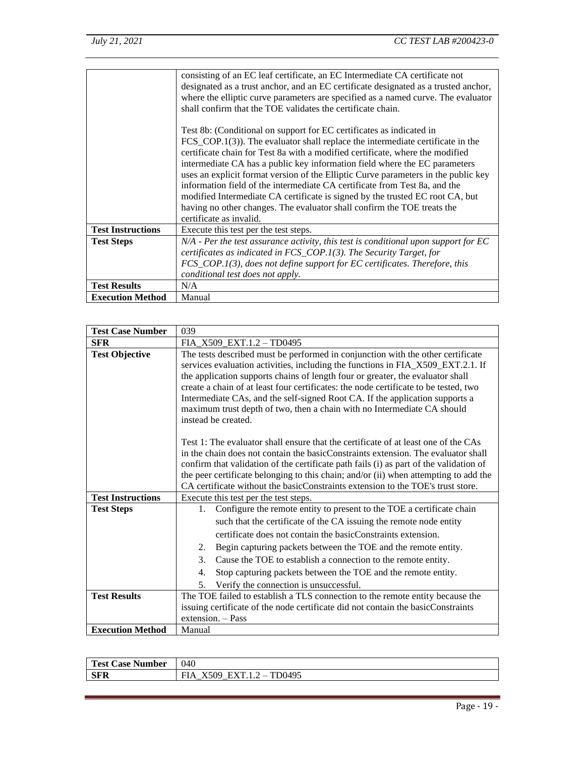| | |
|---|---|
| | consisting of an EC leaf certificate, an EC Intermediate CA certificate not designated as a trusted anchor, and an EC certificate designated as a trusted anchor, where the elliptic curve parameters are specified as a named curve. The evaluator shall confirm that the TOE validates the certificate chain.<br><br>Test 8b: (Conditional on support for EC certificates as indicated in FCS_COP.1(3)). The evaluator shall replace the intermediate certificate in the certificate chain for Test 8a with a modified certificate, where the modified intermediate CA has a public key information field where the EC parameters uses an explicit format version of the Elliptic Curve parameters in the public key information field of the intermediate CA certificate from Test 8a, and the modified Intermediate CA certificate is signed by the trusted EC root CA, but having no other changes. The evaluator shall confirm the TOE treats the certificate as invalid. |
| **Test Instructions** | Execute this test per the test steps. |
| **Test Steps** | *N/A - Per the test assurance activity, this test is conditional upon support for EC certificates as indicated in FCS_COP.1(3). The Security Target, for FCS_COP.1(3), does not define support for EC certificates. Therefore, this conditional test does not apply.* |
| **Test Results** | N/A |
| **Execution Method** | Manual |

| **Test Case Number** | 039 |
|---|---|
| **SFR** | FIA_X509_EXT.1.2 – TD0495 |
| **Test Objective** | The tests described must be performed in conjunction with the other certificate services evaluation activities, including the functions in FIA_X509_EXT.2.1. If the application supports chains of length four or greater, the evaluator shall create a chain of at least four certificates: the node certificate to be tested, two Intermediate CAs, and the self-signed Root CA. If the application supports a maximum trust depth of two, then a chain with no Intermediate CA should instead be created.<br><br>Test 1: The evaluator shall ensure that the certificate of at least one of the CAs in the chain does not contain the basicConstraints extension. The evaluator shall confirm that validation of the certificate path fails (i) as part of the validation of the peer certificate belonging to this chain; and/or (ii) when attempting to add the CA certificate without the basicConstraints extension to the TOE's trust store. |
| **Test Instructions** | Execute this test per the test steps. |
| **Test Steps** | 1. Configure the remote entity to present to the TOE a certificate chain such that the certificate of the CA issuing the remote node entity certificate does not contain the basicConstraints extension.<br>2. Begin capturing packets between the TOE and the remote entity.<br>3. Cause the TOE to establish a connection to the remote entity.<br>4. Stop capturing packets between the TOE and the remote entity.<br>5. Verify the connection is unsuccessful. |
| **Test Results** | The TOE failed to establish a TLS connection to the remote entity because the issuing certificate of the node certificate did not contain the basicConstraints extension. – Pass |
| **Execution Method** | Manual |

| **Test Case Number** | 040 |
|---|---|
| **SFR** | FIA_X509_EXT.1.2 – TD0495 |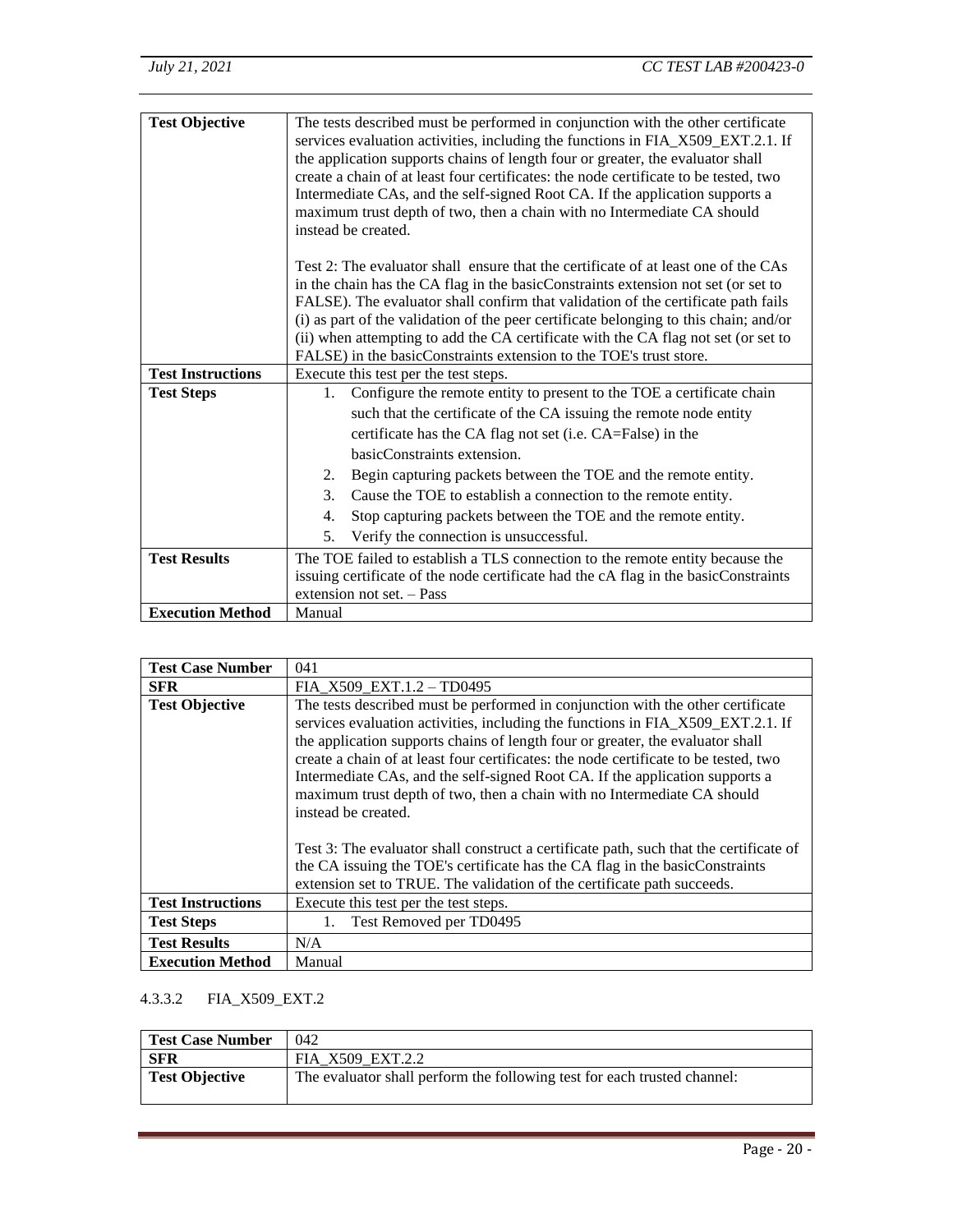| Test Objective | The tests described must be performed in conjunction with the other certificate services evaluation activities, including the functions in FIA_X509_EXT.2.1. If the application supports chains of length four or greater, the evaluator shall create a chain of at least four certificates: the node certificate to be tested, two Intermediate CAs, and the self-signed Root CA. If the application supports a maximum trust depth of two, then a chain with no Intermediate CA should instead be created.<br><br>Test 2: The evaluator shall ensure that the certificate of at least one of the CAs in the chain has the CA flag in the basicConstraints extension not set (or set to FALSE). The evaluator shall confirm that validation of the certificate path fails (i) as part of the validation of the peer certificate belonging to this chain; and/or (ii) when attempting to add the CA certificate with the CA flag not set (or set to FALSE) in the basicConstraints extension to the TOE's trust store. |
|---|---|
| **Test Instructions** | Execute this test per the test steps. |
| **Test Steps** | 1. Configure the remote entity to present to the TOE a certificate chain such that the certificate of the CA issuing the remote node entity certificate has the CA flag not set (i.e. CA=False) in the basicConstraints extension.<br>2. Begin capturing packets between the TOE and the remote entity.<br>3. Cause the TOE to establish a connection to the remote entity.<br>4. Stop capturing packets between the TOE and the remote entity.<br>5. Verify the connection is unsuccessful. |
| **Test Results** | The TOE failed to establish a TLS connection to the remote entity because the issuing certificate of the node certificate had the cA flag in the basicConstraints extension not set. – Pass |
| **Execution Method** | Manual |

| **Test Case Number** | 041 |
|---|---|
| **SFR** | FIA_X509_EXT.1.2 – TD0495 |
| **Test Objective** | The tests described must be performed in conjunction with the other certificate services evaluation activities, including the functions in FIA_X509_EXT.2.1. If the application supports chains of length four or greater, the evaluator shall create a chain of at least four certificates: the node certificate to be tested, two Intermediate CAs, and the self-signed Root CA. If the application supports a maximum trust depth of two, then a chain with no Intermediate CA should instead be created.<br><br>Test 3: The evaluator shall construct a certificate path, such that the certificate of the CA issuing the TOE's certificate has the CA flag in the basicConstraints extension set to TRUE. The validation of the certificate path succeeds. |
| **Test Instructions** | Execute this test per the test steps. |
| **Test Steps** | 1. Test Removed per TD0495 |
| **Test Results** | N/A |
| **Execution Method** | Manual |

#### 4.3.3.2 FIA_X509_EXT.2

| **Test Case Number** | 042 |
|---|---|
| **SFR** | FIA_X509_EXT.2.2 |
| **Test Objective** | The evaluator shall perform the following test for each trusted channel: |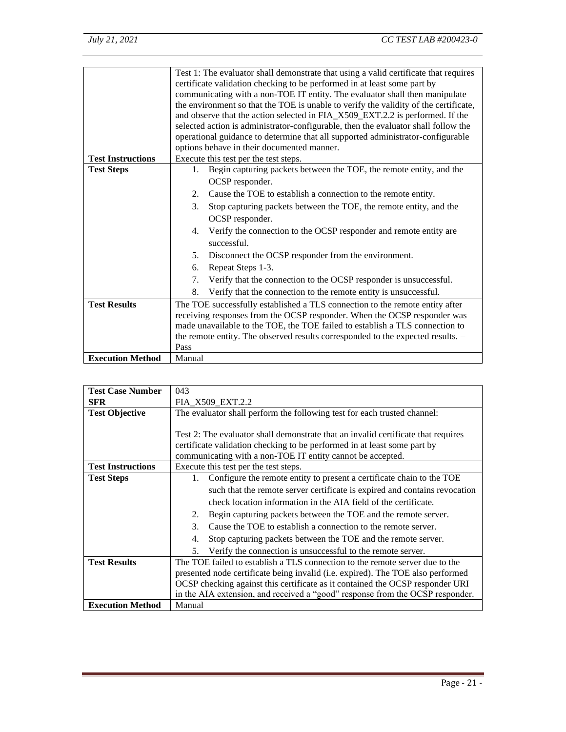| | |
|---|---|
| | Test 1: The evaluator shall demonstrate that using a valid certificate that requires certificate validation checking to be performed in at least some part by communicating with a non-TOE IT entity. The evaluator shall then manipulate the environment so that the TOE is unable to verify the validity of the certificate, and observe that the action selected in FIA_X509_EXT.2.2 is performed. If the selected action is administrator-configurable, then the evaluator shall follow the operational guidance to determine that all supported administrator-configurable options behave in their documented manner. |
| **Test Instructions** | Execute this test per the test steps. |
| **Test Steps** | 1. Begin capturing packets between the TOE, the remote entity, and the OCSP responder.<br>2. Cause the TOE to establish a connection to the remote entity.<br>3. Stop capturing packets between the TOE, the remote entity, and the OCSP responder.<br>4. Verify the connection to the OCSP responder and remote entity are successful.<br>5. Disconnect the OCSP responder from the environment.<br>6. Repeat Steps 1-3.<br>7. Verify that the connection to the OCSP responder is unsuccessful.<br>8. Verify that the connection to the remote entity is unsuccessful. |
| **Test Results** | The TOE successfully established a TLS connection to the remote entity after receiving responses from the OCSP responder. When the OCSP responder was made unavailable to the TOE, the TOE failed to establish a TLS connection to the remote entity. The observed results corresponded to the expected results. – Pass |
| **Execution Method** | Manual |

| | |
|---|---|
| **Test Case Number** | 043 |
| **SFR** | FIA_X509_EXT.2.2 |
| **Test Objective** | The evaluator shall perform the following test for each trusted channel:<br><br>Test 2: The evaluator shall demonstrate that an invalid certificate that requires certificate validation checking to be performed in at least some part by communicating with a non-TOE IT entity cannot be accepted. |
| **Test Instructions** | Execute this test per the test steps. |
| **Test Steps** | 1. Configure the remote entity to present a certificate chain to the TOE such that the remote server certificate is expired and contains revocation check location information in the AIA field of the certificate.<br>2. Begin capturing packets between the TOE and the remote server.<br>3. Cause the TOE to establish a connection to the remote server.<br>4. Stop capturing packets between the TOE and the remote server.<br>5. Verify the connection is unsuccessful to the remote server. |
| **Test Results** | The TOE failed to establish a TLS connection to the remote server due to the presented node certificate being invalid (i.e. expired). The TOE also performed OCSP checking against this certificate as it contained the OCSP responder URI in the AIA extension, and received a "good" response from the OCSP responder. |
| **Execution Method** | Manual |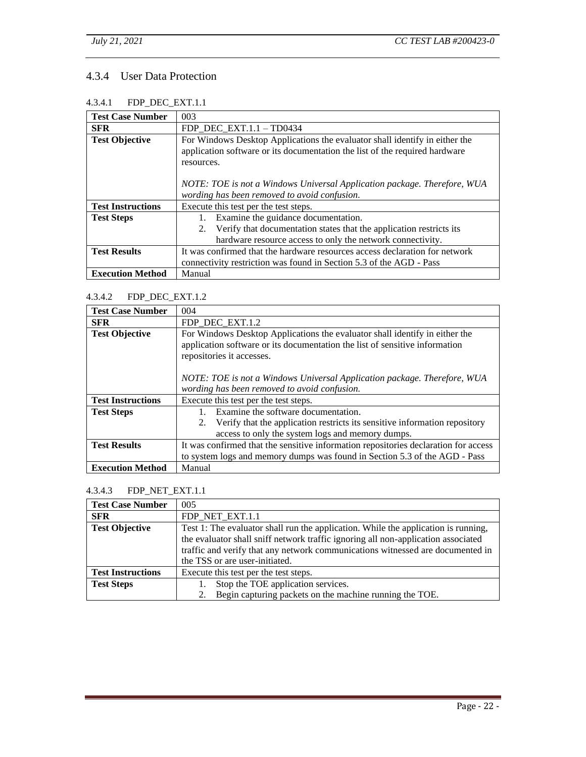## 4.3.4 User Data Protection

### 4.3.4.1 FDP_DEC_EXT.1.1

| **Test Case Number** | 003 |
|---|---|
| **SFR** | FDP_DEC_EXT.1.1 – TD0434 |
| **Test Objective** | For Windows Desktop Applications the evaluator shall identify in either the application software or its documentation the list of the required hardware resources.<br><br>*NOTE: TOE is not a Windows Universal Application package. Therefore, WUA wording has been removed to avoid confusion.* |
| **Test Instructions** | Execute this test per the test steps. |
| **Test Steps** | 1. Examine the guidance documentation.<br>2. Verify that documentation states that the application restricts its hardware resource access to only the network connectivity. |
| **Test Results** | It was confirmed that the hardware resources access declaration for network connectivity restriction was found in Section 5.3 of the AGD - Pass |
| **Execution Method** | Manual |

### 4.3.4.2 FDP_DEC_EXT.1.2

| **Test Case Number** | 004 |
|---|---|
| **SFR** | FDP_DEC_EXT.1.2 |
| **Test Objective** | For Windows Desktop Applications the evaluator shall identify in either the application software or its documentation the list of sensitive information repositories it accesses.<br><br>*NOTE: TOE is not a Windows Universal Application package. Therefore, WUA wording has been removed to avoid confusion.* |
| **Test Instructions** | Execute this test per the test steps. |
| **Test Steps** | 1. Examine the software documentation.<br>2. Verify that the application restricts its sensitive information repository access to only the system logs and memory dumps. |
| **Test Results** | It was confirmed that the sensitive information repositories declaration for access to system logs and memory dumps was found in Section 5.3 of the AGD - Pass |
| **Execution Method** | Manual |

### 4.3.4.3 FDP_NET_EXT.1.1

| **Test Case Number** | 005 |
|---|---|
| **SFR** | FDP_NET_EXT.1.1 |
| **Test Objective** | Test 1: The evaluator shall run the application. While the application is running, the evaluator shall sniff network traffic ignoring all non-application associated traffic and verify that any network communications witnessed are documented in the TSS or are user-initiated. |
| **Test Instructions** | Execute this test per the test steps. |
| **Test Steps** | 1. Stop the TOE application services.<br>2. Begin capturing packets on the machine running the TOE. |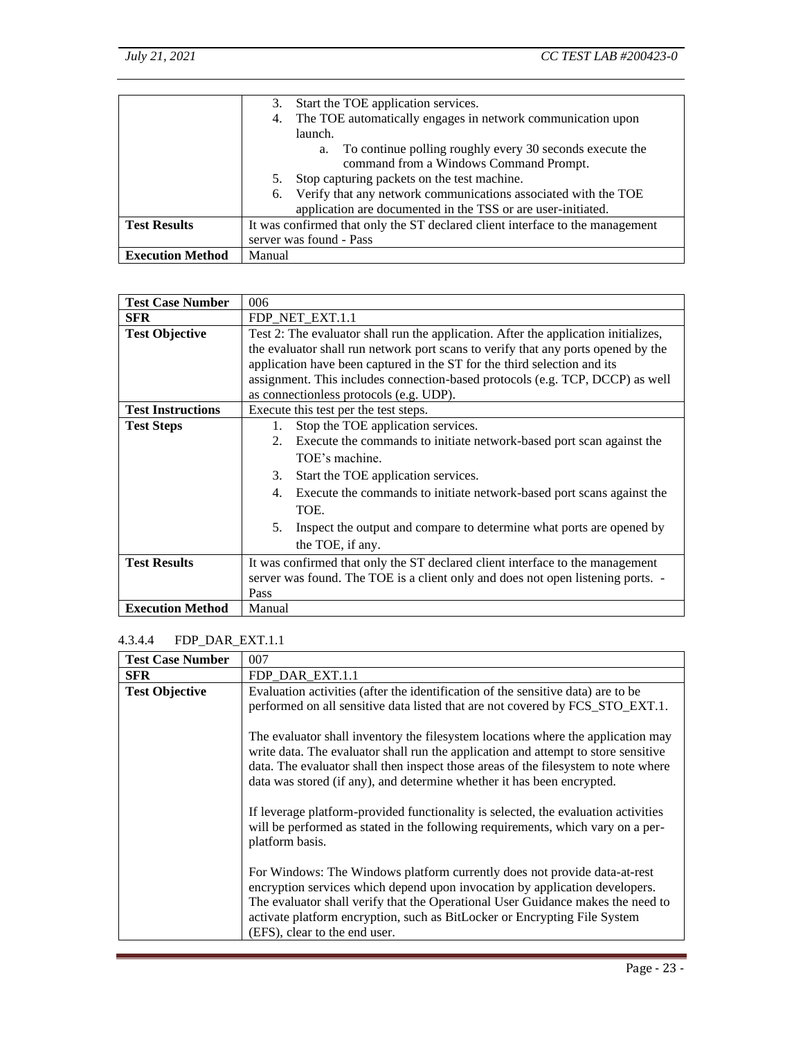|  |  |
| --- | --- |
|  | 3. Start the TOE application services.<br>4. The TOE automatically engages in network communication upon launch.<br>&nbsp;&nbsp;&nbsp;&nbsp;a. To continue polling roughly every 30 seconds execute the command from a Windows Command Prompt.<br>5. Stop capturing packets on the test machine.<br>6. Verify that any network communications associated with the TOE application are documented in the TSS or are user-initiated. |
| **Test Results** | It was confirmed that only the ST declared client interface to the management server was found - Pass |
| **Execution Method** | Manual |

| **Test Case Number** | 006 |
| --- | --- |
| **SFR** | FDP_NET_EXT.1.1 |
| **Test Objective** | Test 2: The evaluator shall run the application. After the application initializes, the evaluator shall run network port scans to verify that any ports opened by the application have been captured in the ST for the third selection and its assignment. This includes connection-based protocols (e.g. TCP, DCCP) as well as connectionless protocols (e.g. UDP). |
| **Test Instructions** | Execute this test per the test steps. |
| **Test Steps** | 1. Stop the TOE application services.<br>2. Execute the commands to initiate network-based port scan against the TOE's machine.<br>3. Start the TOE application services.<br>4. Execute the commands to initiate network-based port scans against the TOE.<br>5. Inspect the output and compare to determine what ports are opened by the TOE, if any. |
| **Test Results** | It was confirmed that only the ST declared client interface to the management server was found. The TOE is a client only and does not open listening ports. - Pass |
| **Execution Method** | Manual |

#### 4.3.4.4 FDP_DAR_EXT.1.1

| **Test Case Number** | 007 |
| --- | --- |
| **SFR** | FDP_DAR_EXT.1.1 |
| **Test Objective** | Evaluation activities (after the identification of the sensitive data) are to be performed on all sensitive data listed that are not covered by FCS_STO_EXT.1.<br><br>The evaluator shall inventory the filesystem locations where the application may write data. The evaluator shall run the application and attempt to store sensitive data. The evaluator shall then inspect those areas of the filesystem to note where data was stored (if any), and determine whether it has been encrypted.<br><br>If leverage platform-provided functionality is selected, the evaluation activities will be performed as stated in the following requirements, which vary on a per-platform basis.<br><br>For Windows: The Windows platform currently does not provide data-at-rest encryption services which depend upon invocation by application developers. The evaluator shall verify that the Operational User Guidance makes the need to activate platform encryption, such as BitLocker or Encrypting File System (EFS), clear to the end user. |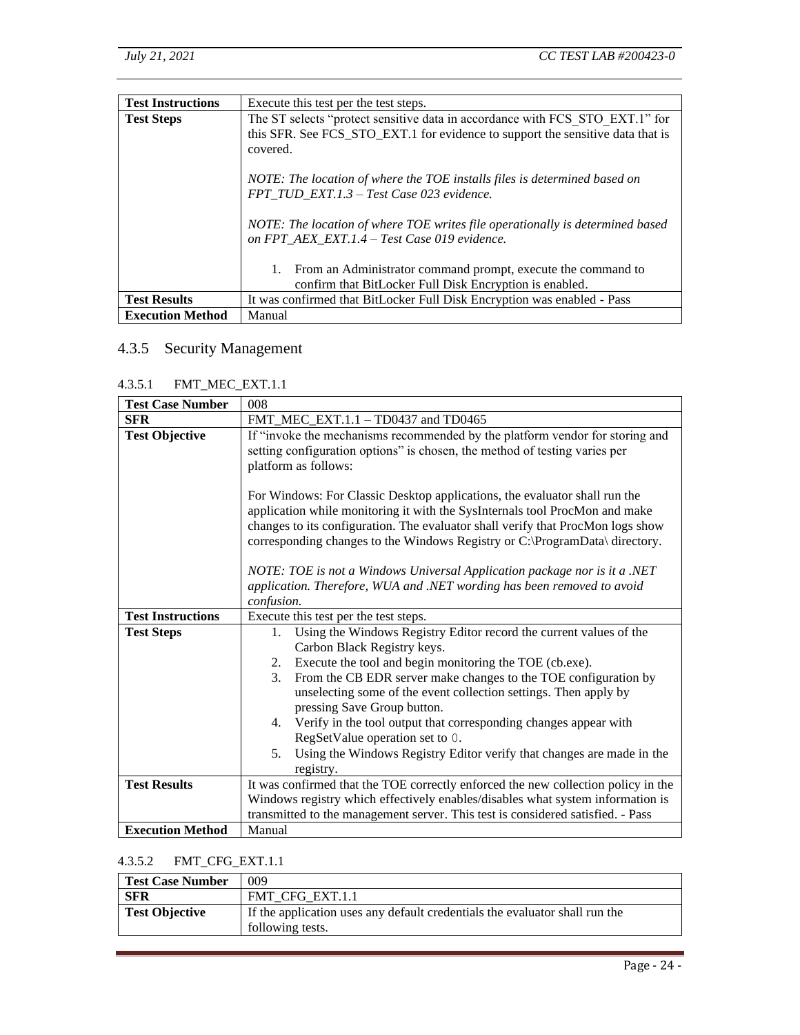| Test Instructions | Execute this test per the test steps. |
|---|---|
| **Test Steps** | The ST selects "protect sensitive data in accordance with FCS_STO_EXT.1" for this SFR. See FCS_STO_EXT.1 for evidence to support the sensitive data that is covered.<br><br>*NOTE: The location of where the TOE installs files is determined based on FPT_TUD_EXT.1.3 – Test Case 023 evidence.*<br><br>*NOTE: The location of where TOE writes file operationally is determined based on FPT_AEX_EXT.1.4 – Test Case 019 evidence.*<br><br>1. From an Administrator command prompt, execute the command to confirm that BitLocker Full Disk Encryption is enabled. |
| **Test Results** | It was confirmed that BitLocker Full Disk Encryption was enabled - Pass |
| **Execution Method** | Manual |

## 4.3.5 Security Management

### 4.3.5.1 FMT_MEC_EXT.1.1

| Test Case Number | 008 |
|---|---|
| **SFR** | FMT_MEC_EXT.1.1 – TD0437 and TD0465 |
| **Test Objective** | If "invoke the mechanisms recommended by the platform vendor for storing and setting configuration options" is chosen, the method of testing varies per platform as follows:<br><br>For Windows: For Classic Desktop applications, the evaluator shall run the application while monitoring it with the SysInternals tool ProcMon and make changes to its configuration. The evaluator shall verify that ProcMon logs show corresponding changes to the Windows Registry or C:\ProgramData\ directory.<br><br>*NOTE: TOE is not a Windows Universal Application package nor is it a .NET application. Therefore, WUA and .NET wording has been removed to avoid confusion.* |
| **Test Instructions** | Execute this test per the test steps. |
| **Test Steps** | 1. Using the Windows Registry Editor record the current values of the Carbon Black Registry keys.<br>2. Execute the tool and begin monitoring the TOE (cb.exe).<br>3. From the CB EDR server make changes to the TOE configuration by unselecting some of the event collection settings. Then apply by pressing Save Group button.<br>4. Verify in the tool output that corresponding changes appear with RegSetValue operation set to 0.<br>5. Using the Windows Registry Editor verify that changes are made in the registry. |
| **Test Results** | It was confirmed that the TOE correctly enforced the new collection policy in the Windows registry which effectively enables/disables what system information is transmitted to the management server. This test is considered satisfied. - Pass |
| **Execution Method** | Manual |

### 4.3.5.2 FMT_CFG_EXT.1.1

| Test Case Number | 009 |
|---|---|
| **SFR** | FMT_CFG_EXT.1.1 |
| **Test Objective** | If the application uses any default credentials the evaluator shall run the following tests. |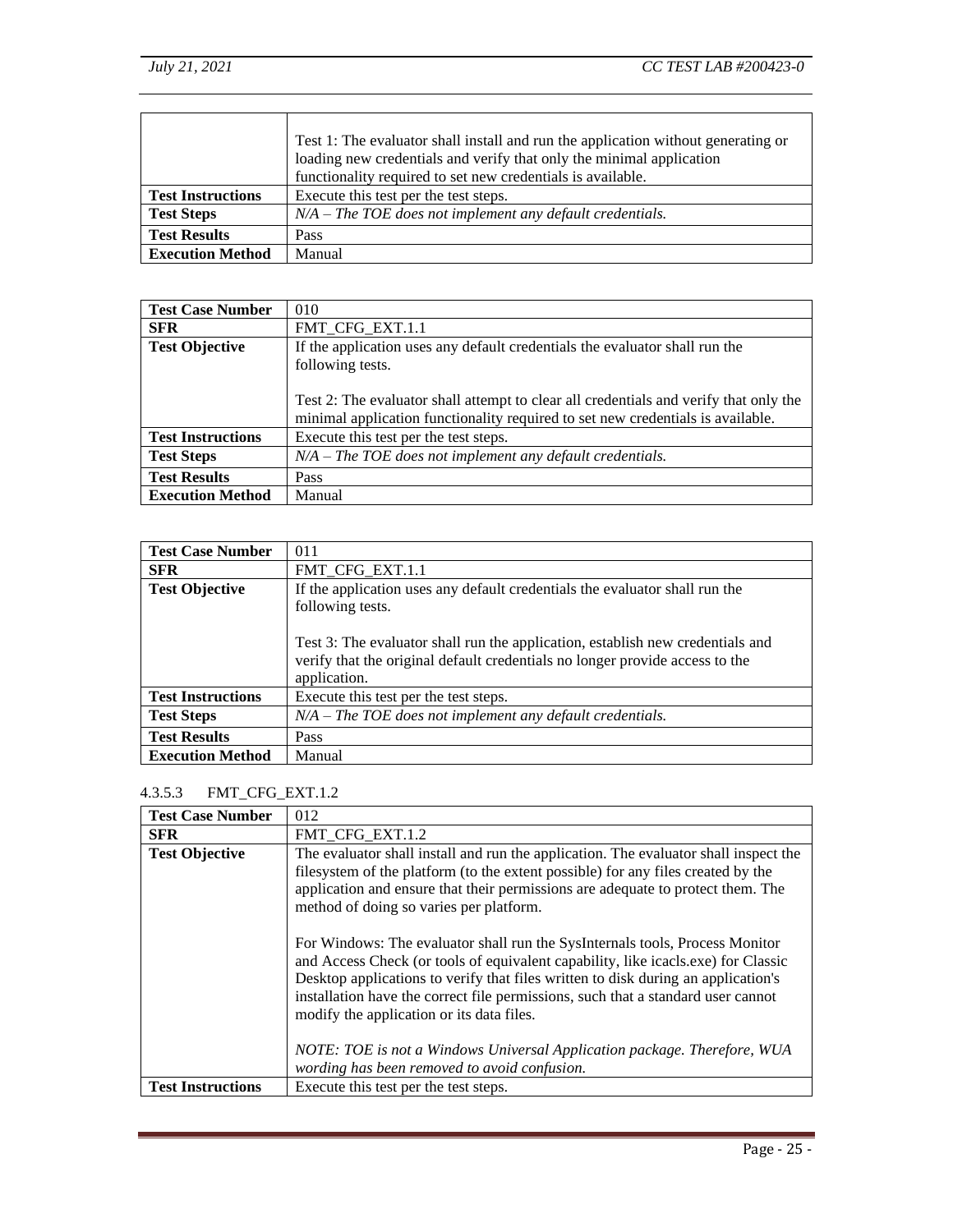| | |
|---|---|
| | Test 1: The evaluator shall install and run the application without generating or loading new credentials and verify that only the minimal application functionality required to set new credentials is available. |
| **Test Instructions** | Execute this test per the test steps. |
| **Test Steps** | *N/A – The TOE does not implement any default credentials.* |
| **Test Results** | Pass |
| **Execution Method** | Manual |

| **Test Case Number** | 010 |
|---|---|
| **SFR** | FMT_CFG_EXT.1.1 |
| **Test Objective** | If the application uses any default credentials the evaluator shall run the following tests.<br><br>Test 2: The evaluator shall attempt to clear all credentials and verify that only the minimal application functionality required to set new credentials is available. |
| **Test Instructions** | Execute this test per the test steps. |
| **Test Steps** | *N/A – The TOE does not implement any default credentials.* |
| **Test Results** | Pass |
| **Execution Method** | Manual |

| **Test Case Number** | 011 |
|---|---|
| **SFR** | FMT_CFG_EXT.1.1 |
| **Test Objective** | If the application uses any default credentials the evaluator shall run the following tests.<br><br>Test 3: The evaluator shall run the application, establish new credentials and verify that the original default credentials no longer provide access to the application. |
| **Test Instructions** | Execute this test per the test steps. |
| **Test Steps** | *N/A – The TOE does not implement any default credentials.* |
| **Test Results** | Pass |
| **Execution Method** | Manual |

#### 4.3.5.3 FMT_CFG_EXT.1.2

| **Test Case Number** | 012 |
|---|---|
| **SFR** | FMT_CFG_EXT.1.2 |
| **Test Objective** | The evaluator shall install and run the application. The evaluator shall inspect the filesystem of the platform (to the extent possible) for any files created by the application and ensure that their permissions are adequate to protect them. The method of doing so varies per platform.<br><br>For Windows: The evaluator shall run the SysInternals tools, Process Monitor and Access Check (or tools of equivalent capability, like icacls.exe) for Classic Desktop applications to verify that files written to disk during an application's installation have the correct file permissions, such that a standard user cannot modify the application or its data files.<br><br>*NOTE: TOE is not a Windows Universal Application package. Therefore, WUA wording has been removed to avoid confusion.* |
| **Test Instructions** | Execute this test per the test steps. |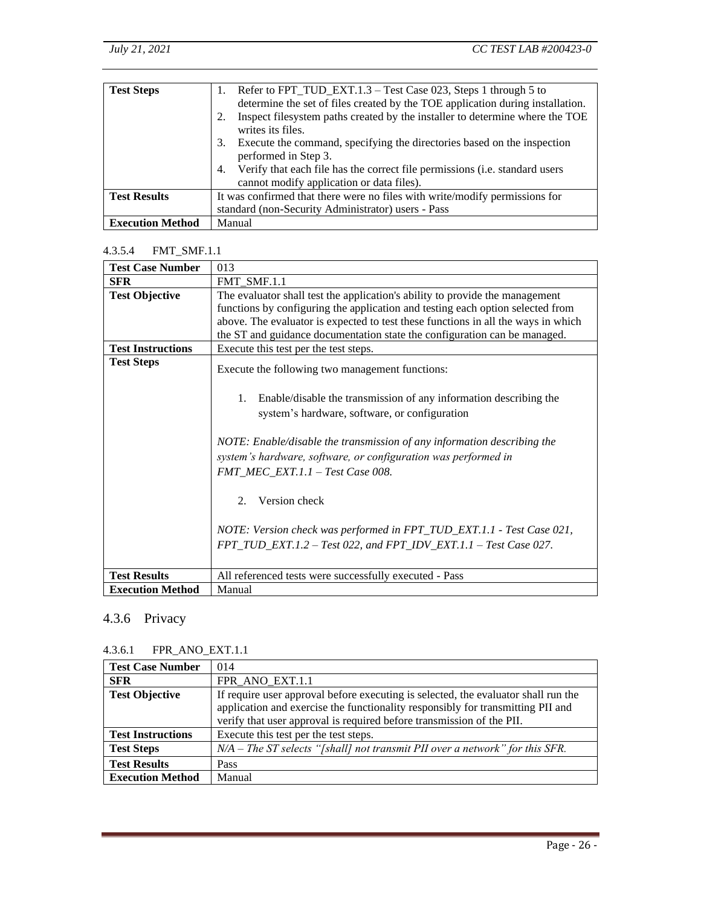| Test Steps | 1. Refer to FPT_TUD_EXT.1.3 – Test Case 023, Steps 1 through 5 to determine the set of files created by the TOE application during installation.<br>2. Inspect filesystem paths created by the installer to determine where the TOE writes its files.<br>3. Execute the command, specifying the directories based on the inspection performed in Step 3.<br>4. Verify that each file has the correct file permissions (i.e. standard users cannot modify application or data files). |
|---|---|
| **Test Results** | It was confirmed that there were no files with write/modify permissions for standard (non-Security Administrator) users - Pass |
| **Execution Method** | Manual |

#### 4.3.5.4 FMT_SMF.1.1

| Test Case Number | 013 |
|---|---|
| **SFR** | FMT_SMF.1.1 |
| **Test Objective** | The evaluator shall test the application's ability to provide the management functions by configuring the application and testing each option selected from above. The evaluator is expected to test these functions in all the ways in which the ST and guidance documentation state the configuration can be managed. |
| **Test Instructions** | Execute this test per the test steps. |
| **Test Steps** | Execute the following two management functions:<br><br>1. Enable/disable the transmission of any information describing the system's hardware, software, or configuration<br><br>*NOTE: Enable/disable the transmission of any information describing the system's hardware, software, or configuration was performed in FMT_MEC_EXT.1.1 – Test Case 008.*<br><br>2. Version check<br><br>*NOTE: Version check was performed in FPT_TUD_EXT.1.1 - Test Case 021, FPT_TUD_EXT.1.2 – Test 022, and FPT_IDV_EXT.1.1 – Test Case 027.* |
| **Test Results** | All referenced tests were successfully executed - Pass |
| **Execution Method** | Manual |

### 4.3.6 Privacy

#### 4.3.6.1 FPR_ANO_EXT.1.1

| Test Case Number | 014 |
|---|---|
| **SFR** | FPR_ANO_EXT.1.1 |
| **Test Objective** | If require user approval before executing is selected, the evaluator shall run the application and exercise the functionality responsibly for transmitting PII and verify that user approval is required before transmission of the PII. |
| **Test Instructions** | Execute this test per the test steps. |
| **Test Steps** | *N/A – The ST selects "[shall] not transmit PII over a network" for this SFR.* |
| **Test Results** | Pass |
| **Execution Method** | Manual |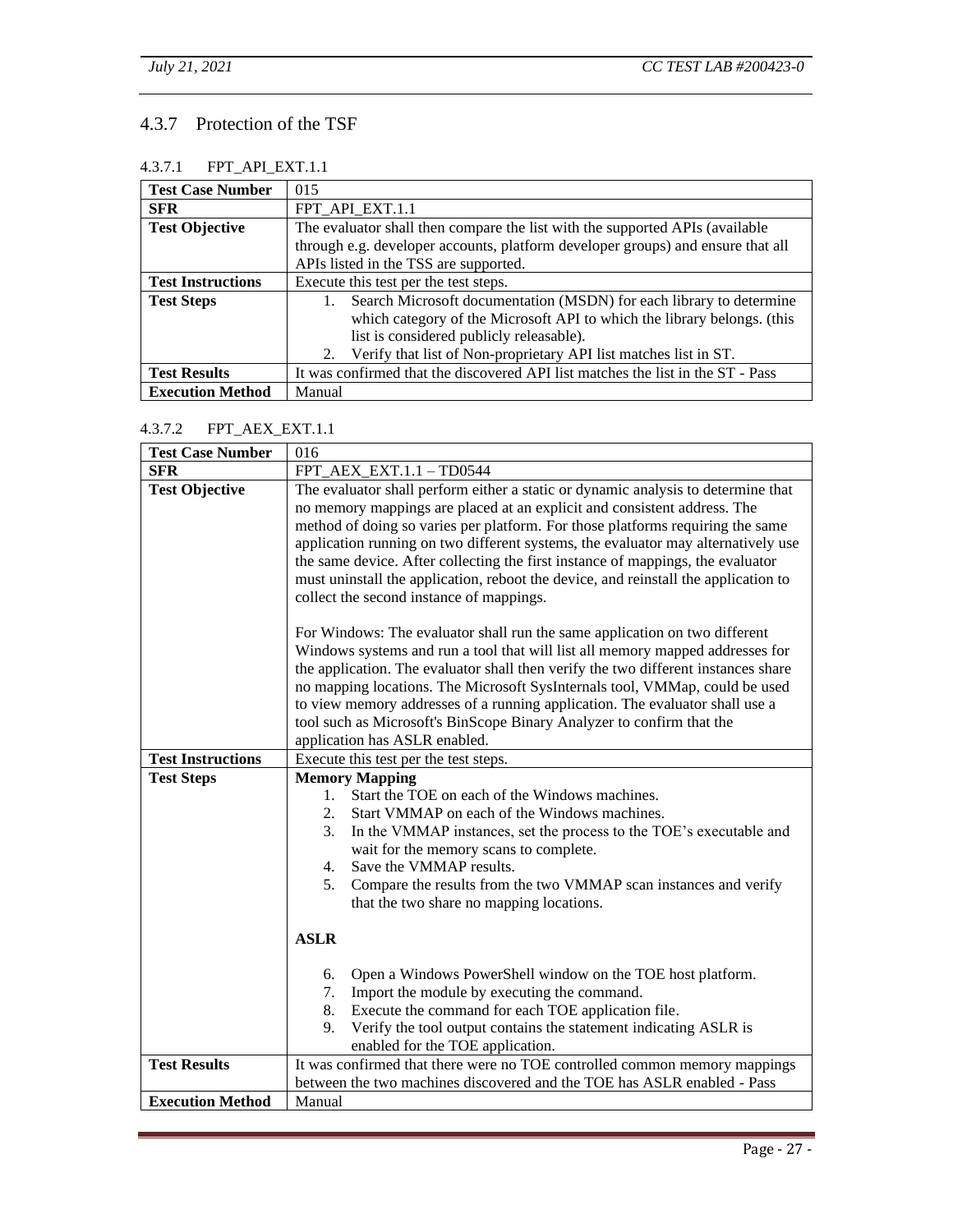### 4.3.7 Protection of the TSF

#### 4.3.7.1 FPT_API_EXT.1.1

| Test Case Number | 015 |
|---|---|
| **SFR** | FPT_API_EXT.1.1 |
| **Test Objective** | The evaluator shall then compare the list with the supported APIs (available through e.g. developer accounts, platform developer groups) and ensure that all APIs listed in the TSS are supported. |
| **Test Instructions** | Execute this test per the test steps. |
| **Test Steps** | 1. Search Microsoft documentation (MSDN) for each library to determine which category of the Microsoft API to which the library belongs. (this list is considered publicly releasable).<br>2. Verify that list of Non-proprietary API list matches list in ST. |
| **Test Results** | It was confirmed that the discovered API list matches the list in the ST - Pass |
| **Execution Method** | Manual |

#### 4.3.7.2 FPT_AEX_EXT.1.1

| Test Case Number | 016 |
|---|---|
| **SFR** | FPT_AEX_EXT.1.1 – TD0544 |
| **Test Objective** | The evaluator shall perform either a static or dynamic analysis to determine that no memory mappings are placed at an explicit and consistent address. The method of doing so varies per platform. For those platforms requiring the same application running on two different systems, the evaluator may alternatively use the same device. After collecting the first instance of mappings, the evaluator must uninstall the application, reboot the device, and reinstall the application to collect the second instance of mappings.<br><br>For Windows: The evaluator shall run the same application on two different Windows systems and run a tool that will list all memory mapped addresses for the application. The evaluator shall then verify the two different instances share no mapping locations. The Microsoft SysInternals tool, VMMap, could be used to view memory addresses of a running application. The evaluator shall use a tool such as Microsoft's BinScope Binary Analyzer to confirm that the application has ASLR enabled. |
| **Test Instructions** | Execute this test per the test steps. |
| **Test Steps** | **Memory Mapping**<br>1. Start the TOE on each of the Windows machines.<br>2. Start VMMAP on each of the Windows machines.<br>3. In the VMMAP instances, set the process to the TOE's executable and wait for the memory scans to complete.<br>4. Save the VMMAP results.<br>5. Compare the results from the two VMMAP scan instances and verify that the two share no mapping locations.<br><br>**ASLR**<br><br>6. Open a Windows PowerShell window on the TOE host platform.<br>7. Import the module by executing the command.<br>8. Execute the command for each TOE application file.<br>9. Verify the tool output contains the statement indicating ASLR is enabled for the TOE application. |
| **Test Results** | It was confirmed that there were no TOE controlled common memory mappings between the two machines discovered and the TOE has ASLR enabled - Pass |
| **Execution Method** | Manual |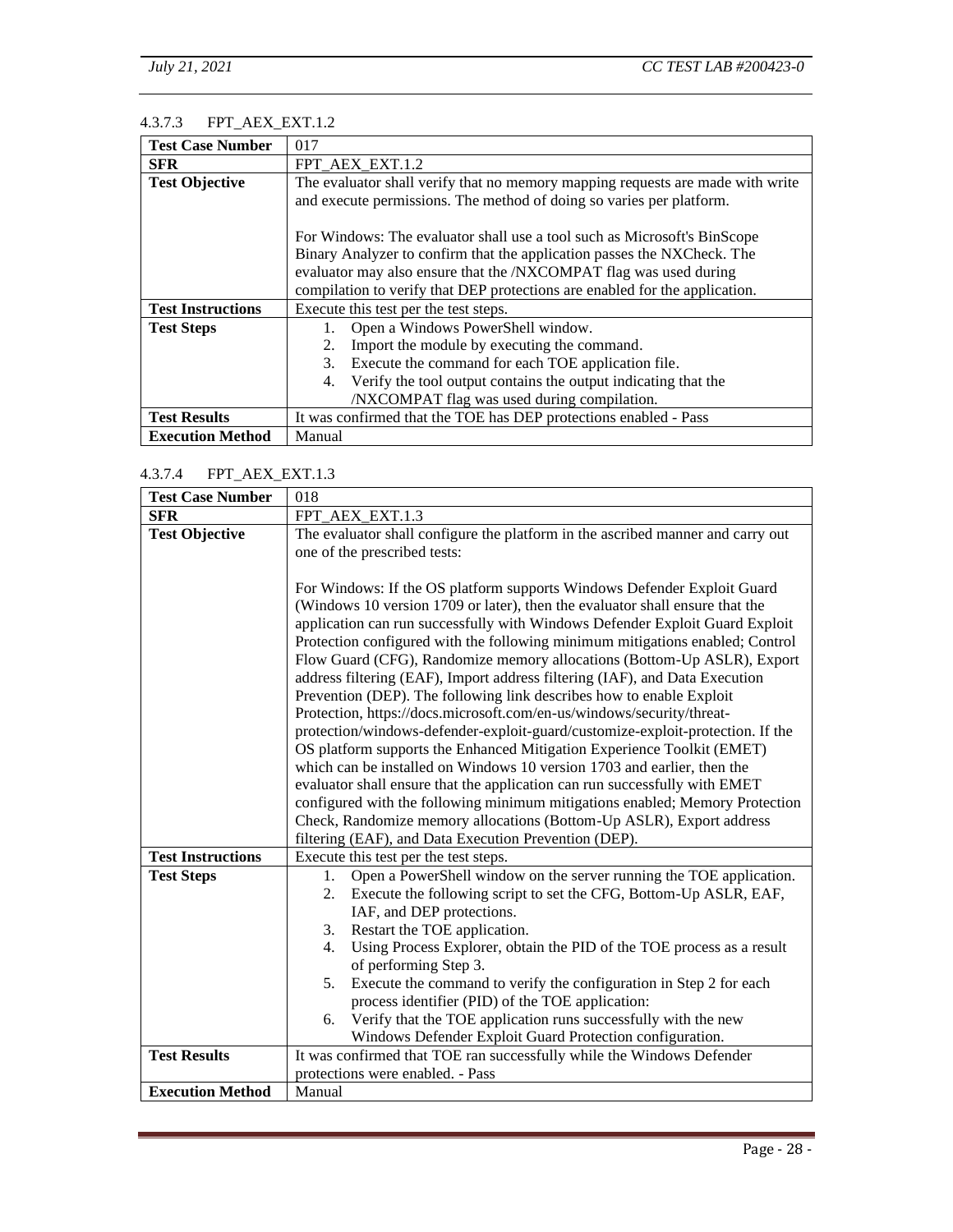#### 4.3.7.3 FPT_AEX_EXT.1.2

| Test Case Number | 017 |
|---|---|
| **SFR** | FPT_AEX_EXT.1.2 |
| **Test Objective** | The evaluator shall verify that no memory mapping requests are made with write and execute permissions. The method of doing so varies per platform.<br><br>For Windows: The evaluator shall use a tool such as Microsoft's BinScope Binary Analyzer to confirm that the application passes the NXCheck. The evaluator may also ensure that the /NXCOMPAT flag was used during compilation to verify that DEP protections are enabled for the application. |
| **Test Instructions** | Execute this test per the test steps. |
| **Test Steps** | 1. Open a Windows PowerShell window.<br>2. Import the module by executing the command.<br>3. Execute the command for each TOE application file.<br>4. Verify the tool output contains the output indicating that the /NXCOMPAT flag was used during compilation. |
| **Test Results** | It was confirmed that the TOE has DEP protections enabled - Pass |
| **Execution Method** | Manual |

#### 4.3.7.4 FPT_AEX_EXT.1.3

| Test Case Number | 018 |
|---|---|
| **SFR** | FPT_AEX_EXT.1.3 |
| **Test Objective** | The evaluator shall configure the platform in the ascribed manner and carry out one of the prescribed tests:<br><br>For Windows: If the OS platform supports Windows Defender Exploit Guard (Windows 10 version 1709 or later), then the evaluator shall ensure that the application can run successfully with Windows Defender Exploit Guard Exploit Protection configured with the following minimum mitigations enabled; Control Flow Guard (CFG), Randomize memory allocations (Bottom-Up ASLR), Export address filtering (EAF), Import address filtering (IAF), and Data Execution Prevention (DEP). The following link describes how to enable Exploit Protection, https://docs.microsoft.com/en-us/windows/security/threat-protection/windows-defender-exploit-guard/customize-exploit-protection. If the OS platform supports the Enhanced Mitigation Experience Toolkit (EMET) which can be installed on Windows 10 version 1703 and earlier, then the evaluator shall ensure that the application can run successfully with EMET configured with the following minimum mitigations enabled; Memory Protection Check, Randomize memory allocations (Bottom-Up ASLR), Export address filtering (EAF), and Data Execution Prevention (DEP). |
| **Test Instructions** | Execute this test per the test steps. |
| **Test Steps** | 1. Open a PowerShell window on the server running the TOE application.<br>2. Execute the following script to set the CFG, Bottom-Up ASLR, EAF, IAF, and DEP protections.<br>3. Restart the TOE application.<br>4. Using Process Explorer, obtain the PID of the TOE process as a result of performing Step 3.<br>5. Execute the command to verify the configuration in Step 2 for each process identifier (PID) of the TOE application:<br>6. Verify that the TOE application runs successfully with the new Windows Defender Exploit Guard Protection configuration. |
| **Test Results** | It was confirmed that TOE ran successfully while the Windows Defender protections were enabled. - Pass |
| **Execution Method** | Manual |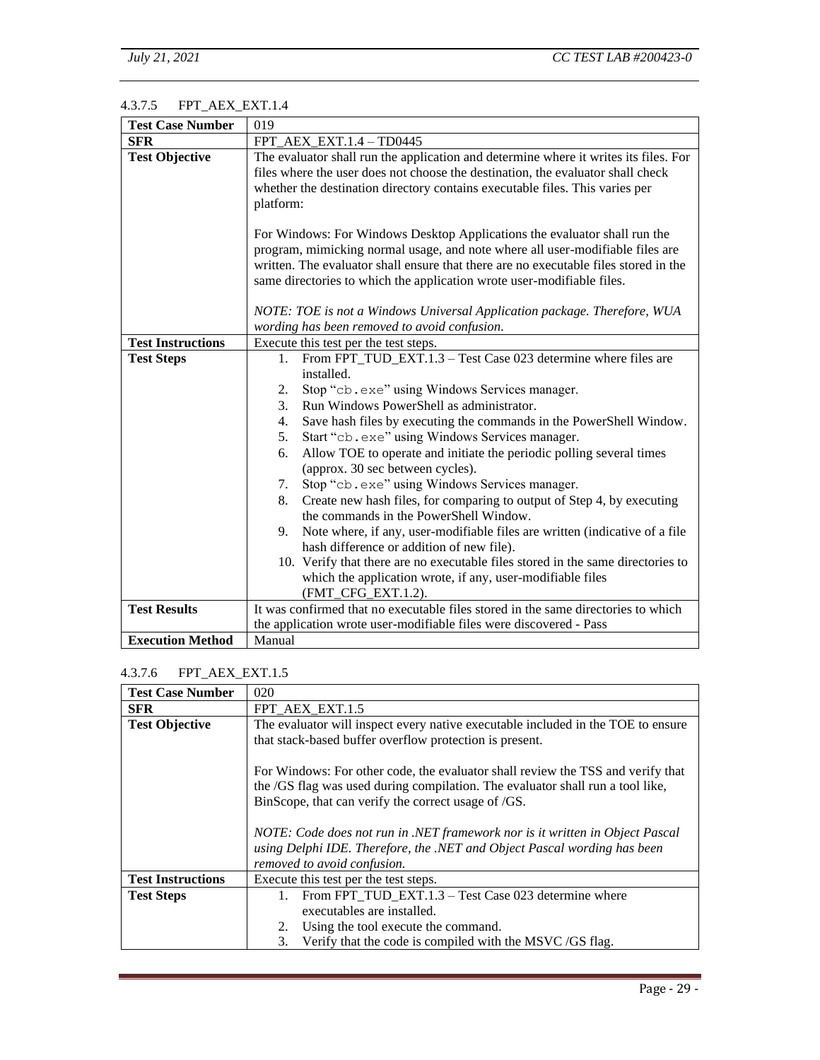#### 4.3.7.5 FPT_AEX_EXT.1.4

| **Test Case Number** | 019 |
|---|---|
| **SFR** | FPT_AEX_EXT.1.4 – TD0445 |
| **Test Objective** | The evaluator shall run the application and determine where it writes its files. For files where the user does not choose the destination, the evaluator shall check whether the destination directory contains executable files. This varies per platform:<br><br>For Windows: For Windows Desktop Applications the evaluator shall run the program, mimicking normal usage, and note where all user-modifiable files are written. The evaluator shall ensure that there are no executable files stored in the same directories to which the application wrote user-modifiable files.<br><br>*NOTE: TOE is not a Windows Universal Application package. Therefore, WUA wording has been removed to avoid confusion.* |
| **Test Instructions** | Execute this test per the test steps. |
| **Test Steps** | 1. From FPT_TUD_EXT.1.3 – Test Case 023 determine where files are installed.<br>2. Stop "`cb.exe`" using Windows Services manager.<br>3. Run Windows PowerShell as administrator.<br>4. Save hash files by executing the commands in the PowerShell Window.<br>5. Start "`cb.exe`" using Windows Services manager.<br>6. Allow TOE to operate and initiate the periodic polling several times (approx. 30 sec between cycles).<br>7. Stop "`cb.exe`" using Windows Services manager.<br>8. Create new hash files, for comparing to output of Step 4, by executing the commands in the PowerShell Window.<br>9. Note where, if any, user-modifiable files are written (indicative of a file hash difference or addition of new file).<br>10. Verify that there are no executable files stored in the same directories to which the application wrote, if any, user-modifiable files (FMT_CFG_EXT.1.2). |
| **Test Results** | It was confirmed that no executable files stored in the same directories to which the application wrote user-modifiable files were discovered - Pass |
| **Execution Method** | Manual |

#### 4.3.7.6 FPT_AEX_EXT.1.5

| **Test Case Number** | 020 |
|---|---|
| **SFR** | FPT_AEX_EXT.1.5 |
| **Test Objective** | The evaluator will inspect every native executable included in the TOE to ensure that stack-based buffer overflow protection is present.<br><br>For Windows: For other code, the evaluator shall review the TSS and verify that the /GS flag was used during compilation. The evaluator shall run a tool like, BinScope, that can verify the correct usage of /GS.<br><br>*NOTE: Code does not run in .NET framework nor is it written in Object Pascal using Delphi IDE. Therefore, the .NET and Object Pascal wording has been removed to avoid confusion.* |
| **Test Instructions** | Execute this test per the test steps. |
| **Test Steps** | 1. From FPT_TUD_EXT.1.3 – Test Case 023 determine where executables are installed.<br>2. Using the tool execute the command.<br>3. Verify that the code is compiled with the MSVC /GS flag. |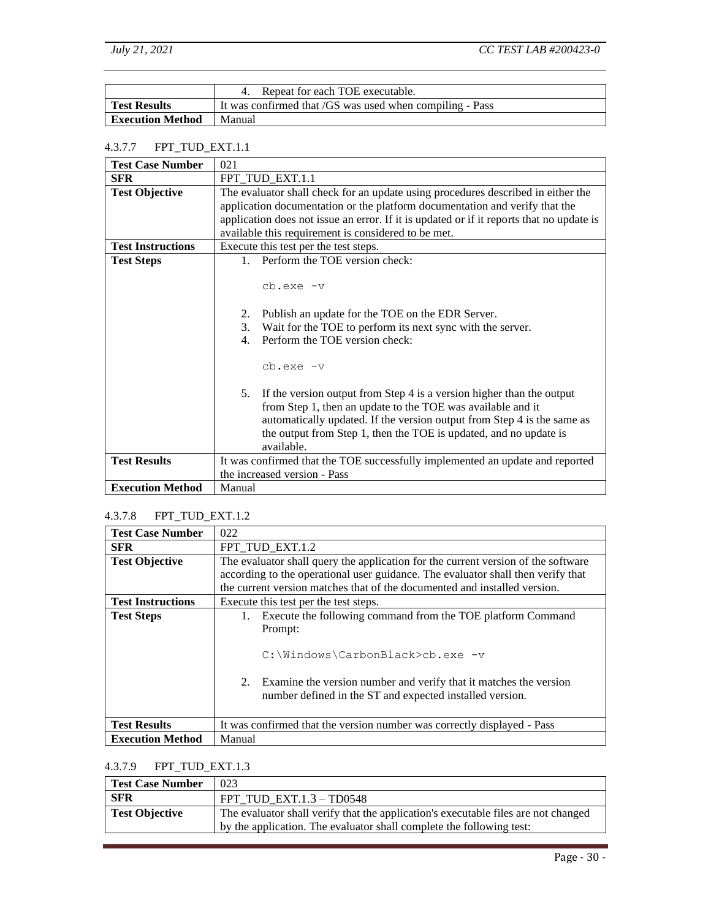|  | 4. Repeat for each TOE executable. |
|---|---|
| **Test Results** | It was confirmed that /GS was used when compiling - Pass |
| **Execution Method** | Manual |

#### 4.3.7.7 FPT_TUD_EXT.1.1

| **Test Case Number** | 021 |
|---|---|
| **SFR** | FPT_TUD_EXT.1.1 |
| **Test Objective** | The evaluator shall check for an update using procedures described in either the application documentation or the platform documentation and verify that the application does not issue an error. If it is updated or if it reports that no update is available this requirement is considered to be met. |
| **Test Instructions** | Execute this test per the test steps. |
| **Test Steps** | 1. Perform the TOE version check:<br><br>`cb.exe -v`<br><br>2. Publish an update for the TOE on the EDR Server.<br>3. Wait for the TOE to perform its next sync with the server.<br>4. Perform the TOE version check:<br><br>`cb.exe -v`<br><br>5. If the version output from Step 4 is a version higher than the output from Step 1, then an update to the TOE was available and it automatically updated. If the version output from Step 4 is the same as the output from Step 1, then the TOE is updated, and no update is available. |
| **Test Results** | It was confirmed that the TOE successfully implemented an update and reported the increased version - Pass |
| **Execution Method** | Manual |

#### 4.3.7.8 FPT_TUD_EXT.1.2

| **Test Case Number** | 022 |
|---|---|
| **SFR** | FPT_TUD_EXT.1.2 |
| **Test Objective** | The evaluator shall query the application for the current version of the software according to the operational user guidance. The evaluator shall then verify that the current version matches that of the documented and installed version. |
| **Test Instructions** | Execute this test per the test steps. |
| **Test Steps** | 1. Execute the following command from the TOE platform Command Prompt:<br><br>`C:\Windows\CarbonBlack>cb.exe -v`<br><br>2. Examine the version number and verify that it matches the version number defined in the ST and expected installed version. |
| **Test Results** | It was confirmed that the version number was correctly displayed - Pass |
| **Execution Method** | Manual |

#### 4.3.7.9 FPT_TUD_EXT.1.3

| **Test Case Number** | 023 |
|---|---|
| **SFR** | FPT_TUD_EXT.1.3 – TD0548 |
| **Test Objective** | The evaluator shall verify that the application's executable files are not changed by the application. The evaluator shall complete the following test: |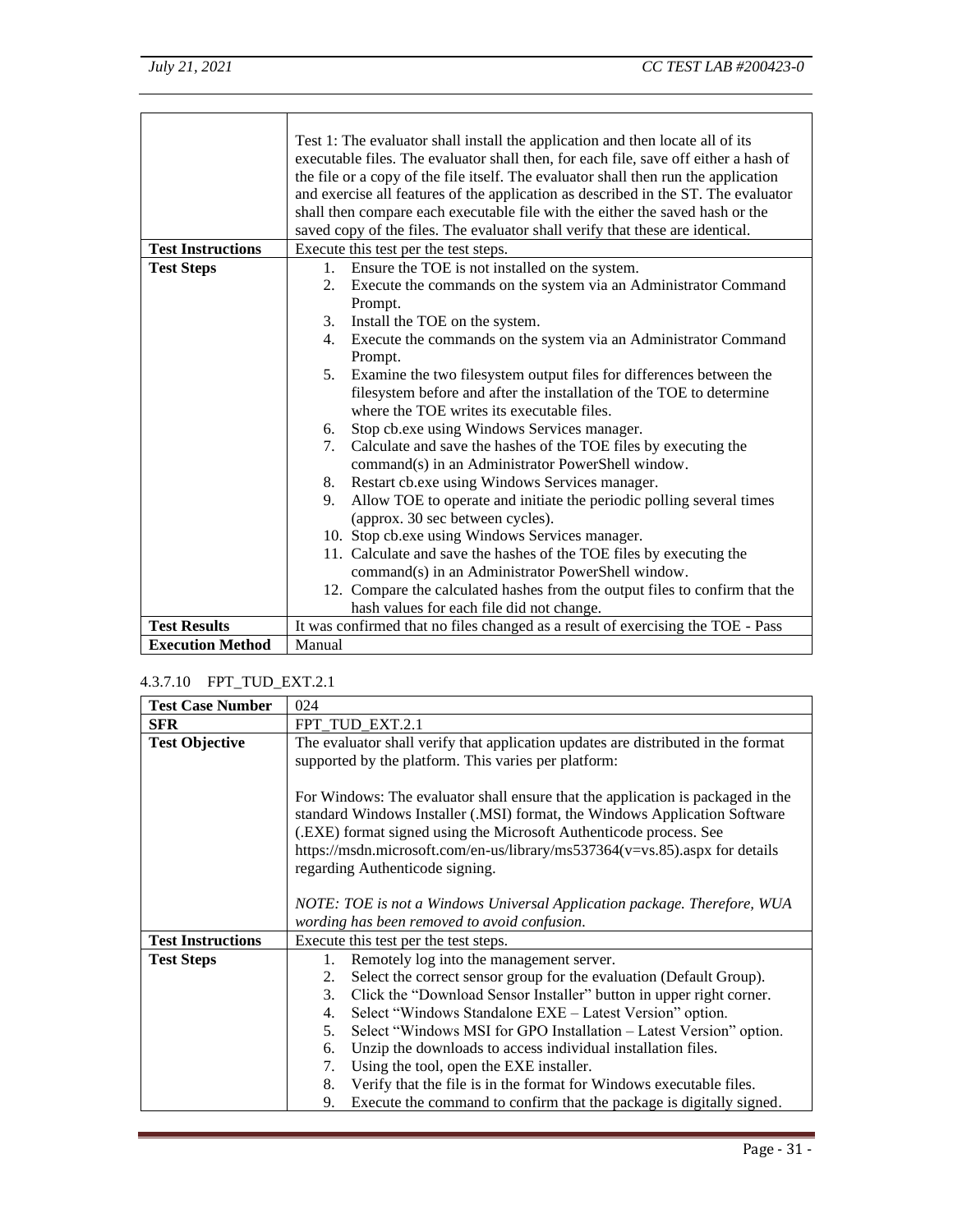| | |
|---|---|
| | Test 1: The evaluator shall install the application and then locate all of its executable files. The evaluator shall then, for each file, save off either a hash of the file or a copy of the file itself. The evaluator shall then run the application and exercise all features of the application as described in the ST. The evaluator shall then compare each executable file with the either the saved hash or the saved copy of the files. The evaluator shall verify that these are identical. |
| **Test Instructions** | Execute this test per the test steps. |
| **Test Steps** | 1. Ensure the TOE is not installed on the system.<br>2. Execute the commands on the system via an Administrator Command Prompt.<br>3. Install the TOE on the system.<br>4. Execute the commands on the system via an Administrator Command Prompt.<br>5. Examine the two filesystem output files for differences between the filesystem before and after the installation of the TOE to determine where the TOE writes its executable files.<br>6. Stop cb.exe using Windows Services manager.<br>7. Calculate and save the hashes of the TOE files by executing the command(s) in an Administrator PowerShell window.<br>8. Restart cb.exe using Windows Services manager.<br>9. Allow TOE to operate and initiate the periodic polling several times (approx. 30 sec between cycles).<br>10. Stop cb.exe using Windows Services manager.<br>11. Calculate and save the hashes of the TOE files by executing the command(s) in an Administrator PowerShell window.<br>12. Compare the calculated hashes from the output files to confirm that the hash values for each file did not change. |
| **Test Results** | It was confirmed that no files changed as a result of exercising the TOE - Pass |
| **Execution Method** | Manual |

#### 4.3.7.10 FPT_TUD_EXT.2.1

| | |
|---|---|
| **Test Case Number** | 024 |
| **SFR** | FPT_TUD_EXT.2.1 |
| **Test Objective** | The evaluator shall verify that application updates are distributed in the format supported by the platform. This varies per platform:<br><br>For Windows: The evaluator shall ensure that the application is packaged in the standard Windows Installer (.MSI) format, the Windows Application Software (.EXE) format signed using the Microsoft Authenticode process. See https://msdn.microsoft.com/en-us/library/ms537364(v=vs.85).aspx for details regarding Authenticode signing.<br><br>*NOTE: TOE is not a Windows Universal Application package. Therefore, WUA wording has been removed to avoid confusion.* |
| **Test Instructions** | Execute this test per the test steps. |
| **Test Steps** | 1. Remotely log into the management server.<br>2. Select the correct sensor group for the evaluation (Default Group).<br>3. Click the "Download Sensor Installer" button in upper right corner.<br>4. Select "Windows Standalone EXE – Latest Version" option.<br>5. Select "Windows MSI for GPO Installation – Latest Version" option.<br>6. Unzip the downloads to access individual installation files.<br>7. Using the tool, open the EXE installer.<br>8. Verify that the file is in the format for Windows executable files.<br>9. Execute the command to confirm that the package is digitally signed. |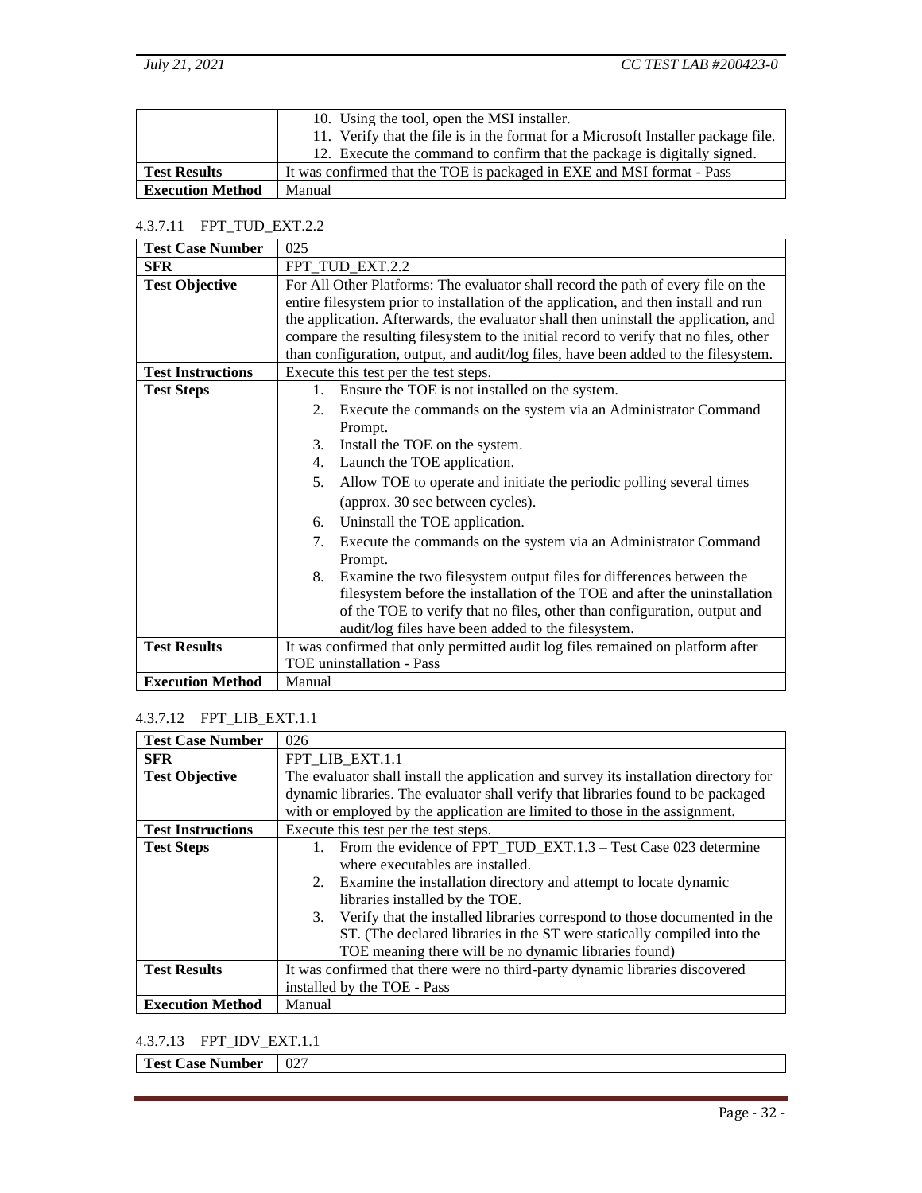| | |
|---|---|
| | 10. Using the tool, open the MSI installer.<br>11. Verify that the file is in the format for a Microsoft Installer package file.<br>12. Execute the command to confirm that the package is digitally signed. |
| **Test Results** | It was confirmed that the TOE is packaged in EXE and MSI format - Pass |
| **Execution Method** | Manual |

#### 4.3.7.11 FPT_TUD_EXT.2.2

| **Test Case Number** | 025 |
|---|---|
| **SFR** | FPT_TUD_EXT.2.2 |
| **Test Objective** | For All Other Platforms: The evaluator shall record the path of every file on the entire filesystem prior to installation of the application, and then install and run the application. Afterwards, the evaluator shall then uninstall the application, and compare the resulting filesystem to the initial record to verify that no files, other than configuration, output, and audit/log files, have been added to the filesystem. |
| **Test Instructions** | Execute this test per the test steps. |
| **Test Steps** | 1. Ensure the TOE is not installed on the system.<br>2. Execute the commands on the system via an Administrator Command Prompt.<br>3. Install the TOE on the system.<br>4. Launch the TOE application.<br>5. Allow TOE to operate and initiate the periodic polling several times (approx. 30 sec between cycles).<br>6. Uninstall the TOE application.<br>7. Execute the commands on the system via an Administrator Command Prompt.<br>8. Examine the two filesystem output files for differences between the filesystem before the installation of the TOE and after the uninstallation of the TOE to verify that no files, other than configuration, output and audit/log files have been added to the filesystem. |
| **Test Results** | It was confirmed that only permitted audit log files remained on platform after TOE uninstallation - Pass |
| **Execution Method** | Manual |

#### 4.3.7.12 FPT_LIB_EXT.1.1

| **Test Case Number** | 026 |
|---|---|
| **SFR** | FPT_LIB_EXT.1.1 |
| **Test Objective** | The evaluator shall install the application and survey its installation directory for dynamic libraries. The evaluator shall verify that libraries found to be packaged with or employed by the application are limited to those in the assignment. |
| **Test Instructions** | Execute this test per the test steps. |
| **Test Steps** | 1. From the evidence of FPT_TUD_EXT.1.3 – Test Case 023 determine where executables are installed.<br>2. Examine the installation directory and attempt to locate dynamic libraries installed by the TOE.<br>3. Verify that the installed libraries correspond to those documented in the ST. (The declared libraries in the ST were statically compiled into the TOE meaning there will be no dynamic libraries found) |
| **Test Results** | It was confirmed that there were no third-party dynamic libraries discovered installed by the TOE - Pass |
| **Execution Method** | Manual |

#### 4.3.7.13 FPT_IDV_EXT.1.1

| **Test Case Number** | 027 |
|---|---|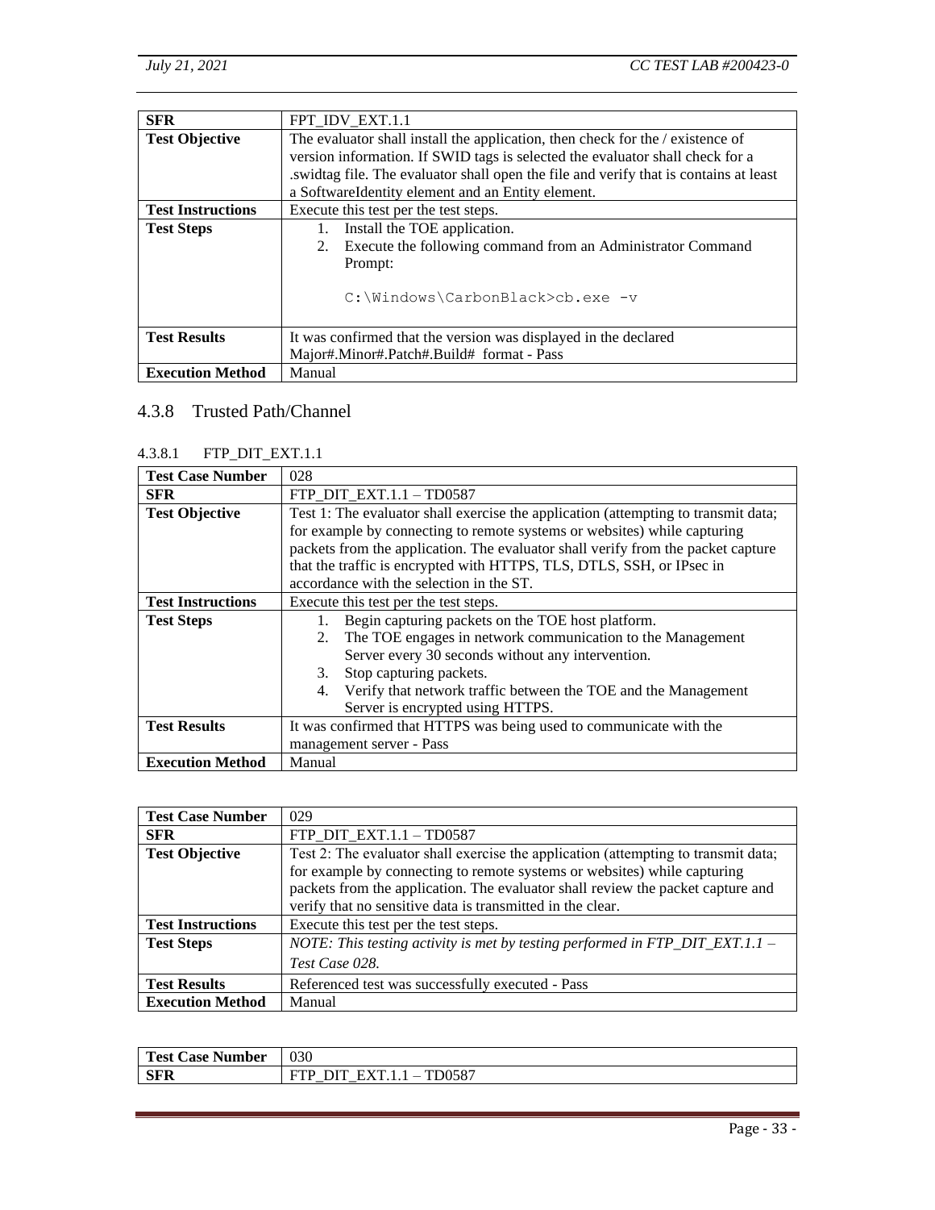| SFR | FPT_IDV_EXT.1.1 |
| --- | --- |
| **Test Objective** | The evaluator shall install the application, then check for the / existence of version information. If SWID tags is selected the evaluator shall check for a .swidtag file. The evaluator shall open the file and verify that is contains at least a SoftwareIdentity element and an Entity element. |
| **Test Instructions** | Execute this test per the test steps. |
| **Test Steps** | 1. Install the TOE application.<br>2. Execute the following command from an Administrator Command Prompt:<br><br>`C:\Windows\CarbonBlack>cb.exe -v` |
| **Test Results** | It was confirmed that the version was displayed in the declared Major#.Minor#.Patch#.Build# format - Pass |
| **Execution Method** | Manual |

### 4.3.8 Trusted Path/Channel

#### 4.3.8.1 FTP_DIT_EXT.1.1

| Test Case Number | 028 |
| --- | --- |
| **SFR** | FTP_DIT_EXT.1.1 – TD0587 |
| **Test Objective** | Test 1: The evaluator shall exercise the application (attempting to transmit data; for example by connecting to remote systems or websites) while capturing packets from the application. The evaluator shall verify from the packet capture that the traffic is encrypted with HTTPS, TLS, DTLS, SSH, or IPsec in accordance with the selection in the ST. |
| **Test Instructions** | Execute this test per the test steps. |
| **Test Steps** | 1. Begin capturing packets on the TOE host platform.<br>2. The TOE engages in network communication to the Management Server every 30 seconds without any intervention.<br>3. Stop capturing packets.<br>4. Verify that network traffic between the TOE and the Management Server is encrypted using HTTPS. |
| **Test Results** | It was confirmed that HTTPS was being used to communicate with the management server - Pass |
| **Execution Method** | Manual |

| Test Case Number | 029 |
| --- | --- |
| **SFR** | FTP_DIT_EXT.1.1 – TD0587 |
| **Test Objective** | Test 2: The evaluator shall exercise the application (attempting to transmit data; for example by connecting to remote systems or websites) while capturing packets from the application. The evaluator shall review the packet capture and verify that no sensitive data is transmitted in the clear. |
| **Test Instructions** | Execute this test per the test steps. |
| **Test Steps** | *NOTE: This testing activity is met by testing performed in FTP_DIT_EXT.1.1 – Test Case 028.* |
| **Test Results** | Referenced test was successfully executed - Pass |
| **Execution Method** | Manual |

| Test Case Number | 030 |
| --- | --- |
| **SFR** | FTP_DIT_EXT.1.1 – TD0587 |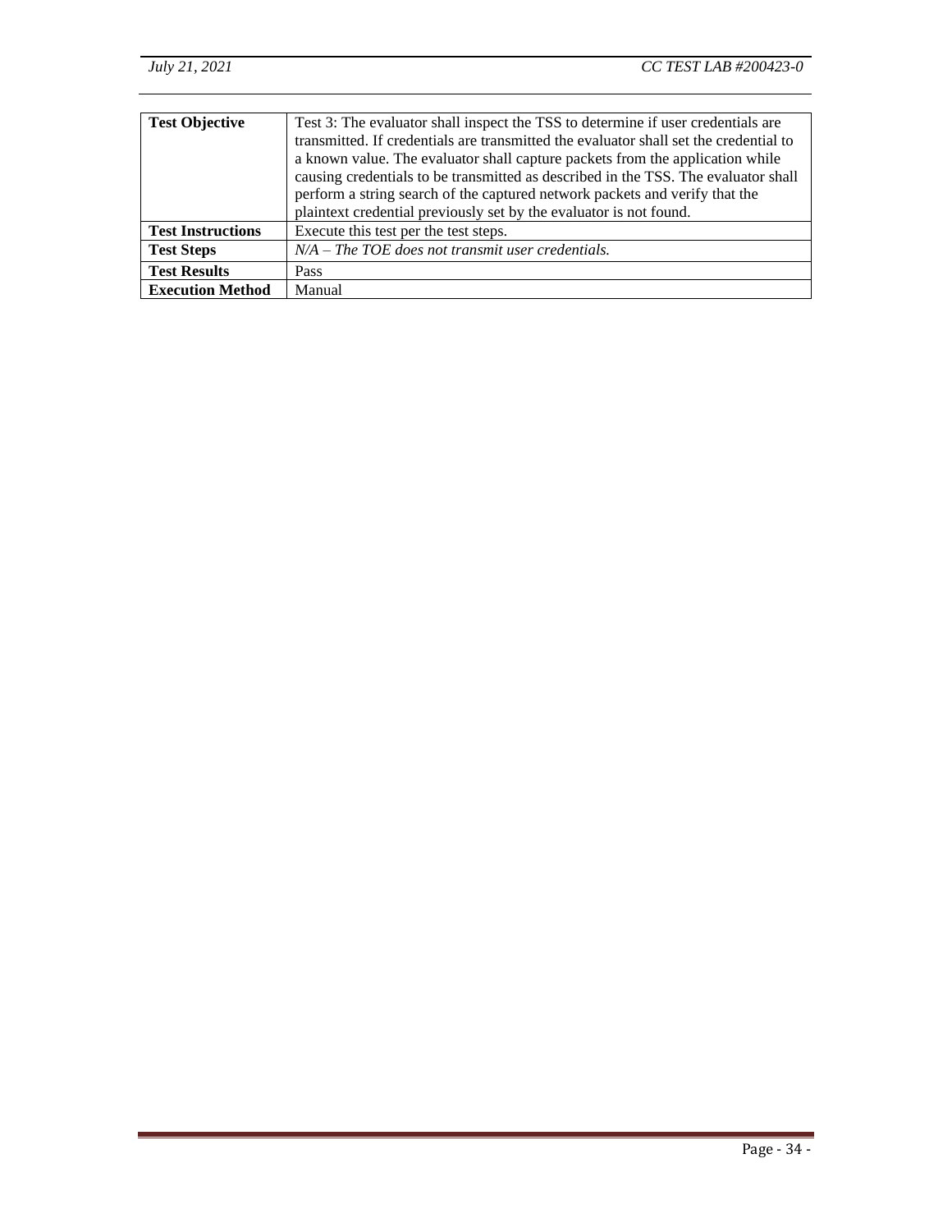| **Test Objective** | Test 3: The evaluator shall inspect the TSS to determine if user credentials are transmitted. If credentials are transmitted the evaluator shall set the credential to a known value. The evaluator shall capture packets from the application while causing credentials to be transmitted as described in the TSS. The evaluator shall perform a string search of the captured network packets and verify that the plaintext credential previously set by the evaluator is not found. |
| --- | --- |
| **Test Instructions** | Execute this test per the test steps. |
| **Test Steps** | *N/A – The TOE does not transmit user credentials.* |
| **Test Results** | Pass |
| **Execution Method** | Manual |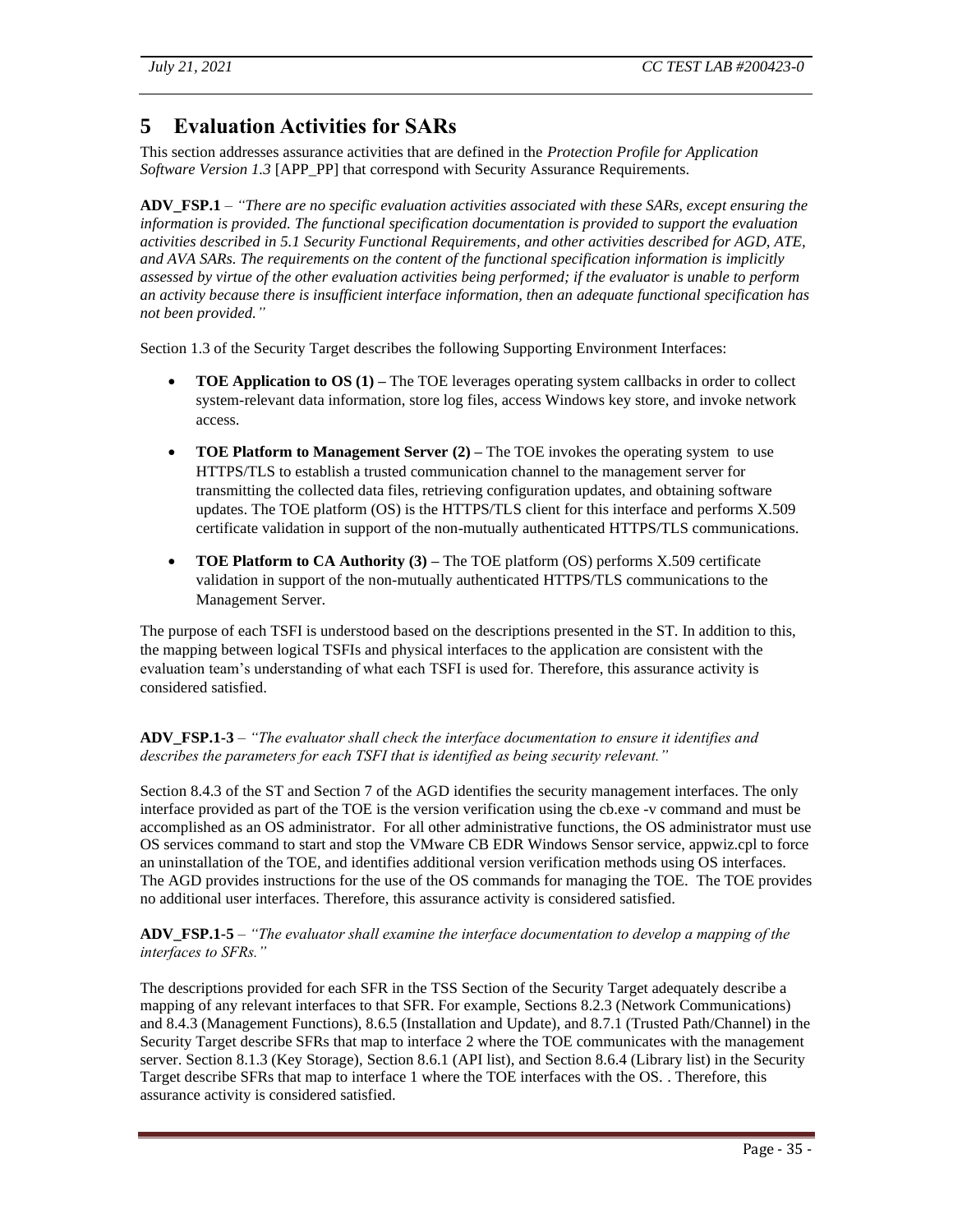# 5 Evaluation Activities for SARs

This section addresses assurance activities that are defined in the *Protection Profile for Application Software Version 1.3* [APP_PP] that correspond with Security Assurance Requirements.

**ADV_FSP.1** – *"There are no specific evaluation activities associated with these SARs, except ensuring the information is provided. The functional specification documentation is provided to support the evaluation activities described in 5.1 Security Functional Requirements, and other activities described for AGD, ATE, and AVA SARs. The requirements on the content of the functional specification information is implicitly assessed by virtue of the other evaluation activities being performed; if the evaluator is unable to perform an activity because there is insufficient interface information, then an adequate functional specification has not been provided."*

Section 1.3 of the Security Target describes the following Supporting Environment Interfaces:

- **TOE Application to OS (1) –** The TOE leverages operating system callbacks in order to collect system-relevant data information, store log files, access Windows key store, and invoke network access.
- **TOE Platform to Management Server (2) –** The TOE invokes the operating system to use HTTPS/TLS to establish a trusted communication channel to the management server for transmitting the collected data files, retrieving configuration updates, and obtaining software updates. The TOE platform (OS) is the HTTPS/TLS client for this interface and performs X.509 certificate validation in support of the non-mutually authenticated HTTPS/TLS communications.
- **TOE Platform to CA Authority (3) –** The TOE platform (OS) performs X.509 certificate validation in support of the non-mutually authenticated HTTPS/TLS communications to the Management Server.

The purpose of each TSFI is understood based on the descriptions presented in the ST. In addition to this, the mapping between logical TSFIs and physical interfaces to the application are consistent with the evaluation team's understanding of what each TSFI is used for. Therefore, this assurance activity is considered satisfied.

**ADV_FSP.1-3** – *"The evaluator shall check the interface documentation to ensure it identifies and describes the parameters for each TSFI that is identified as being security relevant."*

Section 8.4.3 of the ST and Section 7 of the AGD identifies the security management interfaces. The only interface provided as part of the TOE is the version verification using the cb.exe -v command and must be accomplished as an OS administrator. For all other administrative functions, the OS administrator must use OS services command to start and stop the VMware CB EDR Windows Sensor service, appwiz.cpl to force an uninstallation of the TOE, and identifies additional version verification methods using OS interfaces. The AGD provides instructions for the use of the OS commands for managing the TOE. The TOE provides no additional user interfaces. Therefore, this assurance activity is considered satisfied.

**ADV_FSP.1-5** – *"The evaluator shall examine the interface documentation to develop a mapping of the interfaces to SFRs."*

The descriptions provided for each SFR in the TSS Section of the Security Target adequately describe a mapping of any relevant interfaces to that SFR. For example, Sections 8.2.3 (Network Communications) and 8.4.3 (Management Functions), 8.6.5 (Installation and Update), and 8.7.1 (Trusted Path/Channel) in the Security Target describe SFRs that map to interface 2 where the TOE communicates with the management server. Section 8.1.3 (Key Storage), Section 8.6.1 (API list), and Section 8.6.4 (Library list) in the Security Target describe SFRs that map to interface 1 where the TOE interfaces with the OS. . Therefore, this assurance activity is considered satisfied.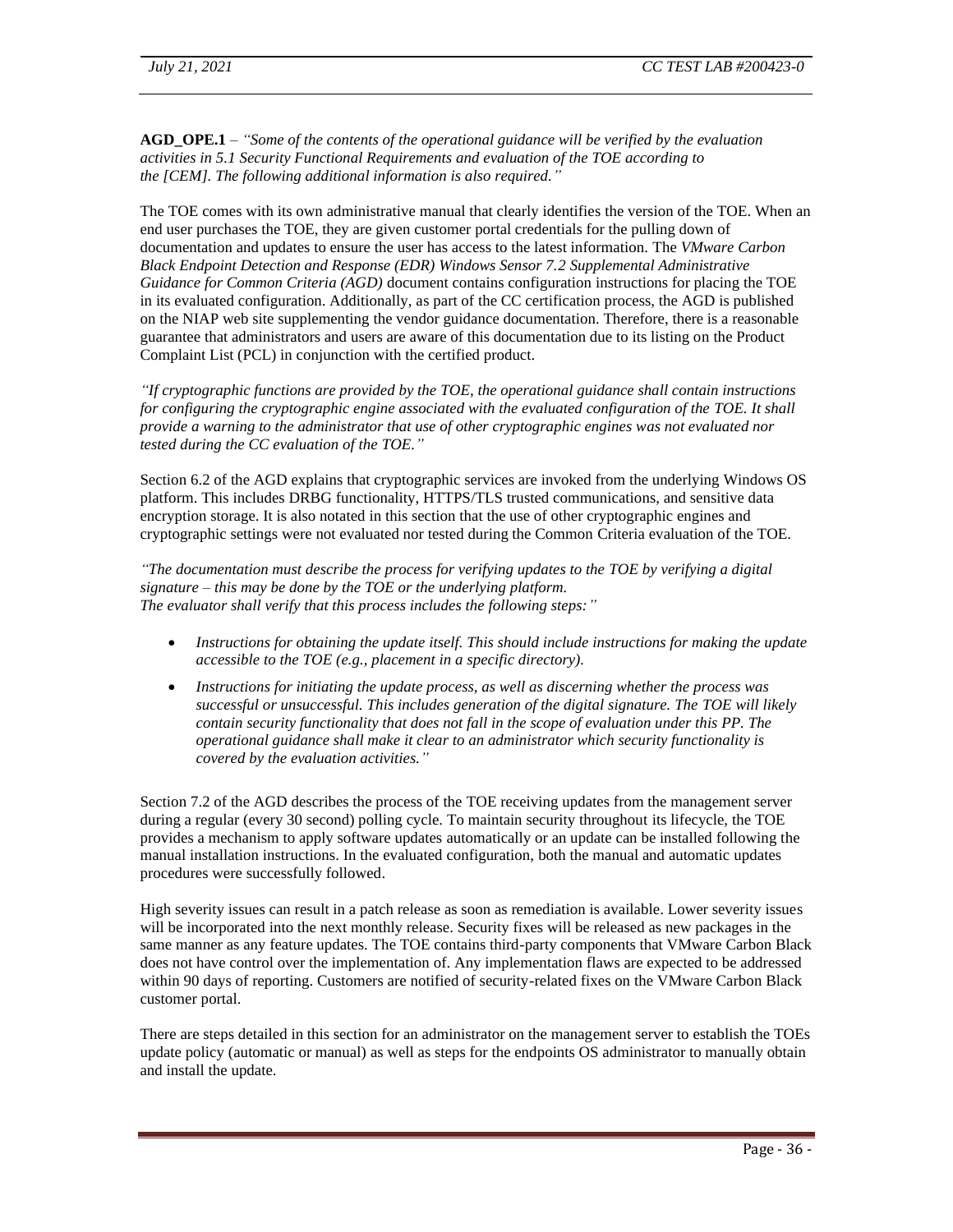**AGD_OPE.1** – *"Some of the contents of the operational guidance will be verified by the evaluation activities in 5.1 Security Functional Requirements and evaluation of the TOE according to the [CEM]. The following additional information is also required."*

The TOE comes with its own administrative manual that clearly identifies the version of the TOE. When an end user purchases the TOE, they are given customer portal credentials for the pulling down of documentation and updates to ensure the user has access to the latest information. The *VMware Carbon Black Endpoint Detection and Response (EDR) Windows Sensor 7.2 Supplemental Administrative Guidance for Common Criteria (AGD)* document contains configuration instructions for placing the TOE in its evaluated configuration. Additionally, as part of the CC certification process, the AGD is published on the NIAP web site supplementing the vendor guidance documentation. Therefore, there is a reasonable guarantee that administrators and users are aware of this documentation due to its listing on the Product Complaint List (PCL) in conjunction with the certified product.

*"If cryptographic functions are provided by the TOE, the operational guidance shall contain instructions for configuring the cryptographic engine associated with the evaluated configuration of the TOE. It shall provide a warning to the administrator that use of other cryptographic engines was not evaluated nor tested during the CC evaluation of the TOE."*

Section 6.2 of the AGD explains that cryptographic services are invoked from the underlying Windows OS platform. This includes DRBG functionality, HTTPS/TLS trusted communications, and sensitive data encryption storage. It is also notated in this section that the use of other cryptographic engines and cryptographic settings were not evaluated nor tested during the Common Criteria evaluation of the TOE.

*"The documentation must describe the process for verifying updates to the TOE by verifying a digital signature – this may be done by the TOE or the underlying platform.*
*The evaluator shall verify that this process includes the following steps:"*

- *Instructions for obtaining the update itself. This should include instructions for making the update accessible to the TOE (e.g., placement in a specific directory).*
- *Instructions for initiating the update process, as well as discerning whether the process was successful or unsuccessful. This includes generation of the digital signature. The TOE will likely contain security functionality that does not fall in the scope of evaluation under this PP. The operational guidance shall make it clear to an administrator which security functionality is covered by the evaluation activities."*

Section 7.2 of the AGD describes the process of the TOE receiving updates from the management server during a regular (every 30 second) polling cycle. To maintain security throughout its lifecycle, the TOE provides a mechanism to apply software updates automatically or an update can be installed following the manual installation instructions. In the evaluated configuration, both the manual and automatic updates procedures were successfully followed.

High severity issues can result in a patch release as soon as remediation is available. Lower severity issues will be incorporated into the next monthly release. Security fixes will be released as new packages in the same manner as any feature updates. The TOE contains third-party components that VMware Carbon Black does not have control over the implementation of. Any implementation flaws are expected to be addressed within 90 days of reporting. Customers are notified of security-related fixes on the VMware Carbon Black customer portal.

There are steps detailed in this section for an administrator on the management server to establish the TOEs update policy (automatic or manual) as well as steps for the endpoints OS administrator to manually obtain and install the update.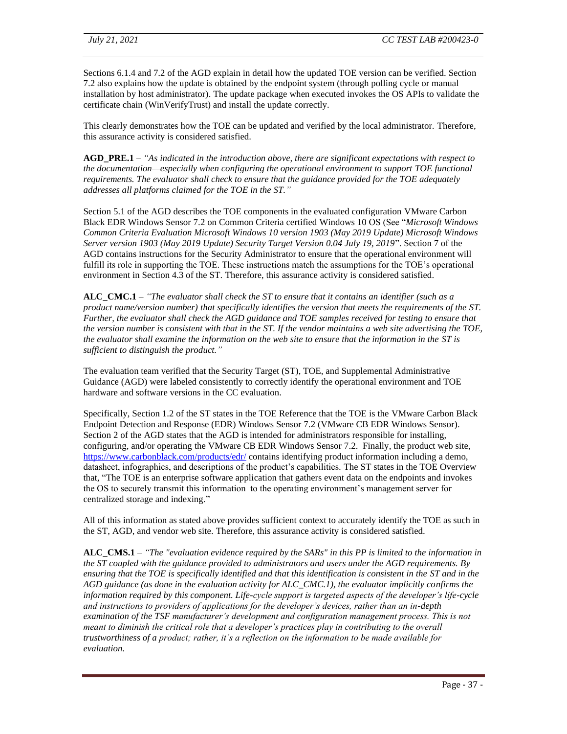Sections 6.1.4 and 7.2 of the AGD explain in detail how the updated TOE version can be verified. Section 7.2 also explains how the update is obtained by the endpoint system (through polling cycle or manual installation by host administrator). The update package when executed invokes the OS APIs to validate the certificate chain (WinVerifyTrust) and install the update correctly.

This clearly demonstrates how the TOE can be updated and verified by the local administrator. Therefore, this assurance activity is considered satisfied.

**AGD_PRE.1** – *"As indicated in the introduction above, there are significant expectations with respect to the documentation—especially when configuring the operational environment to support TOE functional requirements. The evaluator shall check to ensure that the guidance provided for the TOE adequately addresses all platforms claimed for the TOE in the ST."*

Section 5.1 of the AGD describes the TOE components in the evaluated configuration VMware Carbon Black EDR Windows Sensor 7.2 on Common Criteria certified Windows 10 OS (See "*Microsoft Windows Common Criteria Evaluation Microsoft Windows 10 version 1903 (May 2019 Update) Microsoft Windows Server version 1903 (May 2019 Update) Security Target Version 0.04 July 19, 2019*". Section 7 of the AGD contains instructions for the Security Administrator to ensure that the operational environment will fulfill its role in supporting the TOE. These instructions match the assumptions for the TOE's operational environment in Section 4.3 of the ST. Therefore, this assurance activity is considered satisfied.

**ALC_CMC.1** – *"The evaluator shall check the ST to ensure that it contains an identifier (such as a product name/version number) that specifically identifies the version that meets the requirements of the ST. Further, the evaluator shall check the AGD guidance and TOE samples received for testing to ensure that the version number is consistent with that in the ST. If the vendor maintains a web site advertising the TOE, the evaluator shall examine the information on the web site to ensure that the information in the ST is sufficient to distinguish the product."*

The evaluation team verified that the Security Target (ST), TOE, and Supplemental Administrative Guidance (AGD) were labeled consistently to correctly identify the operational environment and TOE hardware and software versions in the CC evaluation.

Specifically, Section 1.2 of the ST states in the TOE Reference that the TOE is the VMware Carbon Black Endpoint Detection and Response (EDR) Windows Sensor 7.2 (VMware CB EDR Windows Sensor). Section 2 of the AGD states that the AGD is intended for administrators responsible for installing, configuring, and/or operating the VMware CB EDR Windows Sensor 7.2. Finally, the product web site, https://www.carbonblack.com/products/edr/ contains identifying product information including a demo, datasheet, infographics, and descriptions of the product's capabilities. The ST states in the TOE Overview that, "The TOE is an enterprise software application that gathers event data on the endpoints and invokes the OS to securely transmit this information to the operating environment's management server for centralized storage and indexing."

All of this information as stated above provides sufficient context to accurately identify the TOE as such in the ST, AGD, and vendor web site. Therefore, this assurance activity is considered satisfied.

**ALC_CMS.1** – *"The "evaluation evidence required by the SARs" in this PP is limited to the information in the ST coupled with the guidance provided to administrators and users under the AGD requirements. By ensuring that the TOE is specifically identified and that this identification is consistent in the ST and in the AGD guidance (as done in the evaluation activity for ALC_CMC.1), the evaluator implicitly confirms the information required by this component. Life-cycle support is targeted aspects of the developer's life-cycle and instructions to providers of applications for the developer's devices, rather than an in-depth examination of the TSF manufacturer's development and configuration management process. This is not meant to diminish the critical role that a developer's practices play in contributing to the overall trustworthiness of a product; rather, it's a reflection on the information to be made available for evaluation.*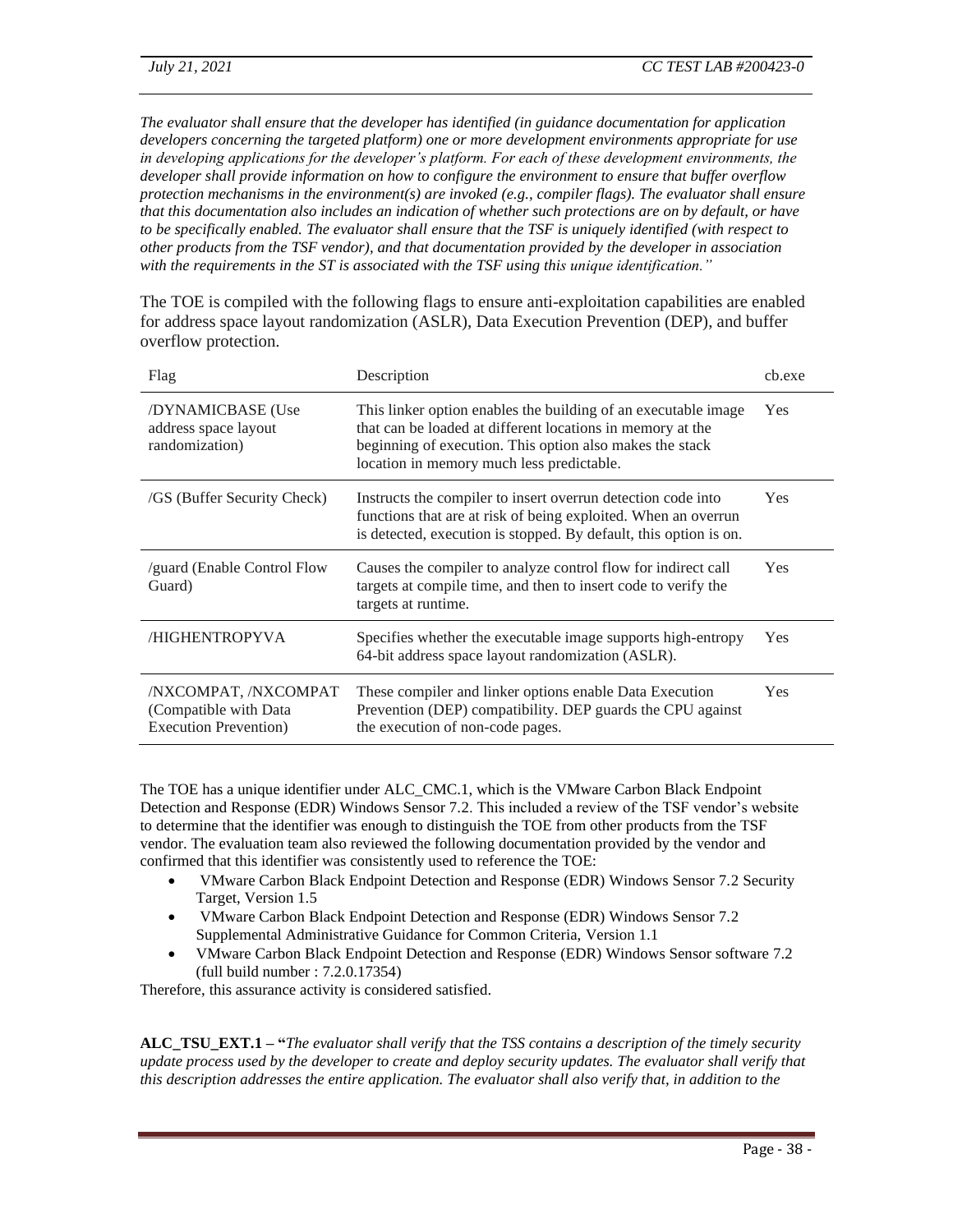*The evaluator shall ensure that the developer has identified (in guidance documentation for application developers concerning the targeted platform) one or more development environments appropriate for use in developing applications for the developer's platform. For each of these development environments, the developer shall provide information on how to configure the environment to ensure that buffer overflow protection mechanisms in the environment(s) are invoked (e.g., compiler flags). The evaluator shall ensure that this documentation also includes an indication of whether such protections are on by default, or have to be specifically enabled. The evaluator shall ensure that the TSF is uniquely identified (with respect to other products from the TSF vendor), and that documentation provided by the developer in association with the requirements in the ST is associated with the TSF using this unique identification."*

The TOE is compiled with the following flags to ensure anti-exploitation capabilities are enabled for address space layout randomization (ASLR), Data Execution Prevention (DEP), and buffer overflow protection.

| Flag | Description | cb.exe |
|---|---|---|
| /DYNAMICBASE (Use address space layout randomization) | This linker option enables the building of an executable image that can be loaded at different locations in memory at the beginning of execution. This option also makes the stack location in memory much less predictable. | Yes |
| /GS (Buffer Security Check) | Instructs the compiler to insert overrun detection code into functions that are at risk of being exploited. When an overrun is detected, execution is stopped. By default, this option is on. | Yes |
| /guard (Enable Control Flow Guard) | Causes the compiler to analyze control flow for indirect call targets at compile time, and then to insert code to verify the targets at runtime. | Yes |
| /HIGHENTROPYVA | Specifies whether the executable image supports high-entropy 64-bit address space layout randomization (ASLR). | Yes |
| /NXCOMPAT, /NXCOMPAT (Compatible with Data Execution Prevention) | These compiler and linker options enable Data Execution Prevention (DEP) compatibility. DEP guards the CPU against the execution of non-code pages. | Yes |

The TOE has a unique identifier under ALC_CMC.1, which is the VMware Carbon Black Endpoint Detection and Response (EDR) Windows Sensor 7.2. This included a review of the TSF vendor's website to determine that the identifier was enough to distinguish the TOE from other products from the TSF vendor. The evaluation team also reviewed the following documentation provided by the vendor and confirmed that this identifier was consistently used to reference the TOE:

- VMware Carbon Black Endpoint Detection and Response (EDR) Windows Sensor 7.2 Security Target, Version 1.5
- VMware Carbon Black Endpoint Detection and Response (EDR) Windows Sensor 7.2 Supplemental Administrative Guidance for Common Criteria, Version 1.1
- VMware Carbon Black Endpoint Detection and Response (EDR) Windows Sensor software 7.2 (full build number : 7.2.0.17354)

Therefore, this assurance activity is considered satisfied.

**ALC_TSU_EXT.1 – "***The evaluator shall verify that the TSS contains a description of the timely security update process used by the developer to create and deploy security updates. The evaluator shall verify that this description addresses the entire application. The evaluator shall also verify that, in addition to the*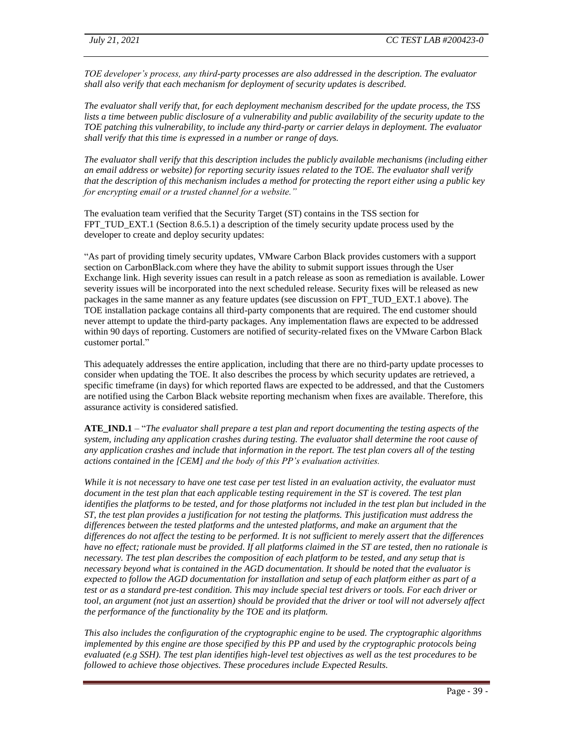*TOE developer's process, any third-party processes are also addressed in the description. The evaluator shall also verify that each mechanism for deployment of security updates is described.*

*The evaluator shall verify that, for each deployment mechanism described for the update process, the TSS lists a time between public disclosure of a vulnerability and public availability of the security update to the TOE patching this vulnerability, to include any third-party or carrier delays in deployment. The evaluator shall verify that this time is expressed in a number or range of days.*

*The evaluator shall verify that this description includes the publicly available mechanisms (including either an email address or website) for reporting security issues related to the TOE. The evaluator shall verify that the description of this mechanism includes a method for protecting the report either using a public key for encrypting email or a trusted channel for a website."*

The evaluation team verified that the Security Target (ST) contains in the TSS section for FPT_TUD_EXT.1 (Section 8.6.5.1) a description of the timely security update process used by the developer to create and deploy security updates:

"As part of providing timely security updates, VMware Carbon Black provides customers with a support section on CarbonBlack.com where they have the ability to submit support issues through the User Exchange link. High severity issues can result in a patch release as soon as remediation is available. Lower severity issues will be incorporated into the next scheduled release. Security fixes will be released as new packages in the same manner as any feature updates (see discussion on FPT_TUD_EXT.1 above). The TOE installation package contains all third-party components that are required. The end customer should never attempt to update the third-party packages. Any implementation flaws are expected to be addressed within 90 days of reporting. Customers are notified of security-related fixes on the VMware Carbon Black customer portal."

This adequately addresses the entire application, including that there are no third-party update processes to consider when updating the TOE. It also describes the process by which security updates are retrieved, a specific timeframe (in days) for which reported flaws are expected to be addressed, and that the Customers are notified using the Carbon Black website reporting mechanism when fixes are available. Therefore, this assurance activity is considered satisfied.

**ATE_IND.1** – "*The evaluator shall prepare a test plan and report documenting the testing aspects of the system, including any application crashes during testing. The evaluator shall determine the root cause of any application crashes and include that information in the report. The test plan covers all of the testing actions contained in the [CEM] and the body of this PP's evaluation activities.*

*While it is not necessary to have one test case per test listed in an evaluation activity, the evaluator must document in the test plan that each applicable testing requirement in the ST is covered. The test plan identifies the platforms to be tested, and for those platforms not included in the test plan but included in the ST, the test plan provides a justification for not testing the platforms. This justification must address the differences between the tested platforms and the untested platforms, and make an argument that the differences do not affect the testing to be performed. It is not sufficient to merely assert that the differences have no effect; rationale must be provided. If all platforms claimed in the ST are tested, then no rationale is necessary. The test plan describes the composition of each platform to be tested, and any setup that is necessary beyond what is contained in the AGD documentation. It should be noted that the evaluator is expected to follow the AGD documentation for installation and setup of each platform either as part of a test or as a standard pre-test condition. This may include special test drivers or tools. For each driver or tool, an argument (not just an assertion) should be provided that the driver or tool will not adversely affect the performance of the functionality by the TOE and its platform.*

*This also includes the configuration of the cryptographic engine to be used. The cryptographic algorithms implemented by this engine are those specified by this PP and used by the cryptographic protocols being evaluated (e.g SSH). The test plan identifies high-level test objectives as well as the test procedures to be followed to achieve those objectives. These procedures include Expected Results.*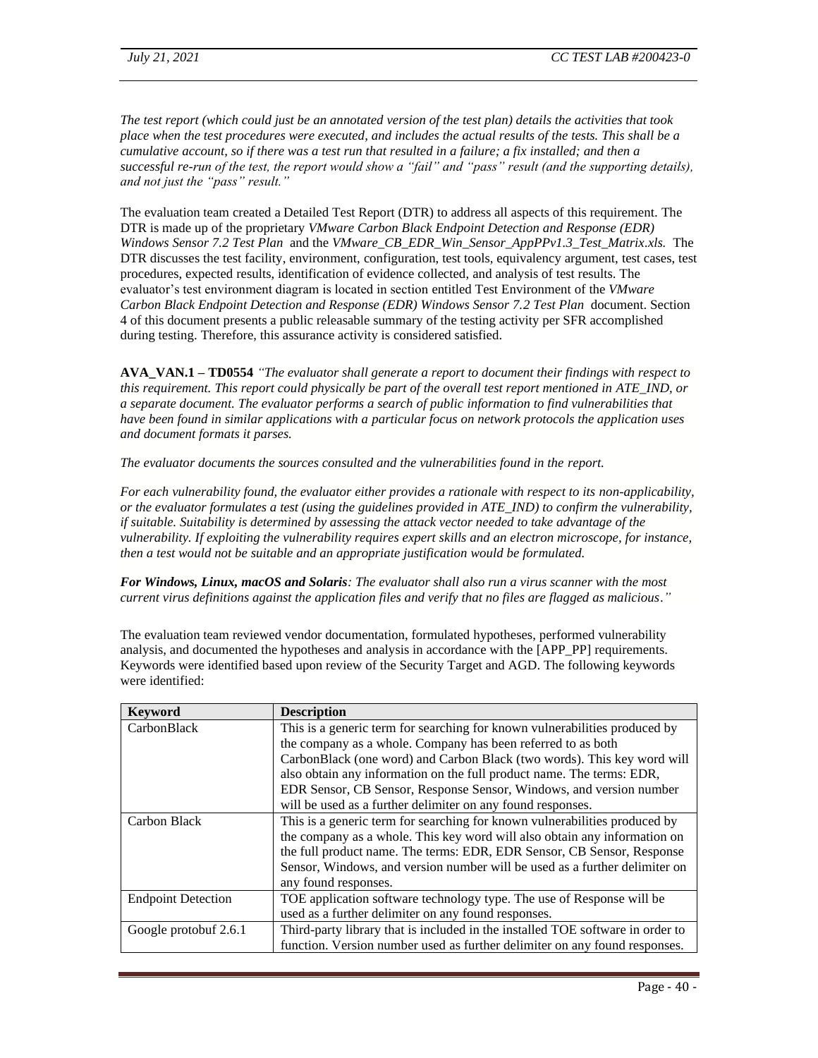*The test report (which could just be an annotated version of the test plan) details the activities that took place when the test procedures were executed, and includes the actual results of the tests. This shall be a cumulative account, so if there was a test run that resulted in a failure; a fix installed; and then a successful re-run of the test, the report would show a "fail" and "pass" result (and the supporting details), and not just the "pass" result."*

The evaluation team created a Detailed Test Report (DTR) to address all aspects of this requirement. The DTR is made up of the proprietary *VMware Carbon Black Endpoint Detection and Response (EDR) Windows Sensor 7.2 Test Plan* and the *VMware_CB_EDR_Win_Sensor_AppPPv1.3_Test_Matrix.xls.* The DTR discusses the test facility, environment, configuration, test tools, equivalency argument, test cases, test procedures, expected results, identification of evidence collected, and analysis of test results. The evaluator's test environment diagram is located in section entitled Test Environment of the *VMware Carbon Black Endpoint Detection and Response (EDR) Windows Sensor 7.2 Test Plan* document. Section 4 of this document presents a public releasable summary of the testing activity per SFR accomplished during testing. Therefore, this assurance activity is considered satisfied.

**AVA_VAN.1 – TD0554** *"The evaluator shall generate a report to document their findings with respect to this requirement. This report could physically be part of the overall test report mentioned in ATE_IND, or a separate document. The evaluator performs a search of public information to find vulnerabilities that have been found in similar applications with a particular focus on network protocols the application uses and document formats it parses.*

*The evaluator documents the sources consulted and the vulnerabilities found in the report.*

*For each vulnerability found, the evaluator either provides a rationale with respect to its non-applicability, or the evaluator formulates a test (using the guidelines provided in ATE_IND) to confirm the vulnerability, if suitable. Suitability is determined by assessing the attack vector needed to take advantage of the vulnerability. If exploiting the vulnerability requires expert skills and an electron microscope, for instance, then a test would not be suitable and an appropriate justification would be formulated.*

***For Windows, Linux, macOS and Solaris**: The evaluator shall also run a virus scanner with the most current virus definitions against the application files and verify that no files are flagged as malicious."*

The evaluation team reviewed vendor documentation, formulated hypotheses, performed vulnerability analysis, and documented the hypotheses and analysis in accordance with the [APP_PP] requirements. Keywords were identified based upon review of the Security Target and AGD. The following keywords were identified:

| Keyword | Description |
|---|---|
| CarbonBlack | This is a generic term for searching for known vulnerabilities produced by the company as a whole. Company has been referred to as both CarbonBlack (one word) and Carbon Black (two words). This key word will also obtain any information on the full product name. The terms: EDR, EDR Sensor, CB Sensor, Response Sensor, Windows, and version number will be used as a further delimiter on any found responses. |
| Carbon Black | This is a generic term for searching for known vulnerabilities produced by the company as a whole. This key word will also obtain any information on the full product name. The terms: EDR, EDR Sensor, CB Sensor, Response Sensor, Windows, and version number will be used as a further delimiter on any found responses. |
| Endpoint Detection | TOE application software technology type. The use of Response will be used as a further delimiter on any found responses. |
| Google protobuf 2.6.1 | Third-party library that is included in the installed TOE software in order to function. Version number used as further delimiter on any found responses. |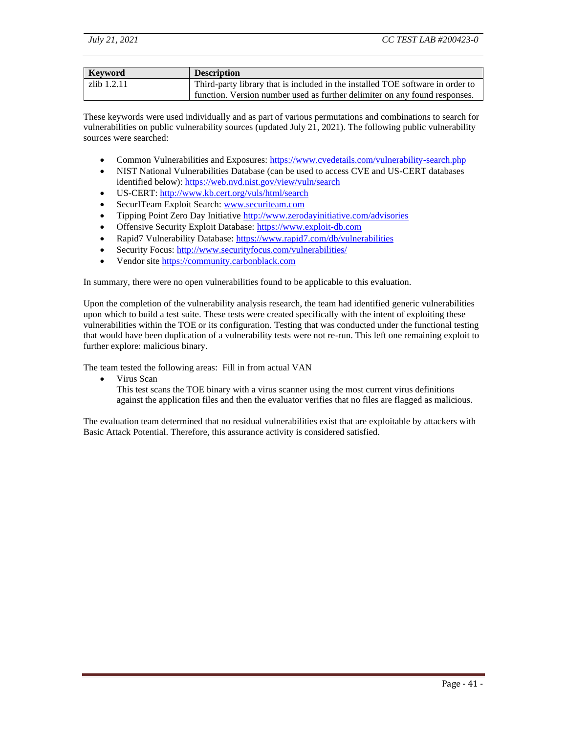| Keyword | Description |
| --- | --- |
| zlib 1.2.11 | Third-party library that is included in the installed TOE software in order to function. Version number used as further delimiter on any found responses. |

These keywords were used individually and as part of various permutations and combinations to search for vulnerabilities on public vulnerability sources (updated July 21, 2021). The following public vulnerability sources were searched:

- Common Vulnerabilities and Exposures: https://www.cvedetails.com/vulnerability-search.php
- NIST National Vulnerabilities Database (can be used to access CVE and US-CERT databases identified below): https://web.nvd.nist.gov/view/vuln/search
- US-CERT: http://www.kb.cert.org/vuls/html/search
- SecurITeam Exploit Search: www.securiteam.com
- Tipping Point Zero Day Initiative http://www.zerodayinitiative.com/advisories
- Offensive Security Exploit Database: https://www.exploit-db.com
- Rapid7 Vulnerability Database: https://www.rapid7.com/db/vulnerabilities
- Security Focus: http://www.securityfocus.com/vulnerabilities/
- Vendor site https://community.carbonblack.com

In summary, there were no open vulnerabilities found to be applicable to this evaluation.

Upon the completion of the vulnerability analysis research, the team had identified generic vulnerabilities upon which to build a test suite. These tests were created specifically with the intent of exploiting these vulnerabilities within the TOE or its configuration. Testing that was conducted under the functional testing that would have been duplication of a vulnerability tests were not re-run. This left one remaining exploit to further explore: malicious binary.

The team tested the following areas: Fill in from actual VAN

- Virus Scan
  This test scans the TOE binary with a virus scanner using the most current virus definitions against the application files and then the evaluator verifies that no files are flagged as malicious.

The evaluation team determined that no residual vulnerabilities exist that are exploitable by attackers with Basic Attack Potential. Therefore, this assurance activity is considered satisfied.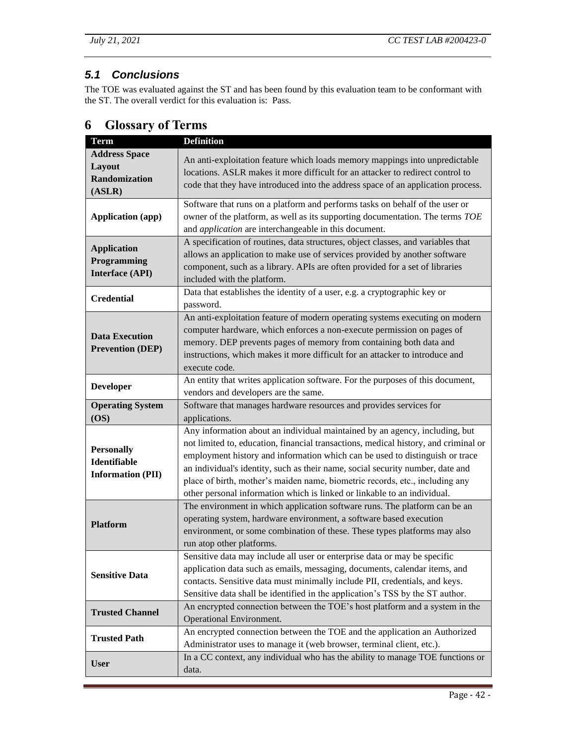## 5.1 Conclusions

The TOE was evaluated against the ST and has been found by this evaluation team to be conformant with the ST. The overall verdict for this evaluation is: Pass.

# 6 Glossary of Terms

| Term | Definition |
|---|---|
| **Address Space Layout Randomization (ASLR)** | An anti-exploitation feature which loads memory mappings into unpredictable locations. ASLR makes it more difficult for an attacker to redirect control to code that they have introduced into the address space of an application process. |
| **Application (app)** | Software that runs on a platform and performs tasks on behalf of the user or owner of the platform, as well as its supporting documentation. The terms *TOE* and *application* are interchangeable in this document. |
| **Application Programming Interface (API)** | A specification of routines, data structures, object classes, and variables that allows an application to make use of services provided by another software component, such as a library. APIs are often provided for a set of libraries included with the platform. |
| **Credential** | Data that establishes the identity of a user, e.g. a cryptographic key or password. |
| **Data Execution Prevention (DEP)** | An anti-exploitation feature of modern operating systems executing on modern computer hardware, which enforces a non-execute permission on pages of memory. DEP prevents pages of memory from containing both data and instructions, which makes it more difficult for an attacker to introduce and execute code. |
| **Developer** | An entity that writes application software. For the purposes of this document, vendors and developers are the same. |
| **Operating System (OS)** | Software that manages hardware resources and provides services for applications. |
| **Personally Identifiable Information (PII)** | Any information about an individual maintained by an agency, including, but not limited to, education, financial transactions, medical history, and criminal or employment history and information which can be used to distinguish or trace an individual's identity, such as their name, social security number, date and place of birth, mother's maiden name, biometric records, etc., including any other personal information which is linked or linkable to an individual. |
| **Platform** | The environment in which application software runs. The platform can be an operating system, hardware environment, a software based execution environment, or some combination of these. These types platforms may also run atop other platforms. |
| **Sensitive Data** | Sensitive data may include all user or enterprise data or may be specific application data such as emails, messaging, documents, calendar items, and contacts. Sensitive data must minimally include PII, credentials, and keys. Sensitive data shall be identified in the application's TSS by the ST author. |
| **Trusted Channel** | An encrypted connection between the TOE's host platform and a system in the Operational Environment. |
| **Trusted Path** | An encrypted connection between the TOE and the application an Authorized Administrator uses to manage it (web browser, terminal client, etc.). |
| **User** | In a CC context, any individual who has the ability to manage TOE functions or data. |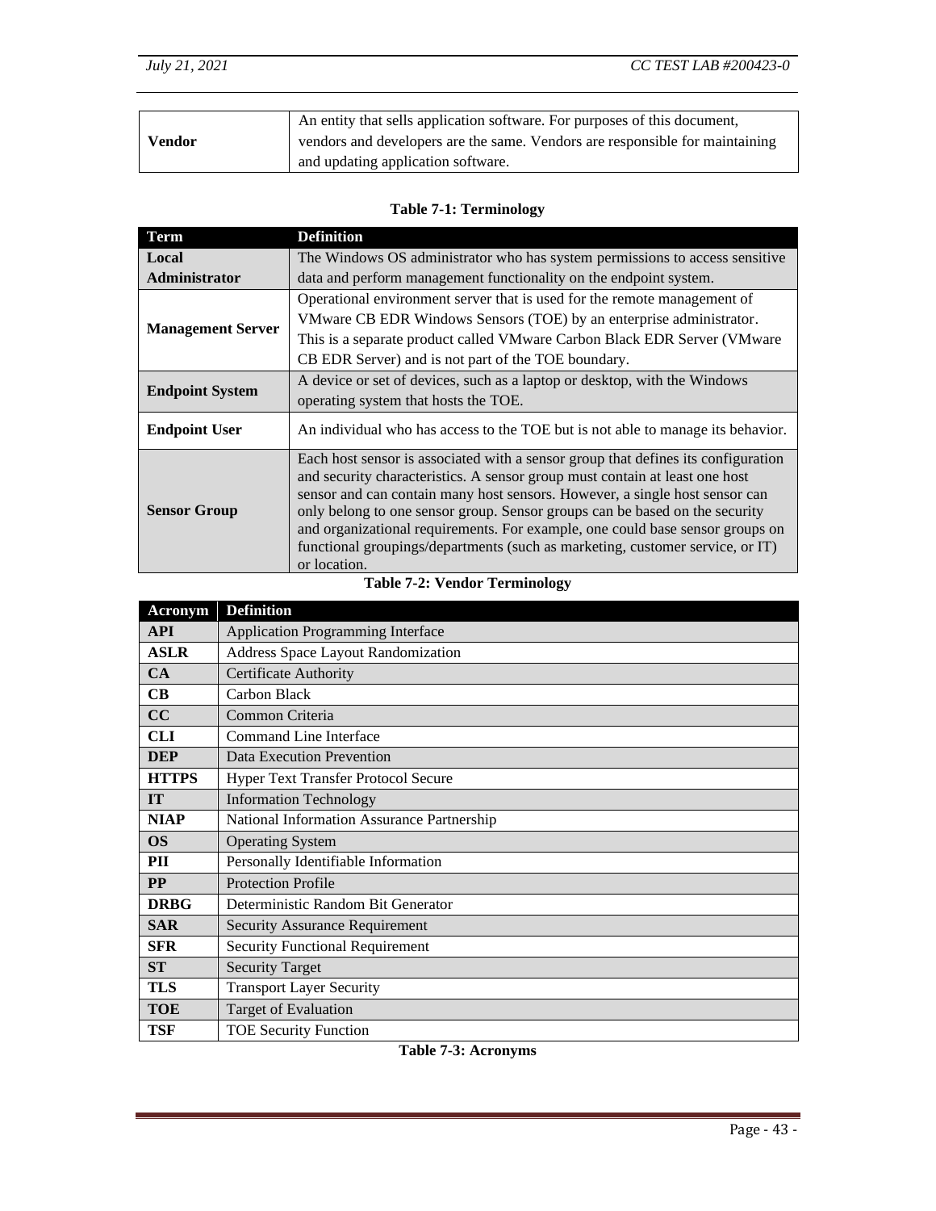| | |
|---|---|
| **Vendor** | An entity that sells application software. For purposes of this document, vendors and developers are the same. Vendors are responsible for maintaining and updating application software. |

**Table 7-1: Terminology**

| Term | Definition |
|---|---|
| **Local Administrator** | The Windows OS administrator who has system permissions to access sensitive data and perform management functionality on the endpoint system. |
| **Management Server** | Operational environment server that is used for the remote management of VMware CB EDR Windows Sensors (TOE) by an enterprise administrator. This is a separate product called VMware Carbon Black EDR Server (VMware CB EDR Server) and is not part of the TOE boundary. |
| **Endpoint System** | A device or set of devices, such as a laptop or desktop, with the Windows operating system that hosts the TOE. |
| **Endpoint User** | An individual who has access to the TOE but is not able to manage its behavior. |
| **Sensor Group** | Each host sensor is associated with a sensor group that defines its configuration and security characteristics. A sensor group must contain at least one host sensor and can contain many host sensors. However, a single host sensor can only belong to one sensor group. Sensor groups can be based on the security and organizational requirements. For example, one could base sensor groups on functional groupings/departments (such as marketing, customer service, or IT) or location. |

**Table 7-2: Vendor Terminology**

| Acronym | Definition |
|---|---|
| **API** | Application Programming Interface |
| **ASLR** | Address Space Layout Randomization |
| **CA** | Certificate Authority |
| **CB** | Carbon Black |
| **CC** | Common Criteria |
| **CLI** | Command Line Interface |
| **DEP** | Data Execution Prevention |
| **HTTPS** | Hyper Text Transfer Protocol Secure |
| **IT** | Information Technology |
| **NIAP** | National Information Assurance Partnership |
| **OS** | Operating System |
| **PII** | Personally Identifiable Information |
| **PP** | Protection Profile |
| **DRBG** | Deterministic Random Bit Generator |
| **SAR** | Security Assurance Requirement |
| **SFR** | Security Functional Requirement |
| **ST** | Security Target |
| **TLS** | Transport Layer Security |
| **TOE** | Target of Evaluation |
| **TSF** | TOE Security Function |

**Table 7-3: Acronyms**